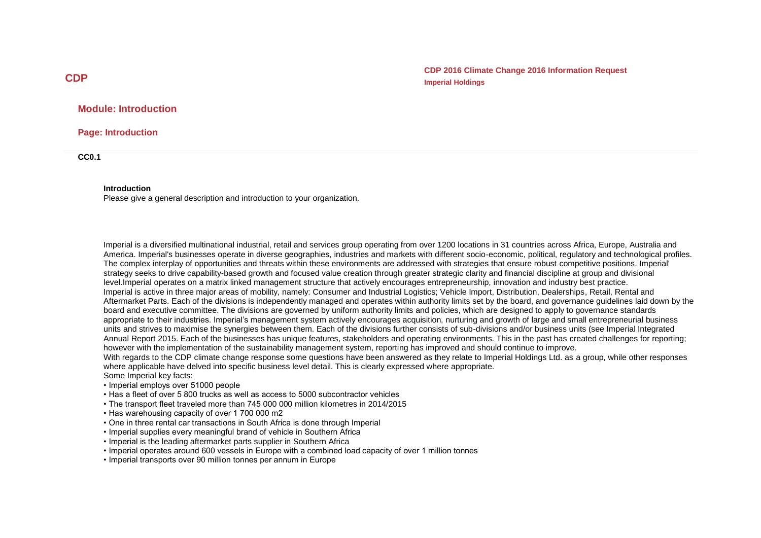# CDP

**CDP 2016 Climate Change 2016 Information Request**
**Imperial Holdings**

## Module: Introduction

### Page: Introduction

**CC0.1**

**Introduction**
Please give a general description and introduction to your organization.

Imperial is a diversified multinational industrial, retail and services group operating from over 1200 locations in 31 countries across Africa, Europe, Australia and America. Imperial's businesses operate in diverse geographies, industries and markets with different socio-economic, political, regulatory and technological profiles. The complex interplay of opportunities and threats within these environments are addressed with strategies that ensure robust competitive positions. Imperial' strategy seeks to drive capability-based growth and focused value creation through greater strategic clarity and financial discipline at group and divisional level.Imperial operates on a matrix linked management structure that actively encourages entrepreneurship, innovation and industry best practice.
Imperial is active in three major areas of mobility, namely: Consumer and Industrial Logistics; Vehicle Import, Distribution, Dealerships, Retail, Rental and Aftermarket Parts. Each of the divisions is independently managed and operates within authority limits set by the board, and governance guidelines laid down by the board and executive committee. The divisions are governed by uniform authority limits and policies, which are designed to apply to governance standards appropriate to their industries. Imperial's management system actively encourages acquisition, nurturing and growth of large and small entrepreneurial business units and strives to maximise the synergies between them. Each of the divisions further consists of sub-divisions and/or business units (see Imperial Integrated Annual Report 2015. Each of the businesses has unique features, stakeholders and operating environments. This in the past has created challenges for reporting; however with the implementation of the sustainability management system, reporting has improved and should continue to improve.
With regards to the CDP climate change response some questions have been answered as they relate to Imperial Holdings Ltd. as a group, while other responses where applicable have delved into specific business level detail. This is clearly expressed where appropriate.
Some Imperial key facts:

- Imperial employs over 51000 people
- Has a fleet of over 5 800 trucks as well as access to 5000 subcontractor vehicles
- The transport fleet traveled more than 745 000 000 million kilometres in 2014/2015
- Has warehousing capacity of over 1 700 000 m2
- One in three rental car transactions in South Africa is done through Imperial
- Imperial supplies every meaningful brand of vehicle in Southern Africa
- Imperial is the leading aftermarket parts supplier in Southern Africa
- Imperial operates around 600 vessels in Europe with a combined load capacity of over 1 million tonnes
- Imperial transports over 90 million tonnes per annum in Europe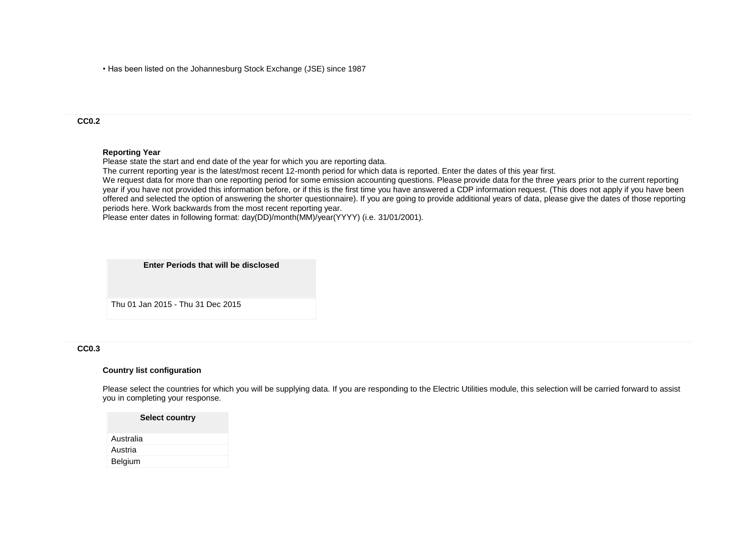• Has been listed on the Johannesburg Stock Exchange (JSE) since 1987

### CC0.2

**Reporting Year**

Please state the start and end date of the year for which you are reporting data.
The current reporting year is the latest/most recent 12-month period for which data is reported. Enter the dates of this year first.
We request data for more than one reporting period for some emission accounting questions. Please provide data for the three years prior to the current reporting year if you have not provided this information before, or if this is the first time you have answered a CDP information request. (This does not apply if you have been offered and selected the option of answering the shorter questionnaire). If you are going to provide additional years of data, please give the dates of those reporting periods here. Work backwards from the most recent reporting year.
Please enter dates in following format: day(DD)/month(MM)/year(YYYY) (i.e. 31/01/2001).

| Enter Periods that will be disclosed |
|---|
| Thu 01 Jan 2015 - Thu 31 Dec 2015 |

### CC0.3

**Country list configuration**

Please select the countries for which you will be supplying data. If you are responding to the Electric Utilities module, this selection will be carried forward to assist you in completing your response.

| Select country |
|---|
| Australia |
| Austria |
| Belgium |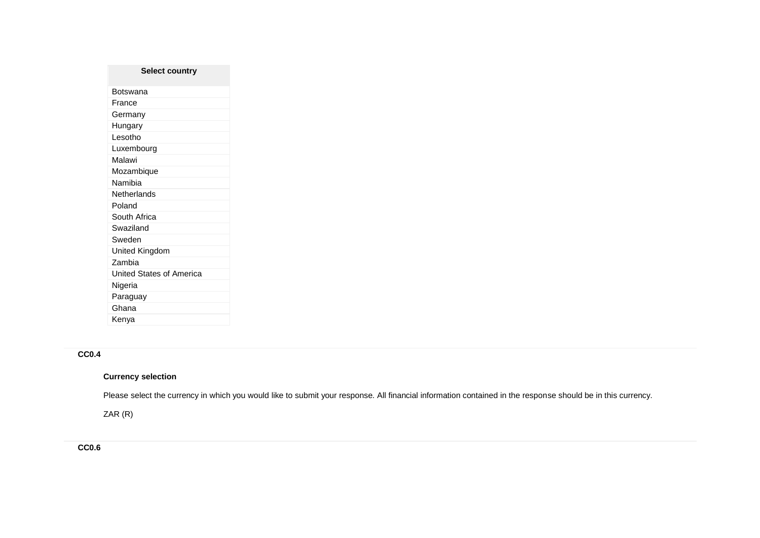| Select country |
| --- |
| Botswana |
| France |
| Germany |
| Hungary |
| Lesotho |
| Luxembourg |
| Malawi |
| Mozambique |
| Namibia |
| Netherlands |
| Poland |
| South Africa |
| Swaziland |
| Sweden |
| United Kingdom |
| Zambia |
| United States of America |
| Nigeria |
| Paraguay |
| Ghana |
| Kenya |

**CC0.4**

**Currency selection**

Please select the currency in which you would like to submit your response. All financial information contained in the response should be in this currency.

ZAR (R)

**CC0.6**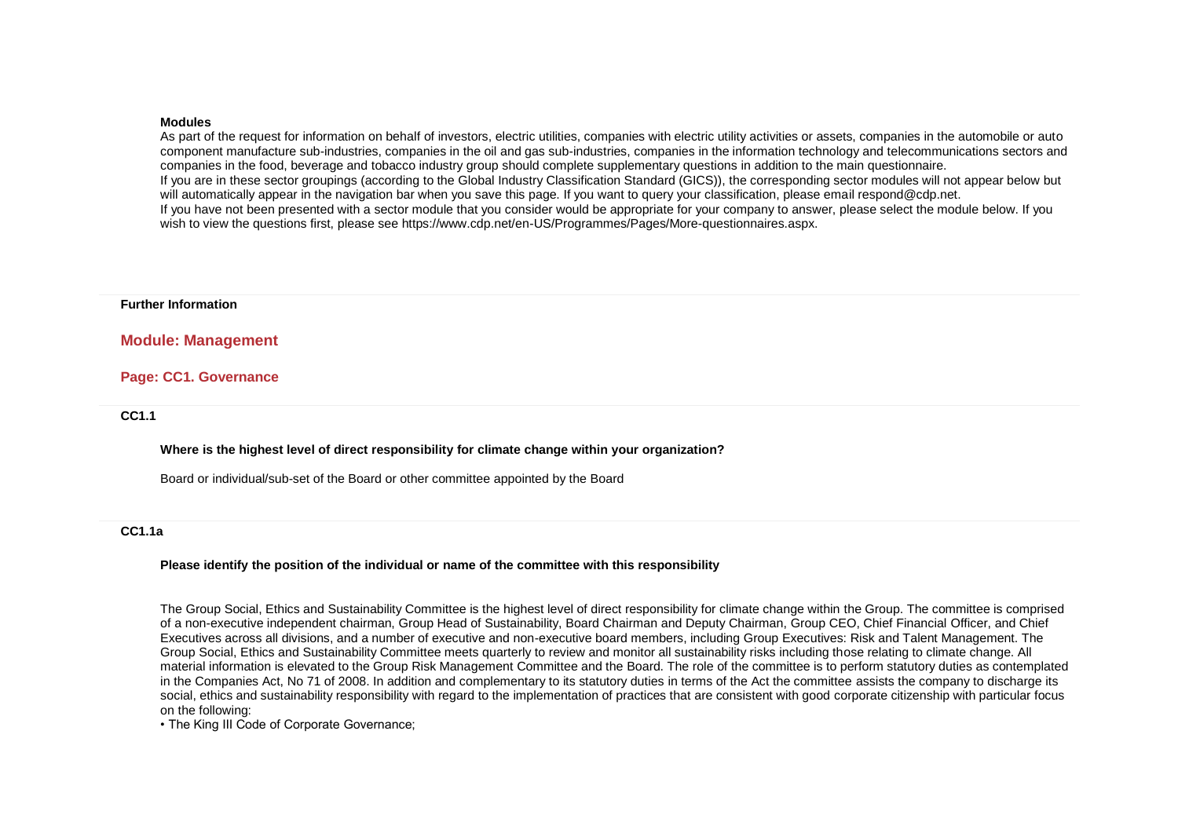**Modules**

As part of the request for information on behalf of investors, electric utilities, companies with electric utility activities or assets, companies in the automobile or auto component manufacture sub-industries, companies in the oil and gas sub-industries, companies in the information technology and telecommunications sectors and companies in the food, beverage and tobacco industry group should complete supplementary questions in addition to the main questionnaire.

If you are in these sector groupings (according to the Global Industry Classification Standard (GICS)), the corresponding sector modules will not appear below but will automatically appear in the navigation bar when you save this page. If you want to query your classification, please email respond@cdp.net.

If you have not been presented with a sector module that you consider would be appropriate for your company to answer, please select the module below. If you wish to view the questions first, please see https://www.cdp.net/en-US/Programmes/Pages/More-questionnaires.aspx.

**Further Information**

## Module: Management

### Page: CC1. Governance

**CC1.1**

**Where is the highest level of direct responsibility for climate change within your organization?**

Board or individual/sub-set of the Board or other committee appointed by the Board

**CC1.1a**

**Please identify the position of the individual or name of the committee with this responsibility**

The Group Social, Ethics and Sustainability Committee is the highest level of direct responsibility for climate change within the Group. The committee is comprised of a non-executive independent chairman, Group Head of Sustainability, Board Chairman and Deputy Chairman, Group CEO, Chief Financial Officer, and Chief Executives across all divisions, and a number of executive and non-executive board members, including Group Executives: Risk and Talent Management. The Group Social, Ethics and Sustainability Committee meets quarterly to review and monitor all sustainability risks including those relating to climate change. All material information is elevated to the Group Risk Management Committee and the Board. The role of the committee is to perform statutory duties as contemplated in the Companies Act, No 71 of 2008. In addition and complementary to its statutory duties in terms of the Act the committee assists the company to discharge its social, ethics and sustainability responsibility with regard to the implementation of practices that are consistent with good corporate citizenship with particular focus on the following:

- The King III Code of Corporate Governance;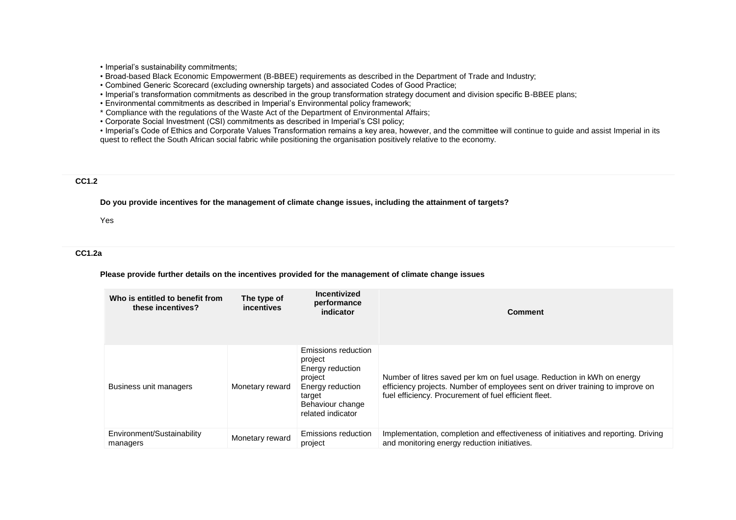- Imperial's sustainability commitments;
- Broad-based Black Economic Empowerment (B-BBEE) requirements as described in the Department of Trade and Industry;
- Combined Generic Scorecard (excluding ownership targets) and associated Codes of Good Practice;
- Imperial's transformation commitments as described in the group transformation strategy document and division specific B-BBEE plans;
- Environmental commitments as described in Imperial's Environmental policy framework;

* Compliance with the regulations of the Waste Act of the Department of Environmental Affairs;

- Corporate Social Investment (CSI) commitments as described in Imperial's CSI policy;
- Imperial's Code of Ethics and Corporate Values Transformation remains a key area, however, and the committee will continue to guide and assist Imperial in its quest to reflect the South African social fabric while positioning the organisation positively relative to the economy.

**CC1.2**

**Do you provide incentives for the management of climate change issues, including the attainment of targets?**

Yes

**CC1.2a**

**Please provide further details on the incentives provided for the management of climate change issues**

| Who is entitled to benefit from these incentives? | The type of incentives | Incentivized performance indicator | Comment |
|---|---|---|---|
| Business unit managers | Monetary reward | Emissions reduction project<br>Energy reduction project<br>Energy reduction target<br>Behaviour change related indicator | Number of litres saved per km on fuel usage. Reduction in kWh on energy efficiency projects. Number of employees sent on driver training to improve on fuel efficiency. Procurement of fuel efficient fleet. |
| Environment/Sustainability managers | Monetary reward | Emissions reduction project | Implementation, completion and effectiveness of initiatives and reporting. Driving and monitoring energy reduction initiatives. |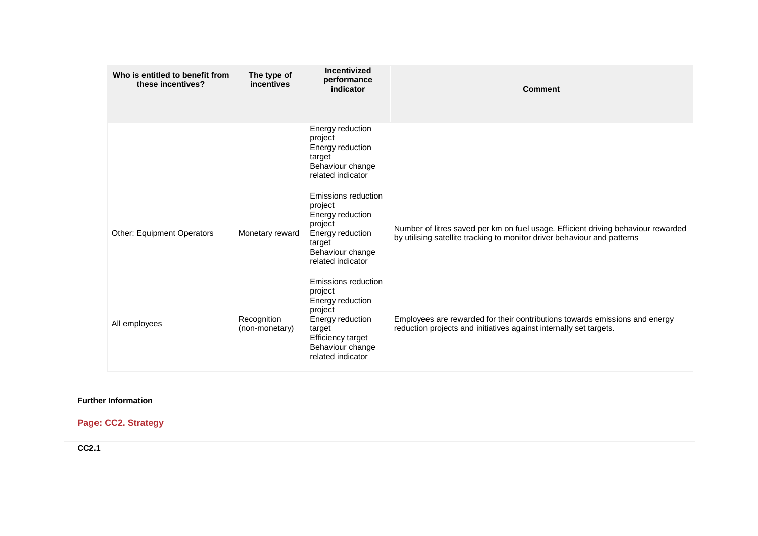| Who is entitled to benefit from these incentives? | The type of incentives | Incentivized performance indicator | Comment |
|---|---|---|---|
| | | Energy reduction project<br>Energy reduction target<br>Behaviour change related indicator | |
| Other: Equipment Operators | Monetary reward | Emissions reduction project<br>Energy reduction project<br>Energy reduction target<br>Behaviour change related indicator | Number of litres saved per km on fuel usage. Efficient driving behaviour rewarded by utilising satellite tracking to monitor driver behaviour and patterns |
| All employees | Recognition (non-monetary) | Emissions reduction project<br>Energy reduction project<br>Energy reduction target<br>Efficiency target<br>Behaviour change related indicator | Employees are rewarded for their contributions towards emissions and energy reduction projects and initiatives against internally set targets. |

**Further Information**

## Page: CC2. Strategy

**CC2.1**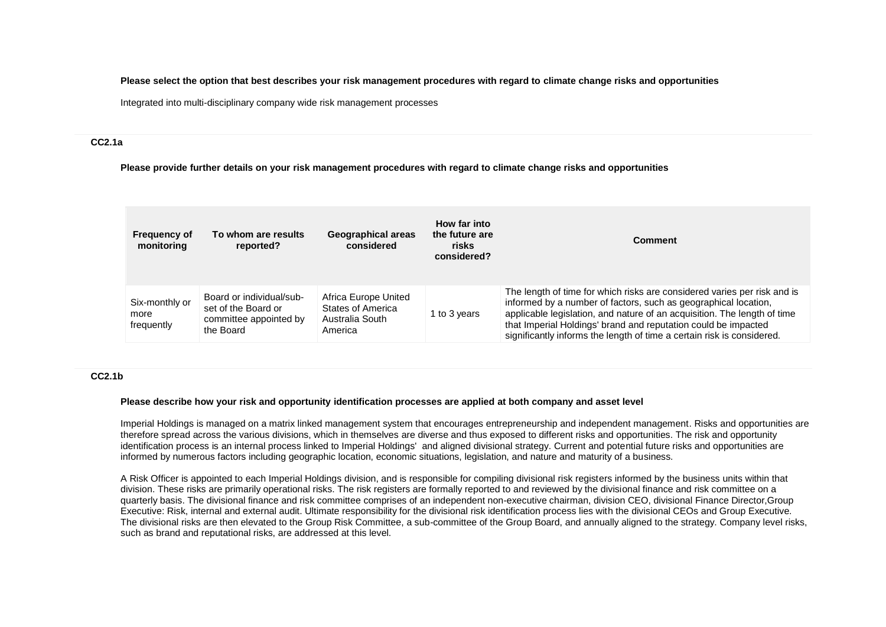**Please select the option that best describes your risk management procedures with regard to climate change risks and opportunities**

Integrated into multi-disciplinary company wide risk management processes

### CC2.1a

**Please provide further details on your risk management procedures with regard to climate change risks and opportunities**

| Frequency of monitoring | To whom are results reported? | Geographical areas considered | How far into the future are risks considered? | Comment |
|---|---|---|---|---|
| Six-monthly or more frequently | Board or individual/sub-set of the Board or committee appointed by the Board | Africa Europe United States of America Australia South America | 1 to 3 years | The length of time for which risks are considered varies per risk and is informed by a number of factors, such as geographical location, applicable legislation, and nature of an acquisition. The length of time that Imperial Holdings' brand and reputation could be impacted significantly informs the length of time a certain risk is considered. |

### CC2.1b

**Please describe how your risk and opportunity identification processes are applied at both company and asset level**

Imperial Holdings is managed on a matrix linked management system that encourages entrepreneurship and independent management. Risks and opportunities are therefore spread across the various divisions, which in themselves are diverse and thus exposed to different risks and opportunities. The risk and opportunity identification process is an internal process linked to Imperial Holdings' and aligned divisional strategy. Current and potential future risks and opportunities are informed by numerous factors including geographic location, economic situations, legislation, and nature and maturity of a business.

A Risk Officer is appointed to each Imperial Holdings division, and is responsible for compiling divisional risk registers informed by the business units within that division. These risks are primarily operational risks. The risk registers are formally reported to and reviewed by the divisional finance and risk committee on a quarterly basis. The divisional finance and risk committee comprises of an independent non-executive chairman, division CEO, divisional Finance Director,Group Executive: Risk, internal and external audit. Ultimate responsibility for the divisional risk identification process lies with the divisional CEOs and Group Executive. The divisional risks are then elevated to the Group Risk Committee, a sub-committee of the Group Board, and annually aligned to the strategy. Company level risks, such as brand and reputational risks, are addressed at this level.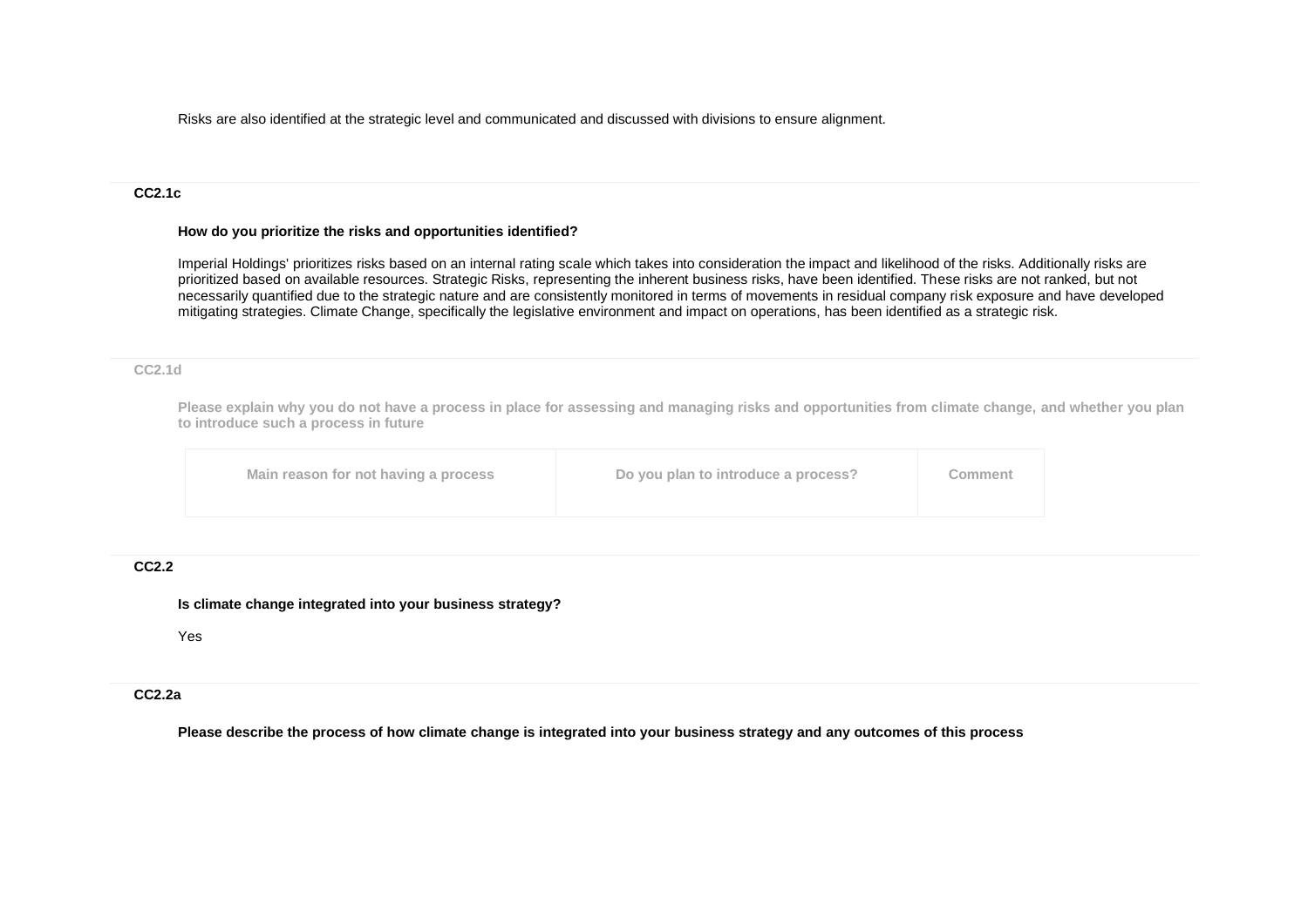Risks are also identified at the strategic level and communicated and discussed with divisions to ensure alignment.

### CC2.1c

**How do you prioritize the risks and opportunities identified?**

Imperial Holdings' prioritizes risks based on an internal rating scale which takes into consideration the impact and likelihood of the risks. Additionally risks are prioritized based on available resources. Strategic Risks, representing the inherent business risks, have been identified. These risks are not ranked, but not necessarily quantified due to the strategic nature and are consistently monitored in terms of movements in residual company risk exposure and have developed mitigating strategies. Climate Change, specifically the legislative environment and impact on operations, has been identified as a strategic risk.

### CC2.1d

**Please explain why you do not have a process in place for assessing and managing risks and opportunities from climate change, and whether you plan to introduce such a process in future**

| Main reason for not having a process | Do you plan to introduce a process? | Comment |
|---|---|---|
| | | |

### CC2.2

**Is climate change integrated into your business strategy?**

Yes

### CC2.2a

**Please describe the process of how climate change is integrated into your business strategy and any outcomes of this process**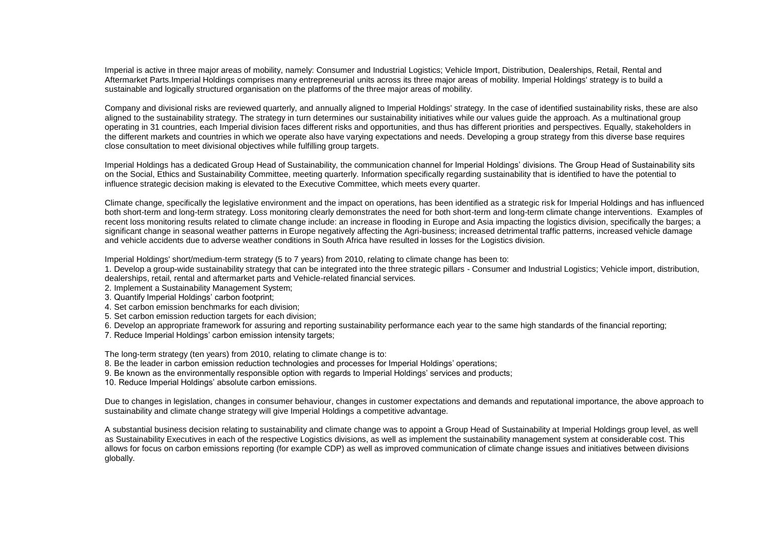Imperial is active in three major areas of mobility, namely: Consumer and Industrial Logistics; Vehicle Import, Distribution, Dealerships, Retail, Rental and Aftermarket Parts.Imperial Holdings comprises many entrepreneurial units across its three major areas of mobility. Imperial Holdings' strategy is to build a sustainable and logically structured organisation on the platforms of the three major areas of mobility.

Company and divisional risks are reviewed quarterly, and annually aligned to Imperial Holdings' strategy. In the case of identified sustainability risks, these are also aligned to the sustainability strategy. The strategy in turn determines our sustainability initiatives while our values guide the approach. As a multinational group operating in 31 countries, each Imperial division faces different risks and opportunities, and thus has different priorities and perspectives. Equally, stakeholders in the different markets and countries in which we operate also have varying expectations and needs. Developing a group strategy from this diverse base requires close consultation to meet divisional objectives while fulfilling group targets.

Imperial Holdings has a dedicated Group Head of Sustainability, the communication channel for Imperial Holdings' divisions. The Group Head of Sustainability sits on the Social, Ethics and Sustainability Committee, meeting quarterly. Information specifically regarding sustainability that is identified to have the potential to influence strategic decision making is elevated to the Executive Committee, which meets every quarter.

Climate change, specifically the legislative environment and the impact on operations, has been identified as a strategic risk for Imperial Holdings and has influenced both short-term and long-term strategy. Loss monitoring clearly demonstrates the need for both short-term and long-term climate change interventions. Examples of recent loss monitoring results related to climate change include: an increase in flooding in Europe and Asia impacting the logistics division, specifically the barges; a significant change in seasonal weather patterns in Europe negatively affecting the Agri-business; increased detrimental traffic patterns, increased vehicle damage and vehicle accidents due to adverse weather conditions in South Africa have resulted in losses for the Logistics division.

Imperial Holdings' short/medium-term strategy (5 to 7 years) from 2010, relating to climate change has been to:

1. Develop a group-wide sustainability strategy that can be integrated into the three strategic pillars - Consumer and Industrial Logistics; Vehicle import, distribution, dealerships, retail, rental and aftermarket parts and Vehicle-related financial services.
2. Implement a Sustainability Management System;
3. Quantify Imperial Holdings' carbon footprint;
4. Set carbon emission benchmarks for each division;
5. Set carbon emission reduction targets for each division;
6. Develop an appropriate framework for assuring and reporting sustainability performance each year to the same high standards of the financial reporting;
7. Reduce Imperial Holdings' carbon emission intensity targets;

The long-term strategy (ten years) from 2010, relating to climate change is to:

8. Be the leader in carbon emission reduction technologies and processes for Imperial Holdings' operations;
9. Be known as the environmentally responsible option with regards to Imperial Holdings' services and products;
10. Reduce Imperial Holdings' absolute carbon emissions.

Due to changes in legislation, changes in consumer behaviour, changes in customer expectations and demands and reputational importance, the above approach to sustainability and climate change strategy will give Imperial Holdings a competitive advantage.

A substantial business decision relating to sustainability and climate change was to appoint a Group Head of Sustainability at Imperial Holdings group level, as well as Sustainability Executives in each of the respective Logistics divisions, as well as implement the sustainability management system at considerable cost. This allows for focus on carbon emissions reporting (for example CDP) as well as improved communication of climate change issues and initiatives between divisions globally.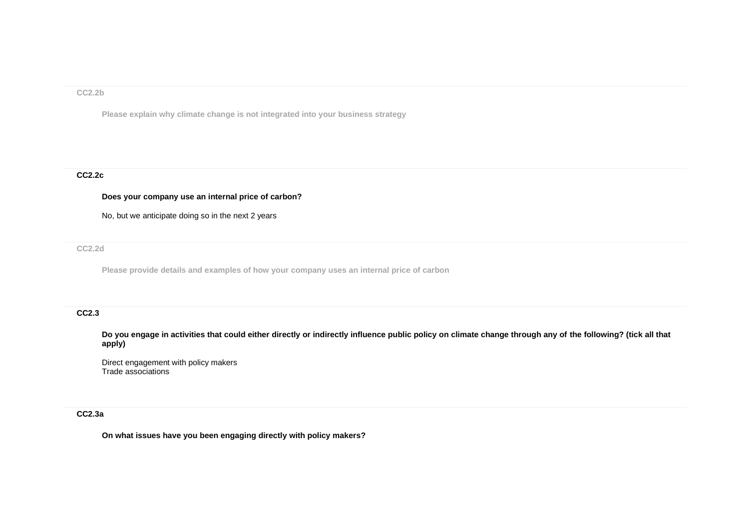### CC2.2b

**Please explain why climate change is not integrated into your business strategy**

### CC2.2c

**Does your company use an internal price of carbon?**

No, but we anticipate doing so in the next 2 years

### CC2.2d

**Please provide details and examples of how your company uses an internal price of carbon**

### CC2.3

**Do you engage in activities that could either directly or indirectly influence public policy on climate change through any of the following? (tick all that apply)**

Direct engagement with policy makers
Trade associations

### CC2.3a

**On what issues have you been engaging directly with policy makers?**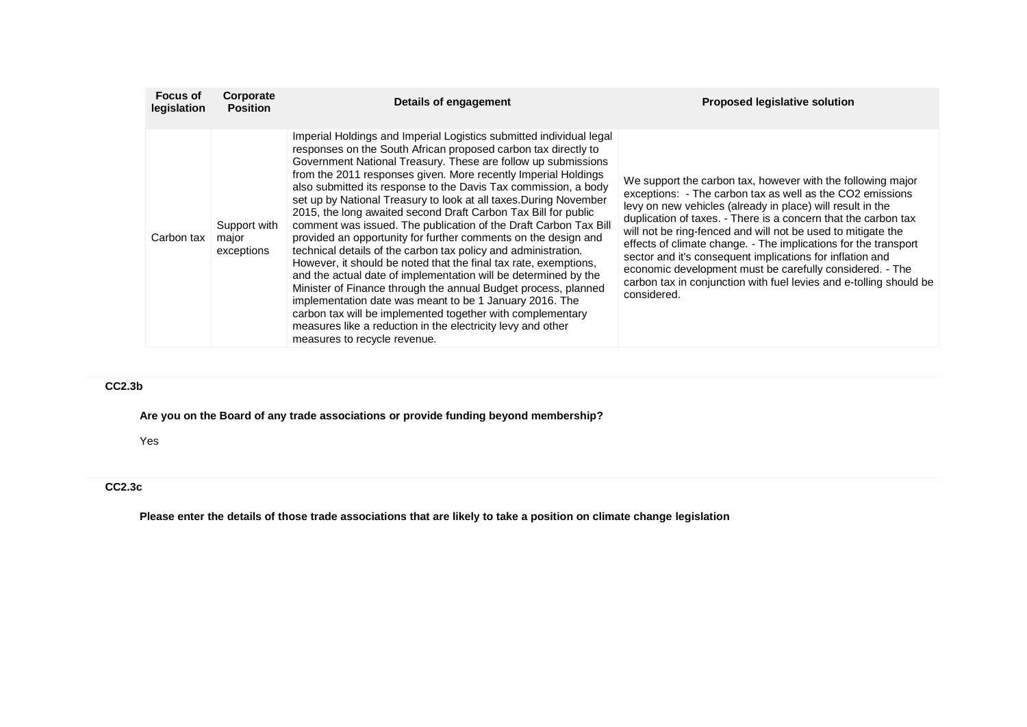| Focus of legislation | Corporate Position | Details of engagement | Proposed legislative solution |
|---|---|---|---|
| Carbon tax | Support with major exceptions | Imperial Holdings and Imperial Logistics submitted individual legal responses on the South African proposed carbon tax directly to Government National Treasury. These are follow up submissions from the 2011 responses given. More recently Imperial Holdings also submitted its response to the Davis Tax commission, a body set up by National Treasury to look at all taxes.During November 2015, the long awaited second Draft Carbon Tax Bill for public comment was issued. The publication of the Draft Carbon Tax Bill provided an opportunity for further comments on the design and technical details of the carbon tax policy and administration. However, it should be noted that the final tax rate, exemptions, and the actual date of implementation will be determined by the Minister of Finance through the annual Budget process, planned implementation date was meant to be 1 January 2016. The carbon tax will be implemented together with complementary measures like a reduction in the electricity levy and other measures to recycle revenue. | We support the carbon tax, however with the following major exceptions: - The carbon tax as well as the CO2 emissions levy on new vehicles (already in place) will result in the duplication of taxes. - There is a concern that the carbon tax will not be ring-fenced and will not be used to mitigate the effects of climate change. - The implications for the transport sector and it's consequent implications for inflation and economic development must be carefully considered. - The carbon tax in conjunction with fuel levies and e-tolling should be considered. |

**CC2.3b**

**Are you on the Board of any trade associations or provide funding beyond membership?**

Yes

**CC2.3c**

**Please enter the details of those trade associations that are likely to take a position on climate change legislation**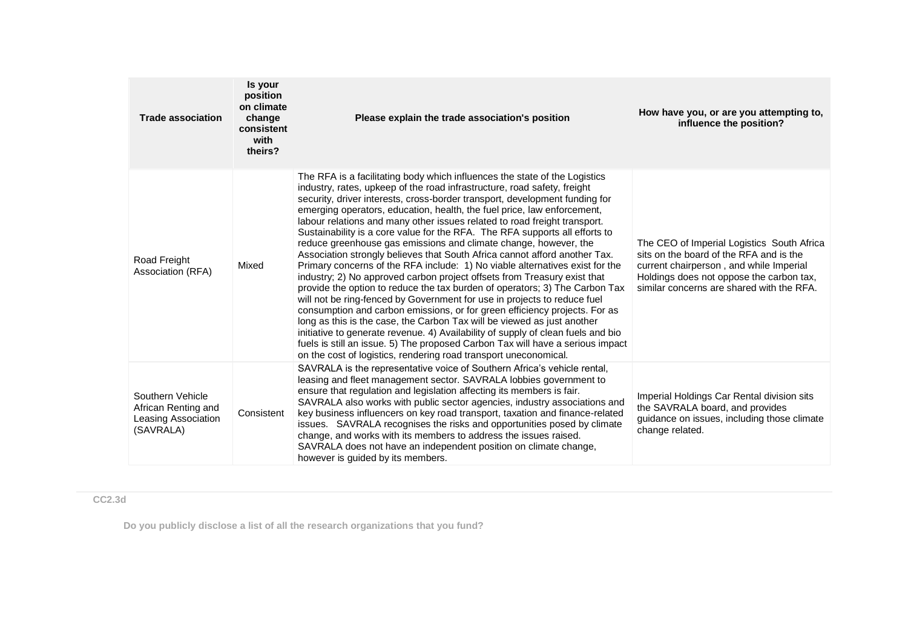| Trade association | Is your position on climate change consistent with theirs? | Please explain the trade association's position | How have you, or are you attempting to, influence the position? |
|---|---|---|---|
| Road Freight Association (RFA) | Mixed | The RFA is a facilitating body which influences the state of the Logistics industry, rates, upkeep of the road infrastructure, road safety, freight security, driver interests, cross-border transport, development funding for emerging operators, education, health, the fuel price, law enforcement, labour relations and many other issues related to road freight transport. Sustainability is a core value for the RFA. The RFA supports all efforts to reduce greenhouse gas emissions and climate change, however, the Association strongly believes that South Africa cannot afford another Tax. Primary concerns of the RFA include: 1) No viable alternatives exist for the industry; 2) No approved carbon project offsets from Treasury exist that provide the option to reduce the tax burden of operators; 3) The Carbon Tax will not be ring-fenced by Government for use in projects to reduce fuel consumption and carbon emissions, or for green efficiency projects. For as long as this is the case, the Carbon Tax will be viewed as just another initiative to generate revenue. 4) Availability of supply of clean fuels and bio fuels is still an issue. 5) The proposed Carbon Tax will have a serious impact on the cost of logistics, rendering road transport uneconomical. | The CEO of Imperial Logistics South Africa sits on the board of the RFA and is the current chairperson , and while Imperial Holdings does not oppose the carbon tax, similar concerns are shared with the RFA. |
| Southern Vehicle African Renting and Leasing Association (SAVRALA) | Consistent | SAVRALA is the representative voice of Southern Africa's vehicle rental, leasing and fleet management sector. SAVRALA lobbies government to ensure that regulation and legislation affecting its members is fair. SAVRALA also works with public sector agencies, industry associations and key business influencers on key road transport, taxation and finance-related issues. SAVRALA recognises the risks and opportunities posed by climate change, and works with its members to address the issues raised. SAVRALA does not have an independent position on climate change, however is guided by its members. | Imperial Holdings Car Rental division sits the SAVRALA board, and provides guidance on issues, including those climate change related. |

**CC2.3d**

**Do you publicly disclose a list of all the research organizations that you fund?**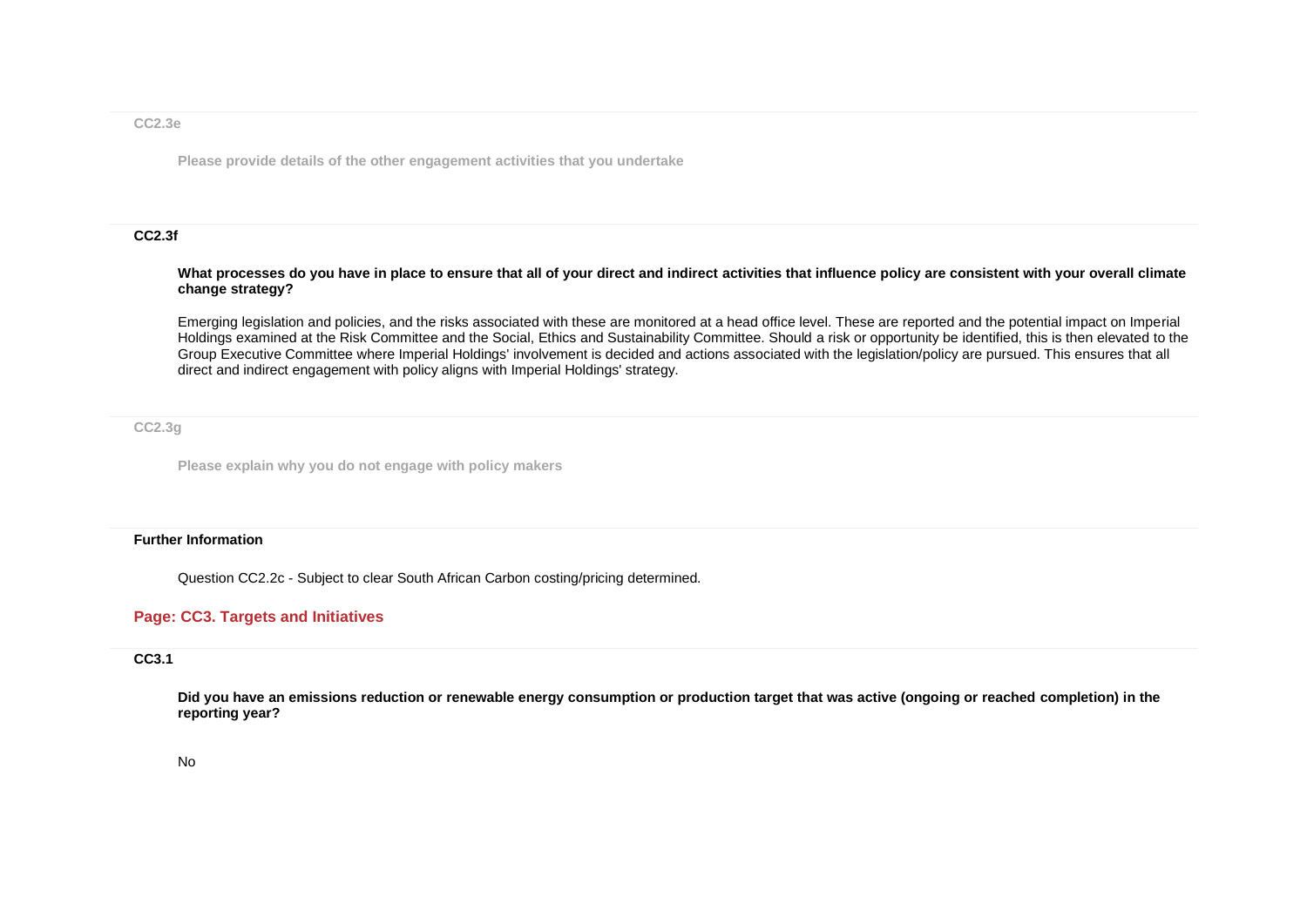### CC2.3e

**Please provide details of the other engagement activities that you undertake**

### CC2.3f

**What processes do you have in place to ensure that all of your direct and indirect activities that influence policy are consistent with your overall climate change strategy?**

Emerging legislation and policies, and the risks associated with these are monitored at a head office level. These are reported and the potential impact on Imperial Holdings examined at the Risk Committee and the Social, Ethics and Sustainability Committee. Should a risk or opportunity be identified, this is then elevated to the Group Executive Committee where Imperial Holdings' involvement is decided and actions associated with the legislation/policy are pursued. This ensures that all direct and indirect engagement with policy aligns with Imperial Holdings' strategy.

### CC2.3g

**Please explain why you do not engage with policy makers**

### Further Information

Question CC2.2c - Subject to clear South African Carbon costing/pricing determined.

## Page: CC3. Targets and Initiatives

### CC3.1

**Did you have an emissions reduction or renewable energy consumption or production target that was active (ongoing or reached completion) in the reporting year?**

No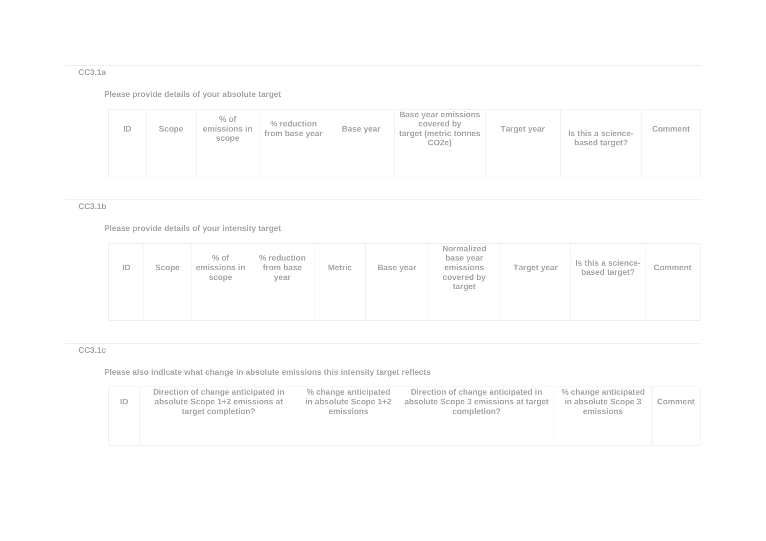### CC3.1a

**Please provide details of your absolute target**

| ID | Scope | % of emissions in scope | % reduction from base year | Base year | Base year emissions covered by target (metric tonnes CO2e) | Target year | Is this a science-based target? | Comment |
|---|---|---|---|---|---|---|---|---|
| | | | | | | | | |

### CC3.1b

**Please provide details of your intensity target**

| ID | Scope | % of emissions in scope | % reduction from base year | Metric | Base year | Normalized base year emissions covered by target | Target year | Is this a science-based target? | Comment |
|---|---|---|---|---|---|---|---|---|---|
| | | | | | | | | | |

### CC3.1c

**Please also indicate what change in absolute emissions this intensity target reflects**

| ID | Direction of change anticipated in absolute Scope 1+2 emissions at target completion? | % change anticipated in absolute Scope 1+2 emissions | Direction of change anticipated in absolute Scope 3 emissions at target completion? | % change anticipated in absolute Scope 3 emissions | Comment |
|---|---|---|---|---|---|
| | | | | | |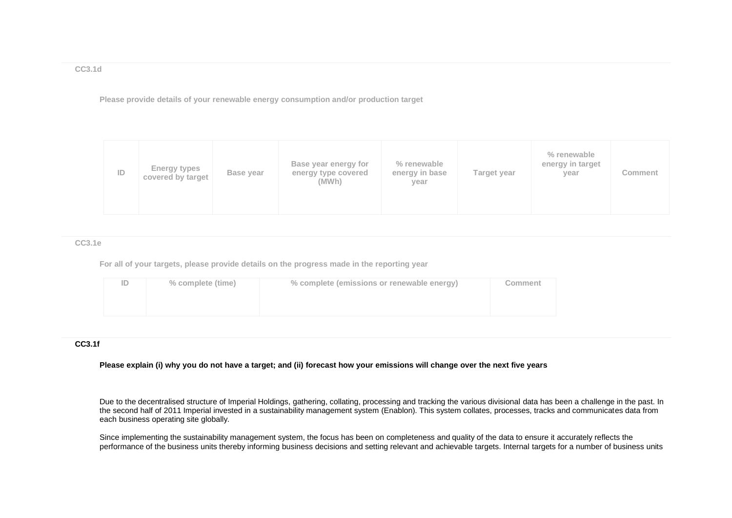### CC3.1d

**Please provide details of your renewable energy consumption and/or production target**

| ID | Energy types covered by target | Base year | Base year energy for energy type covered (MWh) | % renewable energy in base year | Target year | % renewable energy in target year | Comment |
|---|---|---|---|---|---|---|---|
| | | | | | | | |

### CC3.1e

**For all of your targets, please provide details on the progress made in the reporting year**

| ID | % complete (time) | % complete (emissions or renewable energy) | Comment |
|---|---|---|---|
| | | | |

### CC3.1f

**Please explain (i) why you do not have a target; and (ii) forecast how your emissions will change over the next five years**

Due to the decentralised structure of Imperial Holdings, gathering, collating, processing and tracking the various divisional data has been a challenge in the past. In the second half of 2011 Imperial invested in a sustainability management system (Enablon). This system collates, processes, tracks and communicates data from each business operating site globally.

Since implementing the sustainability management system, the focus has been on completeness and quality of the data to ensure it accurately reflects the performance of the business units thereby informing business decisions and setting relevant and achievable targets. Internal targets for a number of business units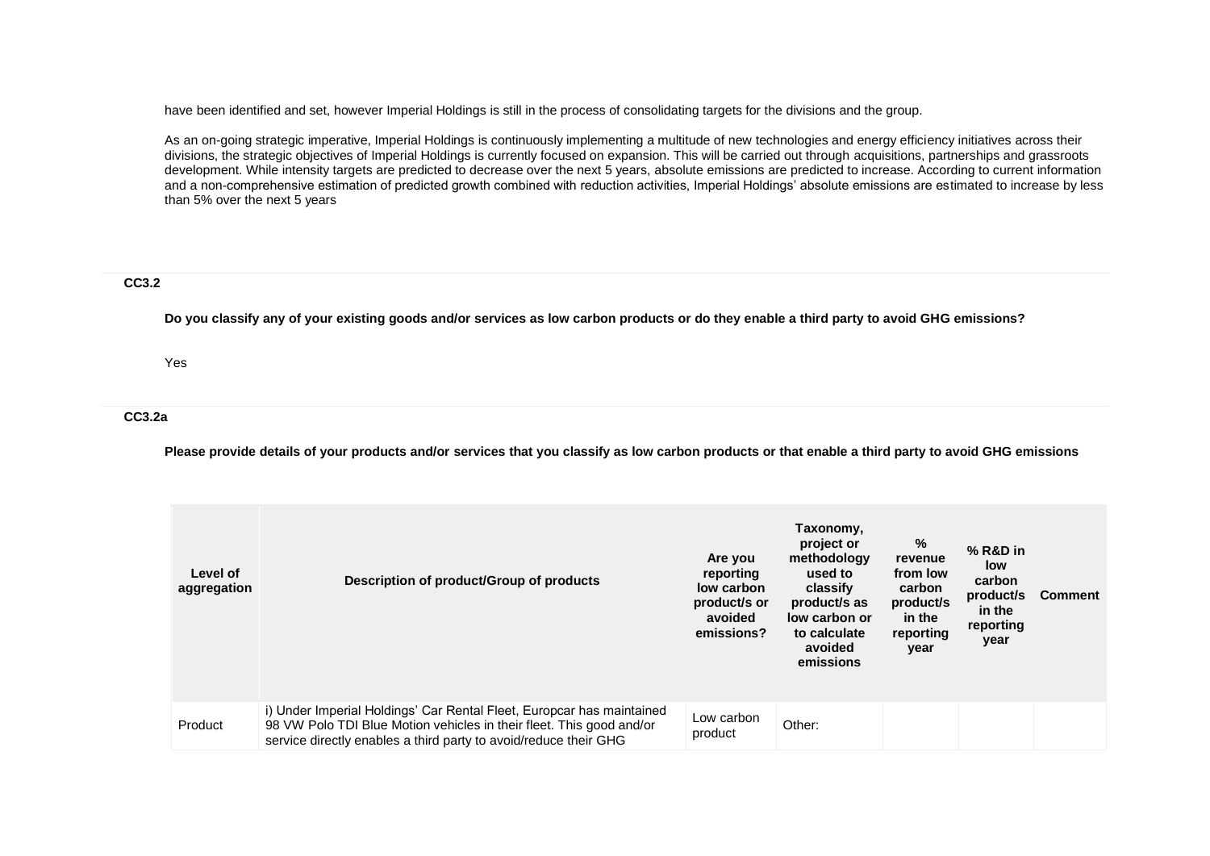have been identified and set, however Imperial Holdings is still in the process of consolidating targets for the divisions and the group.

As an on-going strategic imperative, Imperial Holdings is continuously implementing a multitude of new technologies and energy efficiency initiatives across their divisions, the strategic objectives of Imperial Holdings is currently focused on expansion. This will be carried out through acquisitions, partnerships and grassroots development. While intensity targets are predicted to decrease over the next 5 years, absolute emissions are predicted to increase. According to current information and a non-comprehensive estimation of predicted growth combined with reduction activities, Imperial Holdings' absolute emissions are estimated to increase by less than 5% over the next 5 years

### CC3.2

**Do you classify any of your existing goods and/or services as low carbon products or do they enable a third party to avoid GHG emissions?**

Yes

### CC3.2a

**Please provide details of your products and/or services that you classify as low carbon products or that enable a third party to avoid GHG emissions**

| Level of aggregation | Description of product/Group of products | Are you reporting low carbon product/s or avoided emissions? | Taxonomy, project or methodology used to classify product/s as low carbon or to calculate avoided emissions | % revenue from low carbon product/s in the reporting year | % R&D in low carbon product/s in the reporting year | Comment |
|---|---|---|---|---|---|---|
| Product | i) Under Imperial Holdings' Car Rental Fleet, Europcar has maintained 98 VW Polo TDI Blue Motion vehicles in their fleet. This good and/or service directly enables a third party to avoid/reduce their GHG | Low carbon product | Other: | | | |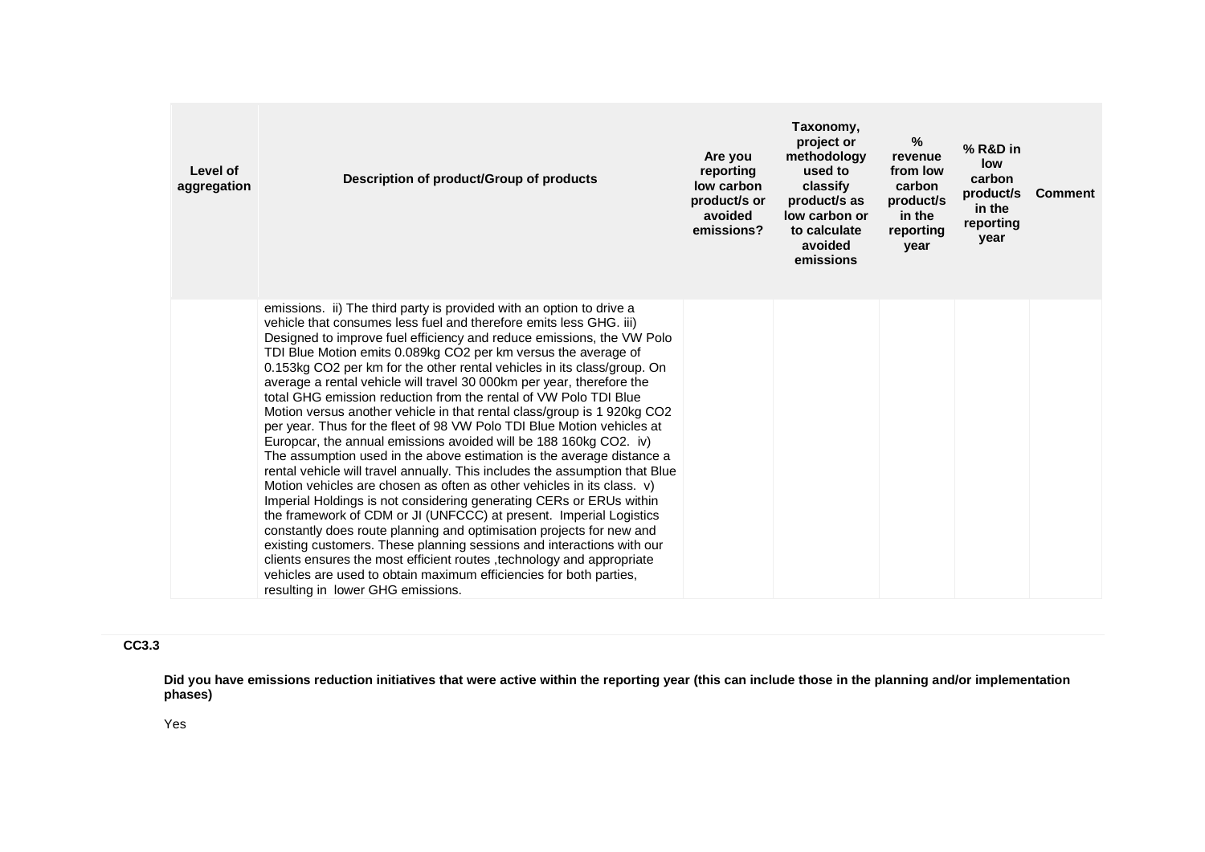| Level of aggregation | Description of product/Group of products | Are you reporting low carbon product/s or avoided emissions? | Taxonomy, project or methodology used to classify product/s as low carbon or to calculate avoided emissions | % revenue from low carbon product/s in the reporting year | % R&D in low carbon product/s in the reporting year | Comment |
|---|---|---|---|---|---|---|
| | emissions. ii) The third party is provided with an option to drive a vehicle that consumes less fuel and therefore emits less GHG. iii) Designed to improve fuel efficiency and reduce emissions, the VW Polo TDI Blue Motion emits 0.089kg $CO_2$ per km versus the average of 0.153kg $CO_2$ per km for the other rental vehicles in its class/group. On average a rental vehicle will travel 30 000km per year, therefore the total GHG emission reduction from the rental of VW Polo TDI Blue Motion versus another vehicle in that rental class/group is 1 920kg $CO_2$ per year. Thus for the fleet of 98 VW Polo TDI Blue Motion vehicles at Europcar, the annual emissions avoided will be 188 160kg $CO_2$. iv) The assumption used in the above estimation is the average distance a rental vehicle will travel annually. This includes the assumption that Blue Motion vehicles are chosen as often as other vehicles in its class. v) Imperial Holdings is not considering generating CERs or ERUs within the framework of CDM or JI (UNFCCC) at present. Imperial Logistics constantly does route planning and optimisation projects for new and existing customers. These planning sessions and interactions with our clients ensures the most efficient routes ,technology and appropriate vehicles are used to obtain maximum efficiencies for both parties, resulting in lower GHG emissions. | | | | | |

**CC3.3**

**Did you have emissions reduction initiatives that were active within the reporting year (this can include those in the planning and/or implementation phases)**

Yes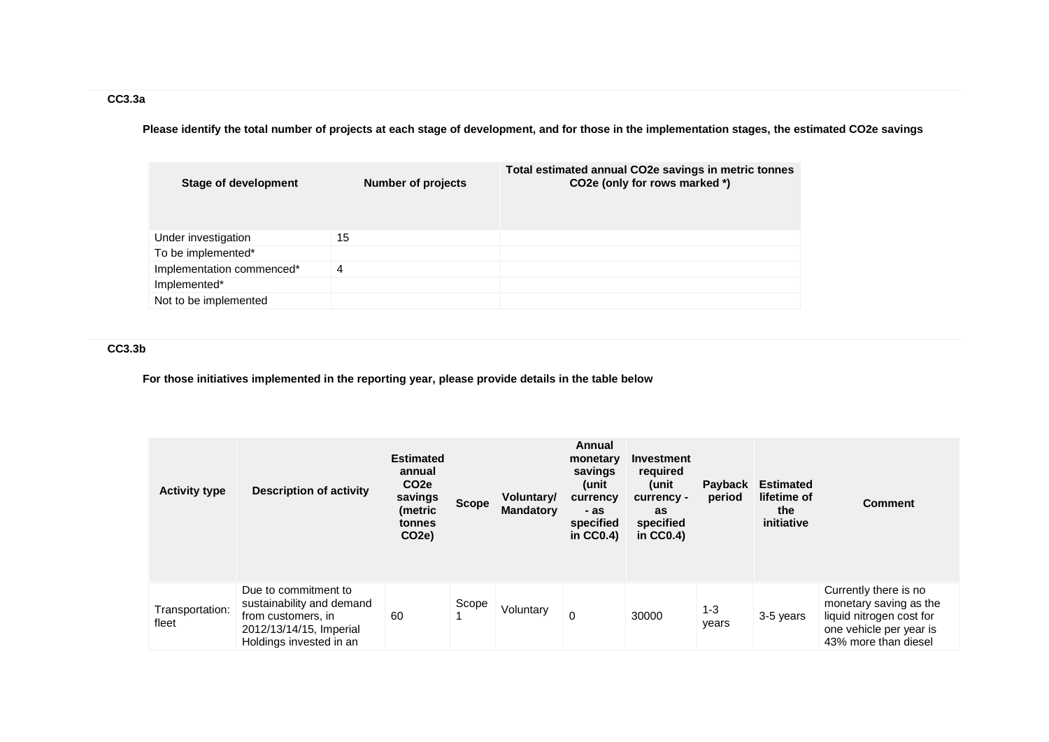### CC3.3a

**Please identify the total number of projects at each stage of development, and for those in the implementation stages, the estimated CO2e savings**

| Stage of development | Number of projects | Total estimated annual CO2e savings in metric tonnes CO2e (only for rows marked *) |
|---|---|---|
| Under investigation | 15 | |
| To be implemented* | | |
| Implementation commenced* | 4 | |
| Implemented* | | |
| Not to be implemented | | |

### CC3.3b

**For those initiatives implemented in the reporting year, please provide details in the table below**

| Activity type | Description of activity | Estimated annual CO2e savings (metric tonnes CO2e) | Scope | Voluntary/ Mandatory | Annual monetary savings (unit currency - as specified in CC0.4) | Investment required (unit currency - as specified in CC0.4) | Payback period | Estimated lifetime of the initiative | Comment |
|---|---|---|---|---|---|---|---|---|---|
| Transportation: fleet | Due to commitment to sustainability and demand from customers, in 2012/13/14/15, Imperial Holdings invested in an | 60 | Scope 1 | Voluntary | 0 | 30000 | 1-3 years | 3-5 years | Currently there is no monetary saving as the liquid nitrogen cost for one vehicle per year is 43% more than diesel |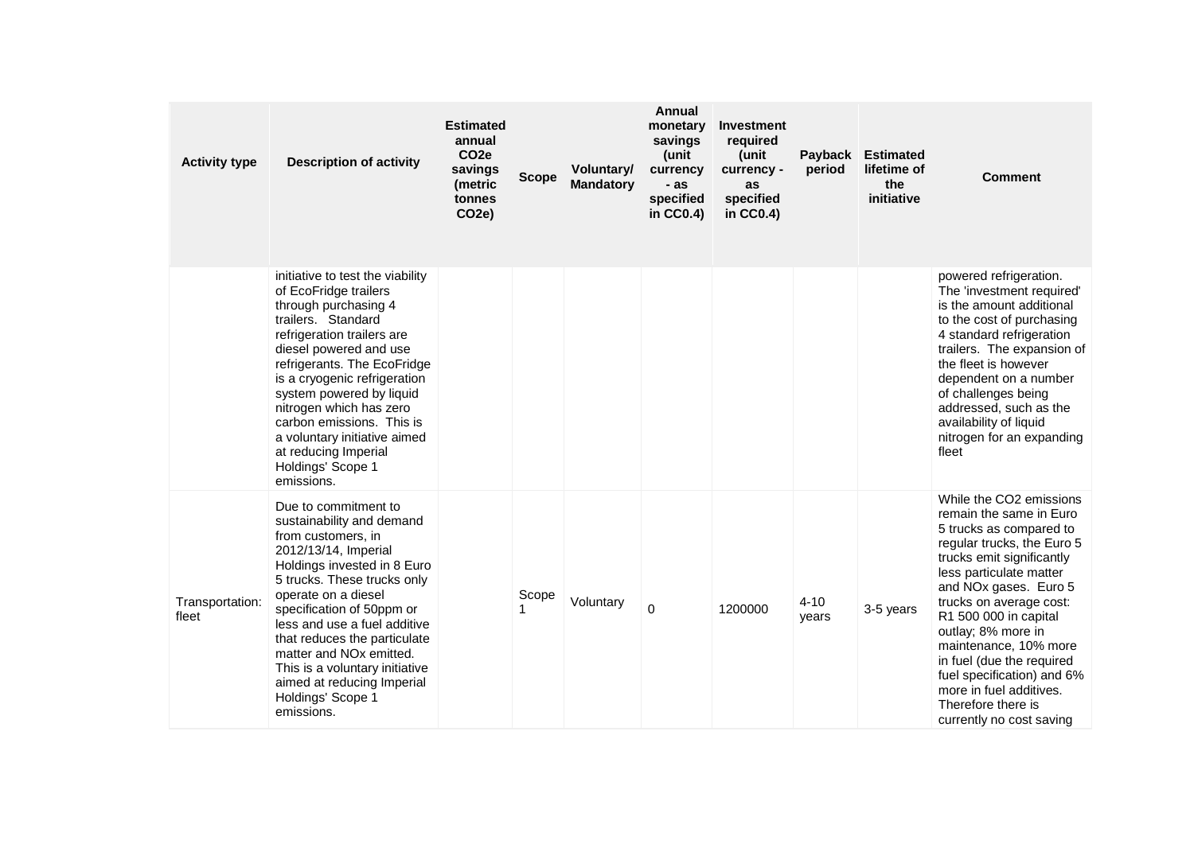| Activity type | Description of activity | Estimated annual CO2e savings (metric tonnes CO2e) | Scope | Voluntary/ Mandatory | Annual monetary savings (unit currency - as specified in CC0.4) | Investment required (unit currency - as specified in CC0.4) | Payback period | Estimated lifetime of the initiative | Comment |
|---|---|---|---|---|---|---|---|---|---|
| | initiative to test the viability of EcoFridge trailers through purchasing 4 trailers. Standard refrigeration trailers are diesel powered and use refrigerants. The EcoFridge is a cryogenic refrigeration system powered by liquid nitrogen which has zero carbon emissions. This is a voluntary initiative aimed at reducing Imperial Holdings' Scope 1 emissions. | | | | | | | | powered refrigeration. The 'investment required' is the amount additional to the cost of purchasing 4 standard refrigeration trailers. The expansion of the fleet is however dependent on a number of challenges being addressed, such as the availability of liquid nitrogen for an expanding fleet |
| Transportation: fleet | Due to commitment to sustainability and demand from customers, in 2012/13/14, Imperial Holdings invested in 8 Euro 5 trucks. These trucks only operate on a diesel specification of 50ppm or less and use a fuel additive that reduces the particulate matter and NOx emitted. This is a voluntary initiative aimed at reducing Imperial Holdings' Scope 1 emissions. | | Scope 1 | Voluntary | 0 | 1200000 | 4-10 years | 3-5 years | While the CO2 emissions remain the same in Euro 5 trucks as compared to regular trucks, the Euro 5 trucks emit significantly less particulate matter and NOx gases. Euro 5 trucks on average cost: R1 500 000 in capital outlay; 8% more in maintenance, 10% more in fuel (due the required fuel specification) and 6% more in fuel additives. Therefore there is currently no cost saving |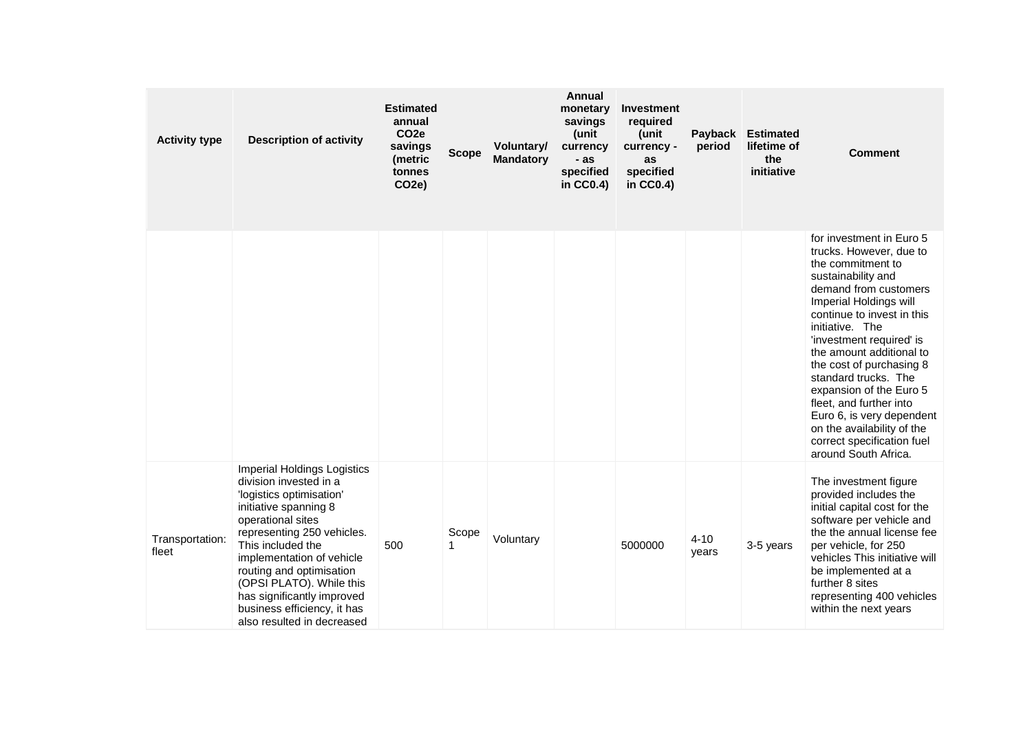| Activity type | Description of activity | Estimated annual $CO_2e$ savings (metric tonnes $CO_2e$) | Scope | Voluntary/ Mandatory | Annual monetary savings (unit currency - as specified in CC0.4) | Investment required (unit currency - as specified in CC0.4) | Payback period | Estimated lifetime of the initiative | Comment |
|---|---|---|---|---|---|---|---|---|---|
| | | | | | | | | | for investment in Euro 5 trucks. However, due to the commitment to sustainability and demand from customers Imperial Holdings will continue to invest in this initiative. The 'investment required' is the amount additional to the cost of purchasing 8 standard trucks. The expansion of the Euro 5 fleet, and further into Euro 6, is very dependent on the availability of the correct specification fuel around South Africa. |
| Transportation: fleet | Imperial Holdings Logistics division invested in a 'logistics optimisation' initiative spanning 8 operational sites representing 250 vehicles. This included the implementation of vehicle routing and optimisation (OPSI PLATO). While this has significantly improved business efficiency, it has also resulted in decreased | 500 | Scope 1 | Voluntary | | 5000000 | 4-10 years | 3-5 years | The investment figure provided includes the initial capital cost for the software per vehicle and the the annual license fee per vehicle, for 250 vehicles This initiative will be implemented at a further 8 sites representing 400 vehicles within the next years |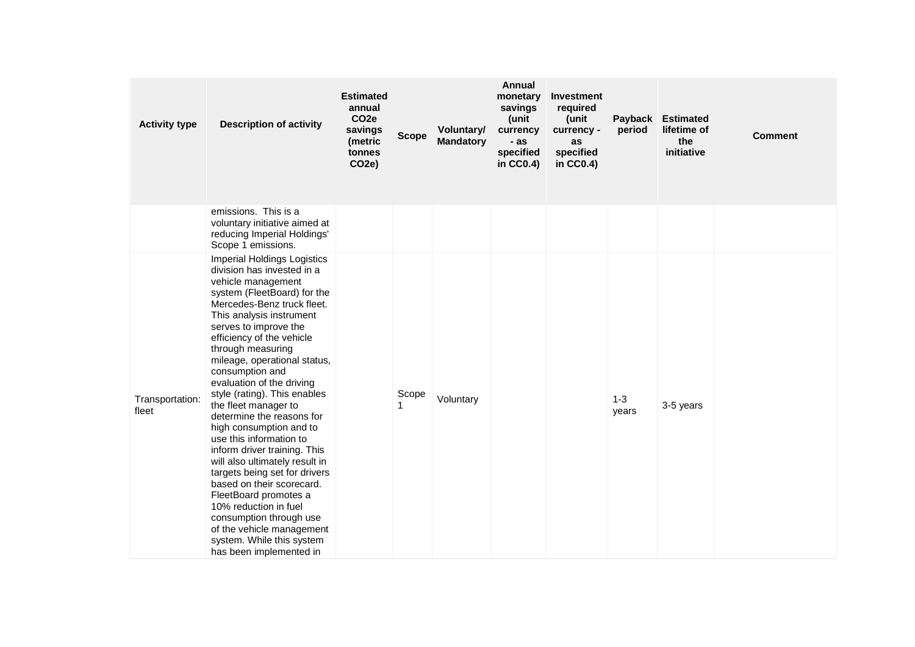| Activity type | Description of activity | Estimated annual $CO_2e$ savings (metric tonnes $CO_2e$) | Scope | Voluntary/ Mandatory | Annual monetary savings (unit currency - as specified in CC0.4) | Investment required (unit currency - as specified in CC0.4) | Payback period | Estimated lifetime of the initiative | Comment |
|---|---|---|---|---|---|---|---|---|---|
| | emissions. This is a voluntary initiative aimed at reducing Imperial Holdings' Scope 1 emissions. | | | | | | | | |
| Transportation: fleet | Imperial Holdings Logistics division has invested in a vehicle management system (FleetBoard) for the Mercedes-Benz truck fleet. This analysis instrument serves to improve the efficiency of the vehicle through measuring mileage, operational status, consumption and evaluation of the driving style (rating). This enables the fleet manager to determine the reasons for high consumption and to use this information to inform driver training. This will also ultimately result in targets being set for drivers based on their scorecard. FleetBoard promotes a 10% reduction in fuel consumption through use of the vehicle management system. While this system has been implemented in | | Scope 1 | Voluntary | | | 1-3 years | 3-5 years | |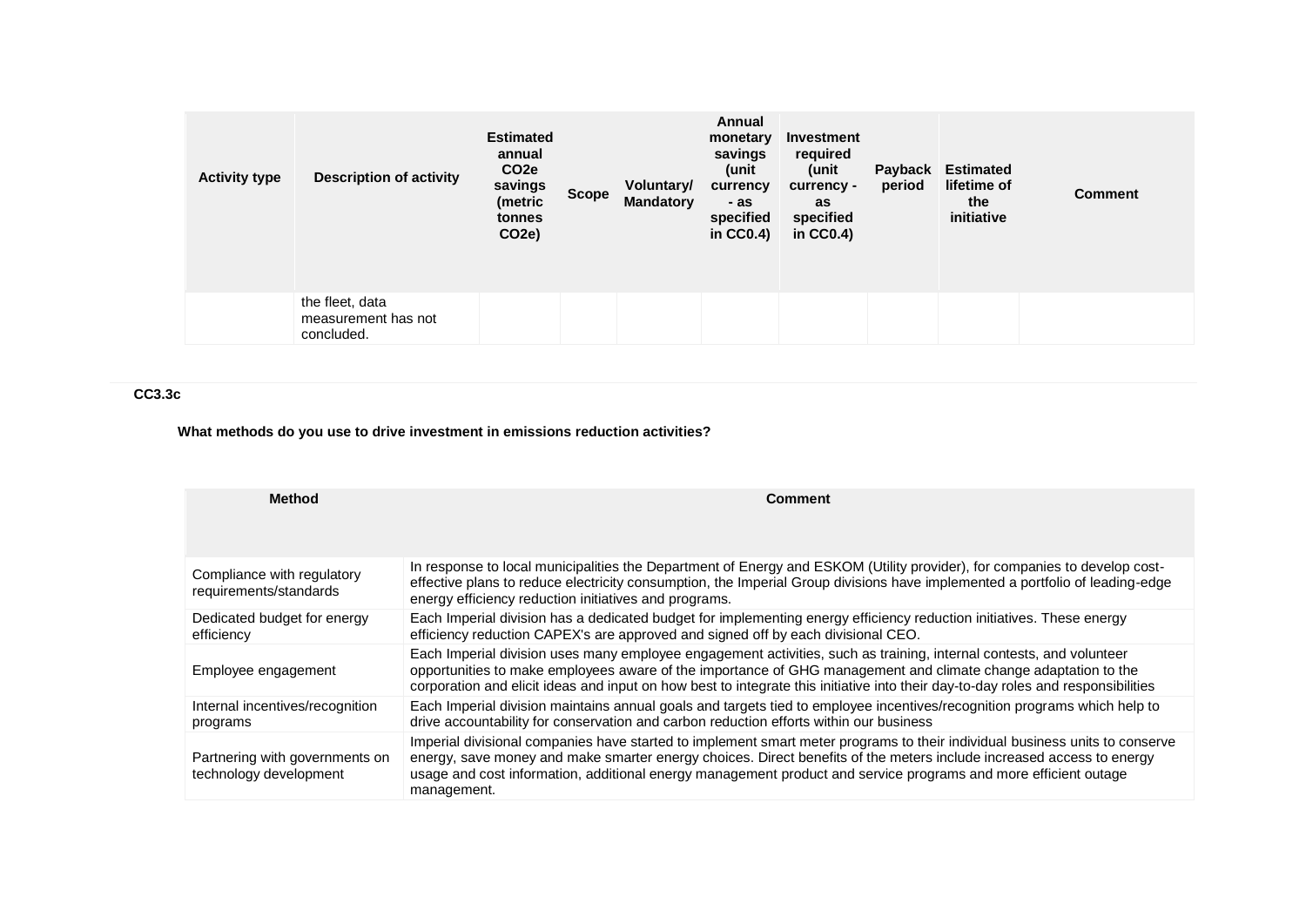| Activity type | Description of activity | Estimated annual $CO_2e$ savings (metric tonnes $CO_2e$) | Scope | Voluntary/ Mandatory | Annual monetary savings (unit currency - as specified in CC0.4) | Investment required (unit currency - as specified in CC0.4) | Payback period | Estimated lifetime of the initiative | Comment |
|---|---|---|---|---|---|---|---|---|---|
| | the fleet, data measurement has not concluded. | | | | | | | | |

**CC3.3c**

**What methods do you use to drive investment in emissions reduction activities?**

| Method | Comment |
|---|---|
| Compliance with regulatory requirements/standards | In response to local municipalities the Department of Energy and ESKOM (Utility provider), for companies to develop cost-effective plans to reduce electricity consumption, the Imperial Group divisions have implemented a portfolio of leading-edge energy efficiency reduction initiatives and programs. |
| Dedicated budget for energy efficiency | Each Imperial division has a dedicated budget for implementing energy efficiency reduction initiatives. These energy efficiency reduction CAPEX's are approved and signed off by each divisional CEO. |
| Employee engagement | Each Imperial division uses many employee engagement activities, such as training, internal contests, and volunteer opportunities to make employees aware of the importance of GHG management and climate change adaptation to the corporation and elicit ideas and input on how best to integrate this initiative into their day-to-day roles and responsibilities |
| Internal incentives/recognition programs | Each Imperial division maintains annual goals and targets tied to employee incentives/recognition programs which help to drive accountability for conservation and carbon reduction efforts within our business |
| Partnering with governments on technology development | Imperial divisional companies have started to implement smart meter programs to their individual business units to conserve energy, save money and make smarter energy choices. Direct benefits of the meters include increased access to energy usage and cost information, additional energy management product and service programs and more efficient outage management. |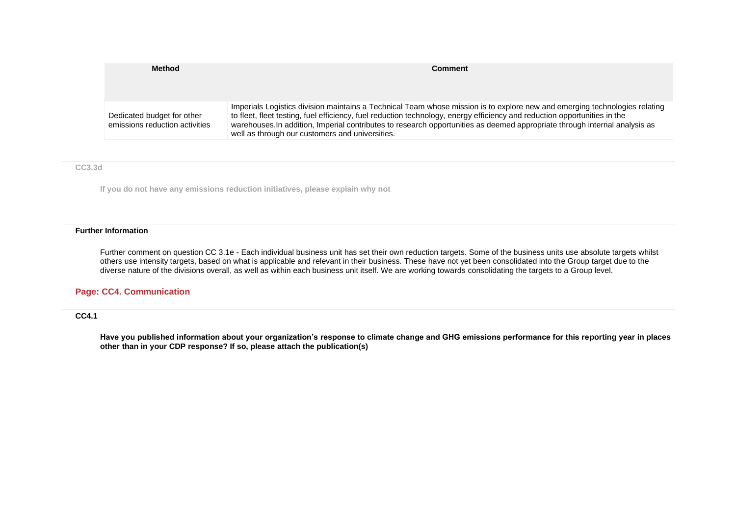| Method | Comment |
|---|---|
| Dedicated budget for other emissions reduction activities | Imperials Logistics division maintains a Technical Team whose mission is to explore new and emerging technologies relating to fleet, fleet testing, fuel efficiency, fuel reduction technology, energy efficiency and reduction opportunities in the warehouses.In addition, Imperial contributes to research opportunities as deemed appropriate through internal analysis as well as through our customers and universities. |

**CC3.3d**

**If you do not have any emissions reduction initiatives, please explain why not**

**Further Information**

Further comment on question CC 3.1e - Each individual business unit has set their own reduction targets. Some of the business units use absolute targets whilst others use intensity targets, based on what is applicable and relevant in their business. These have not yet been consolidated into the Group target due to the diverse nature of the divisions overall, as well as within each business unit itself. We are working towards consolidating the targets to a Group level.

## Page: CC4. Communication

**CC4.1**

**Have you published information about your organization's response to climate change and GHG emissions performance for this reporting year in places other than in your CDP response? If so, please attach the publication(s)**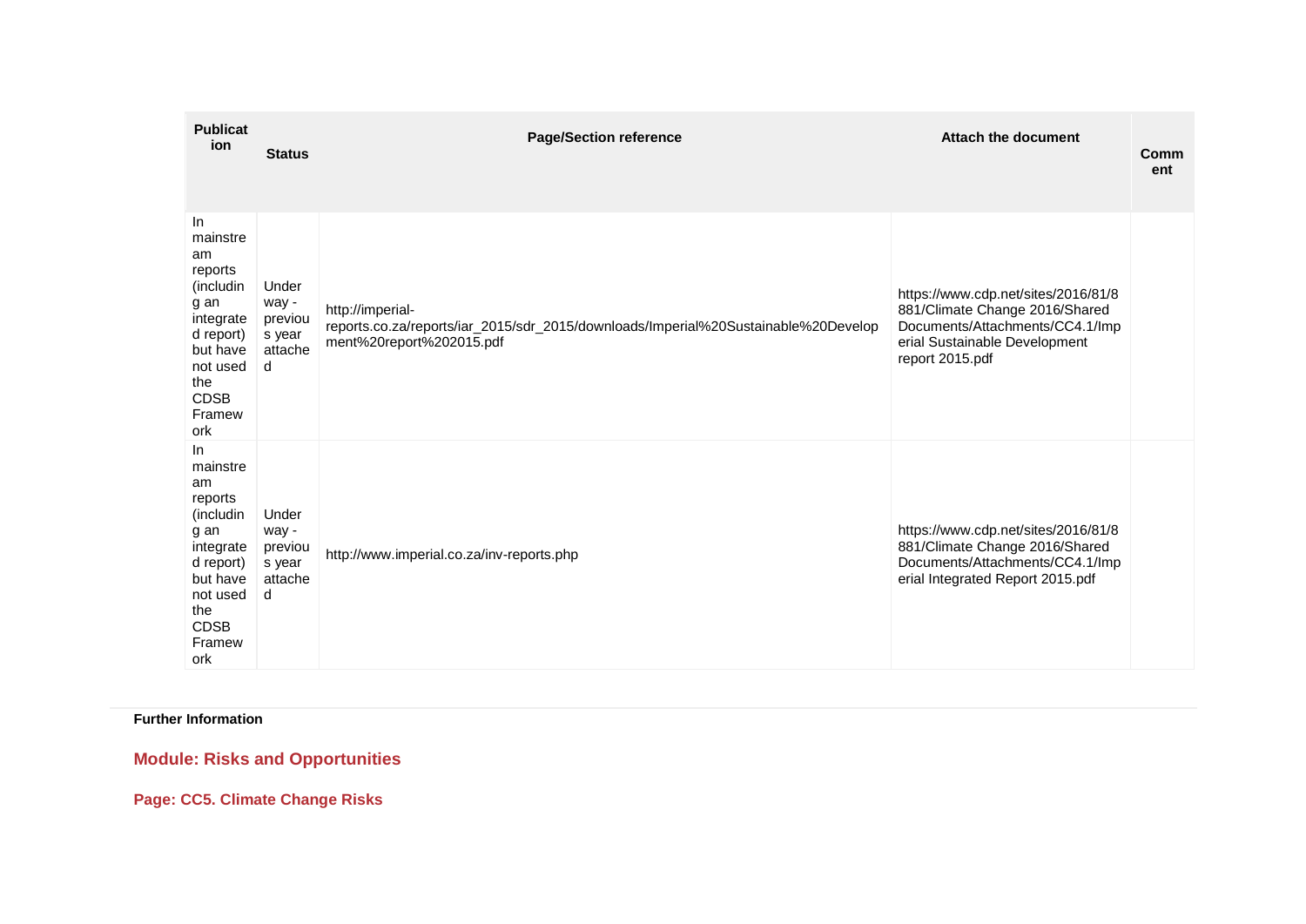| Publication | Status | Page/Section reference | Attach the document | Comment |
|---|---|---|---|---|
| In mainstream reports (including an integrated report) but have not used the CDSB Framework | Underway - previous year attached | http://imperial-reports.co.za/reports/iar_2015/sdr_2015/downloads/Imperial%20Sustainable%20Development%20report%202015.pdf | https://www.cdp.net/sites/2016/81/8881/Climate Change 2016/Shared Documents/Attachments/CC4.1/Imperial Sustainable Development report 2015.pdf | |
| In mainstream reports (including an integrated report) but have not used the CDSB Framework | Underway - previous year attached | http://www.imperial.co.za/inv-reports.php | https://www.cdp.net/sites/2016/81/8881/Climate Change 2016/Shared Documents/Attachments/CC4.1/Imperial Integrated Report 2015.pdf | |

**Further Information**

## Module: Risks and Opportunities

### Page: CC5. Climate Change Risks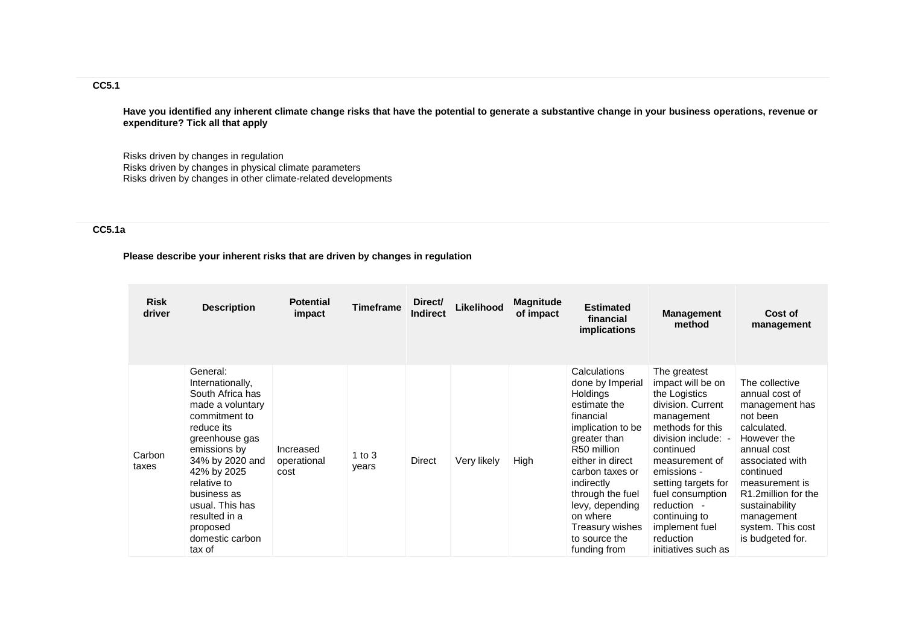### CC5.1

**Have you identified any inherent climate change risks that have the potential to generate a substantive change in your business operations, revenue or expenditure? Tick all that apply**

Risks driven by changes in regulation
Risks driven by changes in physical climate parameters
Risks driven by changes in other climate-related developments

### CC5.1a

**Please describe your inherent risks that are driven by changes in regulation**

| Risk driver | Description | Potential impact | Timeframe | Direct/ Indirect | Likelihood | Magnitude of impact | Estimated financial implications | Management method | Cost of management |
|---|---|---|---|---|---|---|---|---|---|
| Carbon taxes | General: Internationally, South Africa has made a voluntary commitment to reduce its greenhouse gas emissions by 34% by 2020 and 42% by 2025 relative to business as usual. This has resulted in a proposed domestic carbon tax of | Increased operational cost | 1 to 3 years | Direct | Very likely | High | Calculations done by Imperial Holdings estimate the financial implication to be greater than R50 million either in direct carbon taxes or indirectly through the fuel levy, depending on where Treasury wishes to source the funding from | The greatest impact will be on the Logistics division. Current management methods for this division include: - continued measurement of emissions - setting targets for fuel consumption reduction - continuing to implement fuel reduction initiatives such as | The collective annual cost of management has not been calculated. However the annual cost associated with continued measurement is R1.2million for the sustainability management system. This cost is budgeted for. |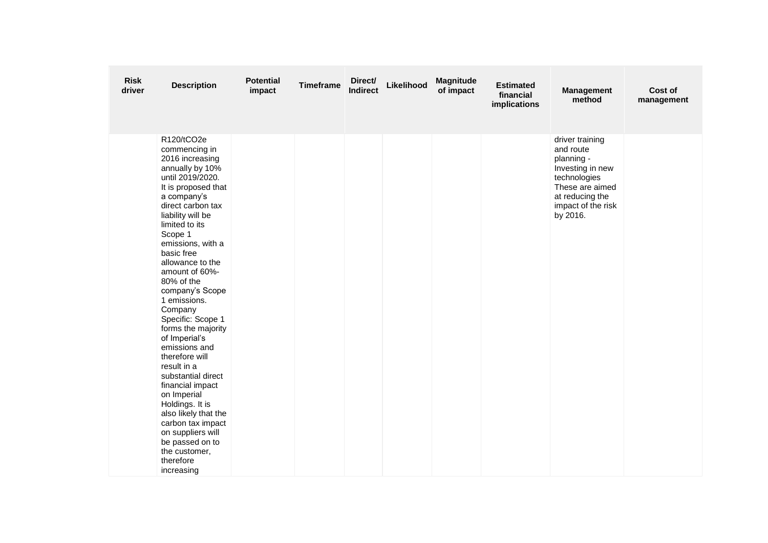| Risk driver | Description | Potential impact | Timeframe | Direct/ Indirect | Likelihood | Magnitude of impact | Estimated financial implications | Management method | Cost of management |
|---|---|---|---|---|---|---|---|---|---|
| | R120/tCO2e commencing in 2016 increasing annually by 10% until 2019/2020. It is proposed that a company's direct carbon tax liability will be limited to its Scope 1 emissions, with a basic free allowance to the amount of 60%-80% of the company's Scope 1 emissions. Company Specific: Scope 1 forms the majority of Imperial's emissions and therefore will result in a substantial direct financial impact on Imperial Holdings. It is also likely that the carbon tax impact on suppliers will be passed on to the customer, therefore increasing | | | | | | | driver training and route planning - Investing in new technologies These are aimed at reducing the impact of the risk by 2016. | |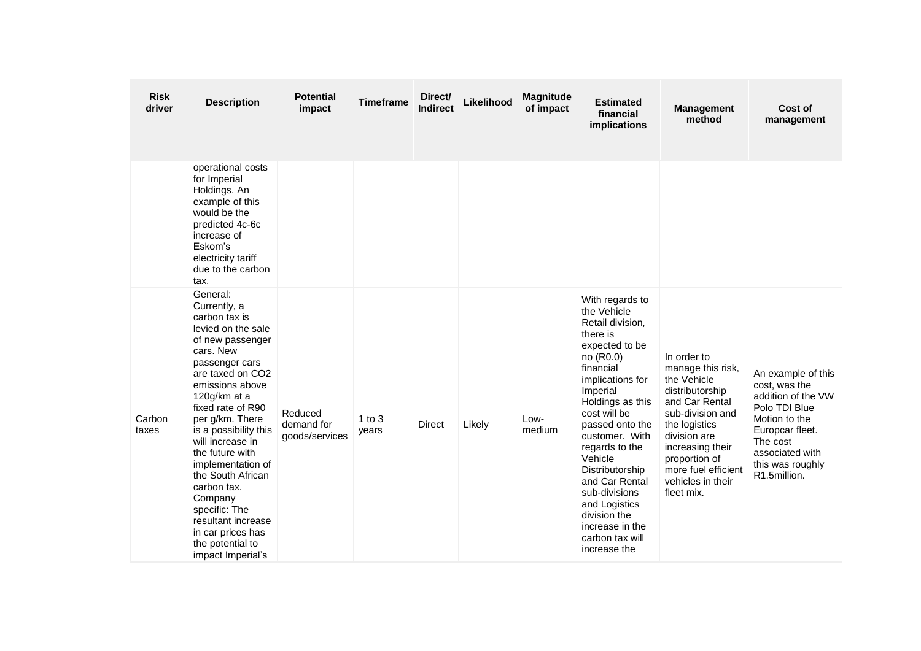| Risk driver | Description | Potential impact | Timeframe | Direct/ Indirect | Likelihood | Magnitude of impact | Estimated financial implications | Management method | Cost of management |
|---|---|---|---|---|---|---|---|---|---|
| | operational costs for Imperial Holdings. An example of this would be the predicted 4c-6c increase of Eskom's electricity tariff due to the carbon tax. | | | | | | | | |
| Carbon taxes | General: Currently, a carbon tax is levied on the sale of new passenger cars. New passenger cars are taxed on $CO_2$ emissions above 120g/km at a fixed rate of R90 per g/km. There is a possibility this will increase in the future with implementation of the South African carbon tax. Company specific: The resultant increase in car prices has the potential to impact Imperial's | Reduced demand for goods/services | 1 to 3 years | Direct | Likely | Low-medium | With regards to the Vehicle Retail division, there is expected to be no (R0.0) financial implications for Imperial Holdings as this cost will be passed onto the customer. With regards to the Vehicle Distributorship and Car Rental sub-divisions and Logistics division the increase in the carbon tax will increase the | In order to manage this risk, the Vehicle distributorship and Car Rental sub-division and the logistics division are increasing their proportion of more fuel efficient vehicles in their fleet mix. | An example of this cost, was the addition of the VW Polo TDI Blue Motion to the Europcar fleet. The cost associated with this was roughly R1.5million. |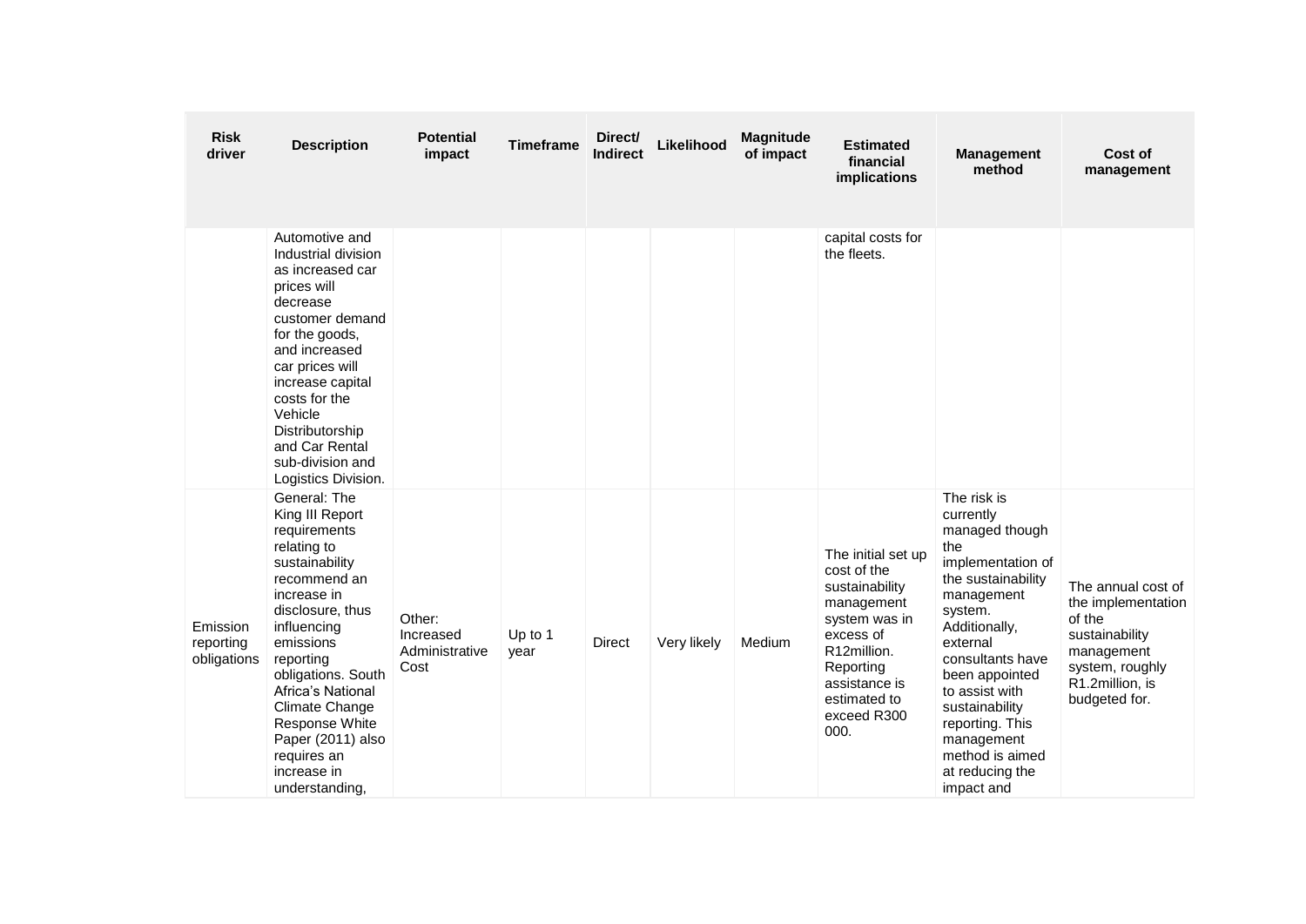| Risk driver | Description | Potential impact | Timeframe | Direct/ Indirect | Likelihood | Magnitude of impact | Estimated financial implications | Management method | Cost of management |
|---|---|---|---|---|---|---|---|---|---|
| | Automotive and Industrial division as increased car prices will decrease customer demand for the goods, and increased car prices will increase capital costs for the Vehicle Distributorship and Car Rental sub-division and Logistics Division. | | | | | | capital costs for the fleets. | | |
| Emission reporting obligations | General: The King III Report requirements relating to sustainability recommend an increase in disclosure, thus influencing emissions reporting obligations. South Africa's National Climate Change Response White Paper (2011) also requires an increase in understanding, | Other: Increased Administrative Cost | Up to 1 year | Direct | Very likely | Medium | The initial set up cost of the sustainability management system was in excess of R12million. Reporting assistance is estimated to exceed R300 000. | The risk is currently managed though the implementation of the sustainability management system. Additionally, external consultants have been appointed to assist with sustainability reporting. This management method is aimed at reducing the impact and | The annual cost of the implementation of the sustainability management system, roughly R1.2million, is budgeted for. |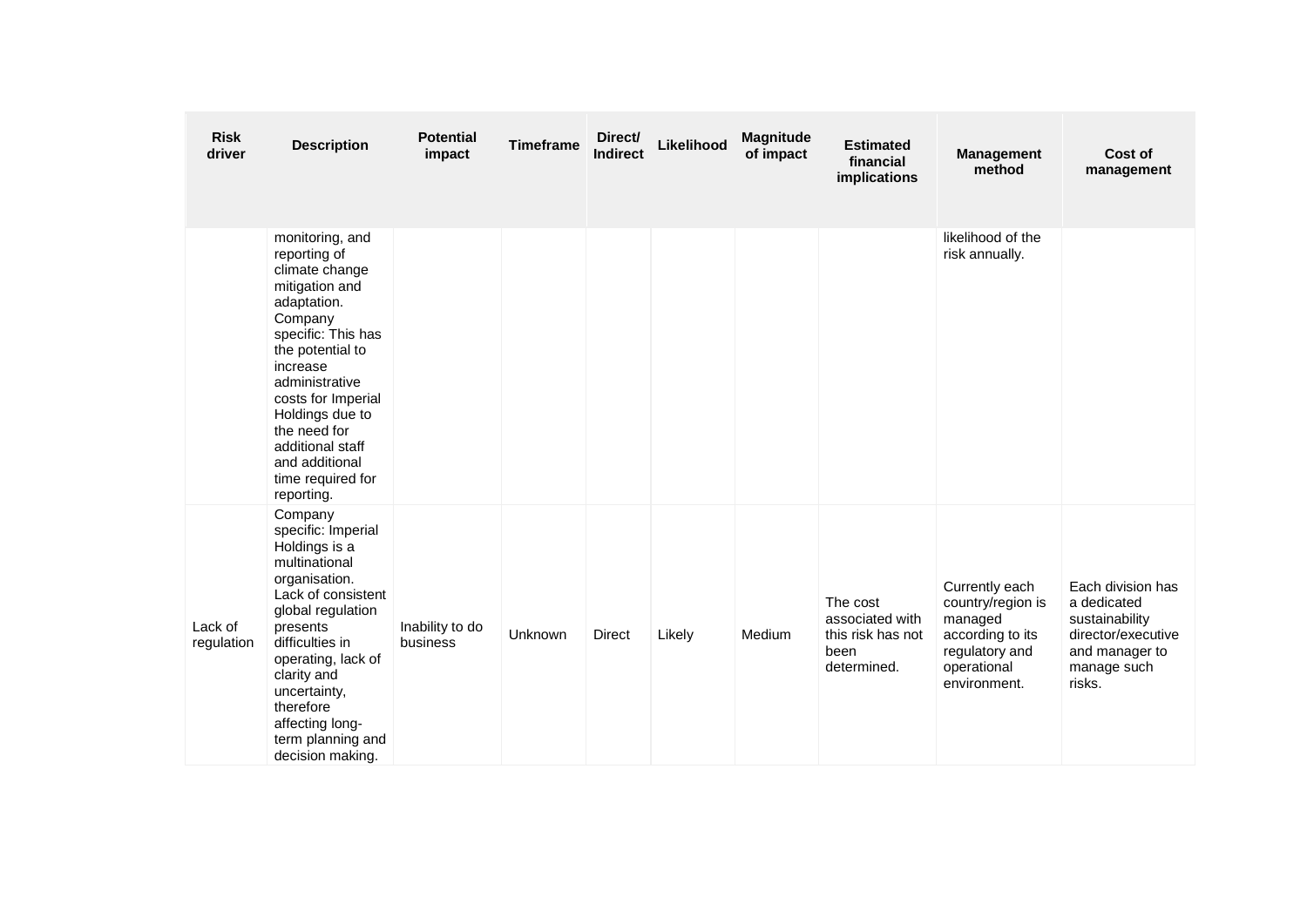| Risk driver | Description | Potential impact | Timeframe | Direct/ Indirect | Likelihood | Magnitude of impact | Estimated financial implications | Management method | Cost of management |
|---|---|---|---|---|---|---|---|---|---|
| | monitoring, and reporting of climate change mitigation and adaptation. Company specific: This has the potential to increase administrative costs for Imperial Holdings due to the need for additional staff and additional time required for reporting. | | | | | | | likelihood of the risk annually. | |
| Lack of regulation | Company specific: Imperial Holdings is a multinational organisation. Lack of consistent global regulation presents difficulties in operating, lack of clarity and uncertainty, therefore affecting long-term planning and decision making. | Inability to do business | Unknown | Direct | Likely | Medium | The cost associated with this risk has not been determined. | Currently each country/region is managed according to its regulatory and operational environment. | Each division has a dedicated sustainability director/executive and manager to manage such risks. |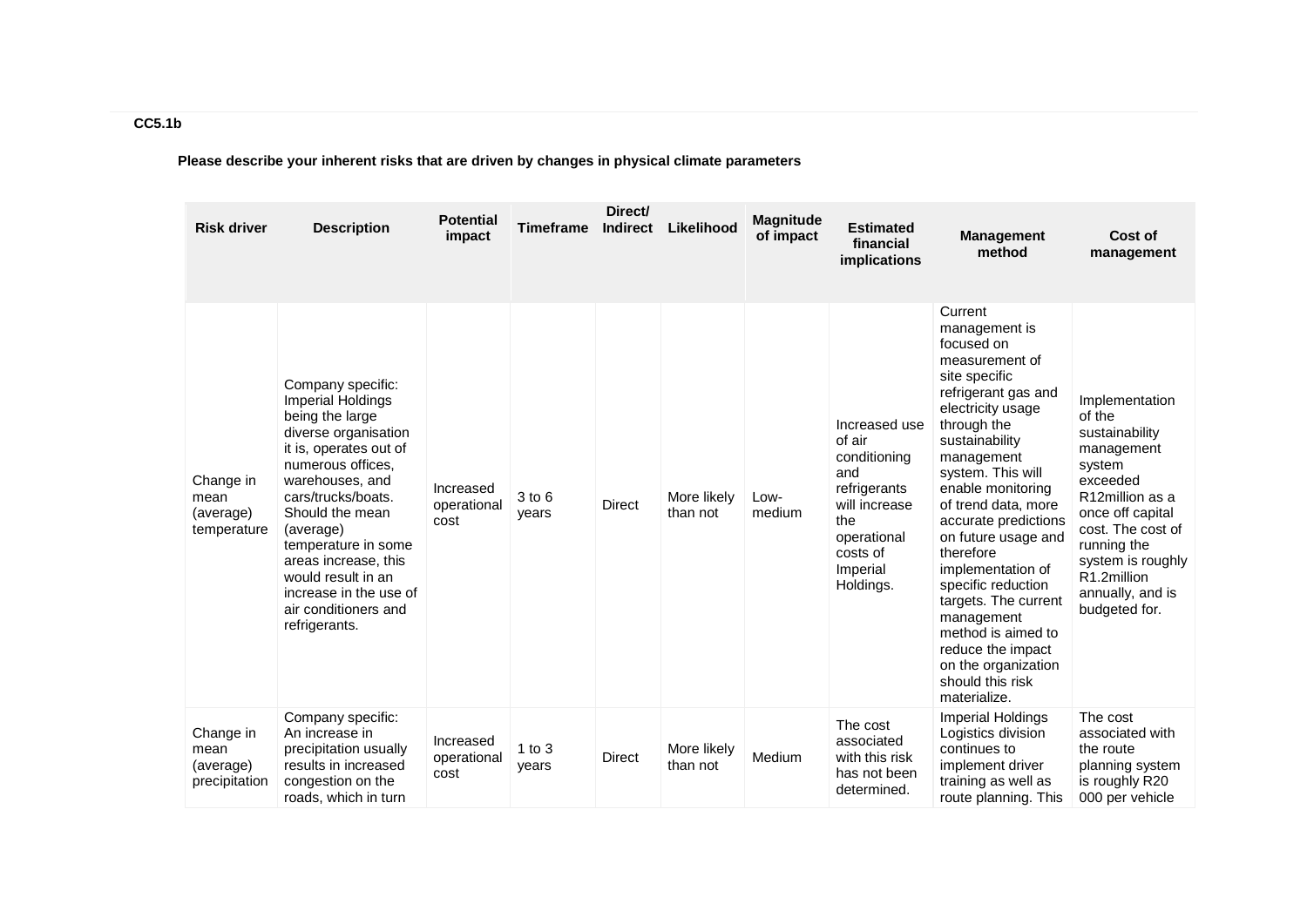**CC5.1b**

**Please describe your inherent risks that are driven by changes in physical climate parameters**

| Risk driver | Description | Potential impact | Timeframe | Direct/ Indirect | Likelihood | Magnitude of impact | Estimated financial implications | Management method | Cost of management |
|---|---|---|---|---|---|---|---|---|---|
| Change in mean (average) temperature | Company specific: Imperial Holdings being the large diverse organisation it is, operates out of numerous offices, warehouses, and cars/trucks/boats. Should the mean (average) temperature in some areas increase, this would result in an increase in the use of air conditioners and refrigerants. | Increased operational cost | 3 to 6 years | Direct | More likely than not | Low-medium | Increased use of air conditioning and refrigerants will increase the operational costs of Imperial Holdings. | Current management is focused on measurement of site specific refrigerant gas and electricity usage through the sustainability management system. This will enable monitoring of trend data, more accurate predictions on future usage and therefore implementation of specific reduction targets. The current management method is aimed to reduce the impact on the organization should this risk materialize. | Implementation of the sustainability management system exceeded R12million as a once off capital cost. The cost of running the system is roughly R1.2million annually, and is budgeted for. |
| Change in mean (average) precipitation | Company specific: An increase in precipitation usually results in increased congestion on the roads, which in turn | Increased operational cost | 1 to 3 years | Direct | More likely than not | Medium | The cost associated with this risk has not been determined. | Imperial Holdings Logistics division continues to implement driver training as well as route planning. This | The cost associated with the route planning system is roughly R20 000 per vehicle |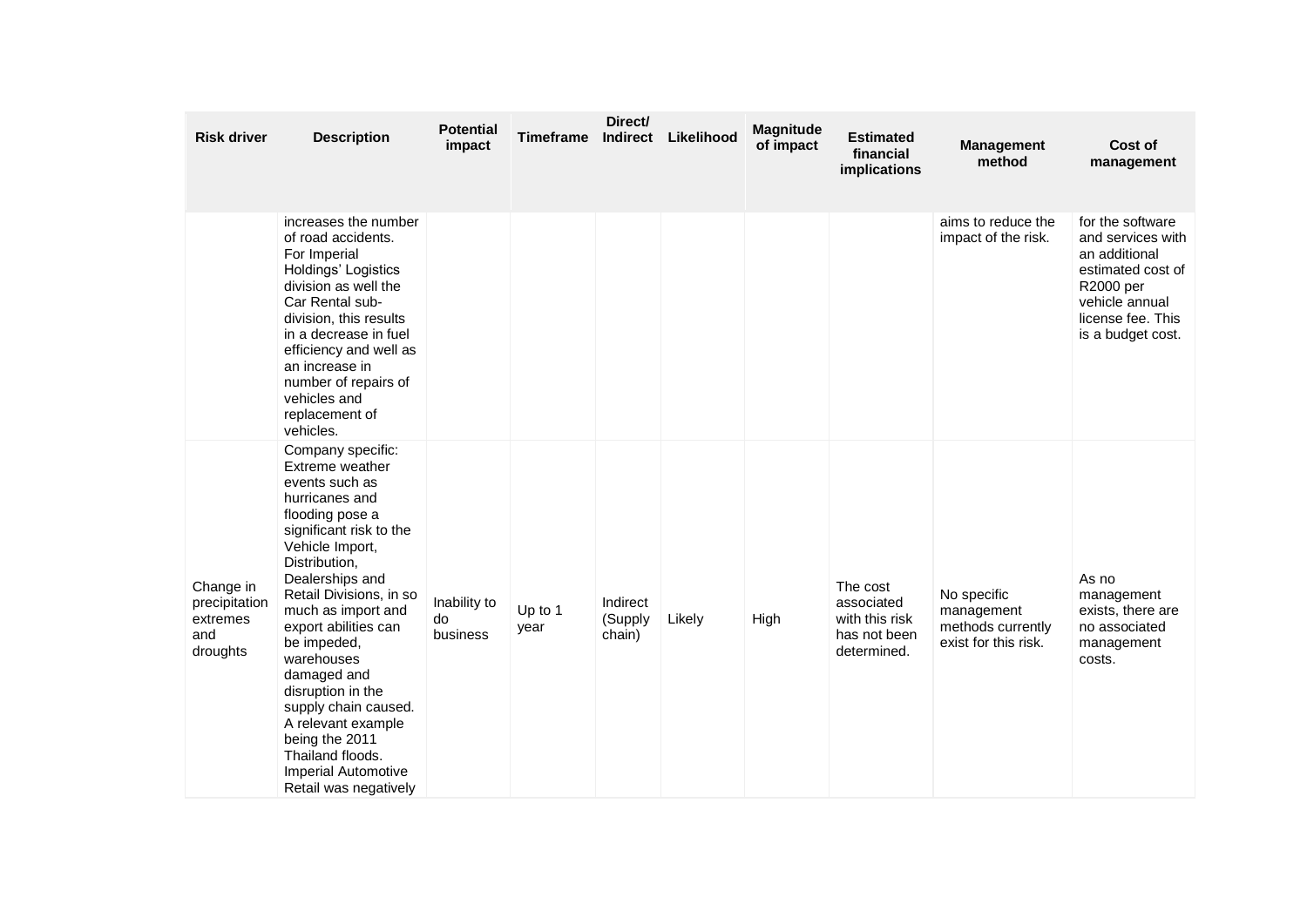| Risk driver | Description | Potential impact | Timeframe | Direct/ Indirect | Likelihood | Magnitude of impact | Estimated financial implications | Management method | Cost of management |
|---|---|---|---|---|---|---|---|---|---|
| | increases the number of road accidents. For Imperial Holdings' Logistics division as well the Car Rental sub-division, this results in a decrease in fuel efficiency and well as an increase in number of repairs of vehicles and replacement of vehicles. | | | | | | | aims to reduce the impact of the risk. | for the software and services with an additional estimated cost of R2000 per vehicle annual license fee. This is a budget cost. |
| Change in precipitation extremes and droughts | Company specific: Extreme weather events such as hurricanes and flooding pose a significant risk to the Vehicle Import, Distribution, Dealerships and Retail Divisions, in so much as import and export abilities can be impeded, warehouses damaged and disruption in the supply chain caused. A relevant example being the 2011 Thailand floods. Imperial Automotive Retail was negatively | Inability to do business | Up to 1 year | Indirect (Supply chain) | Likely | High | The cost associated with this risk has not been determined. | No specific management methods currently exist for this risk. | As no management exists, there are no associated management costs. |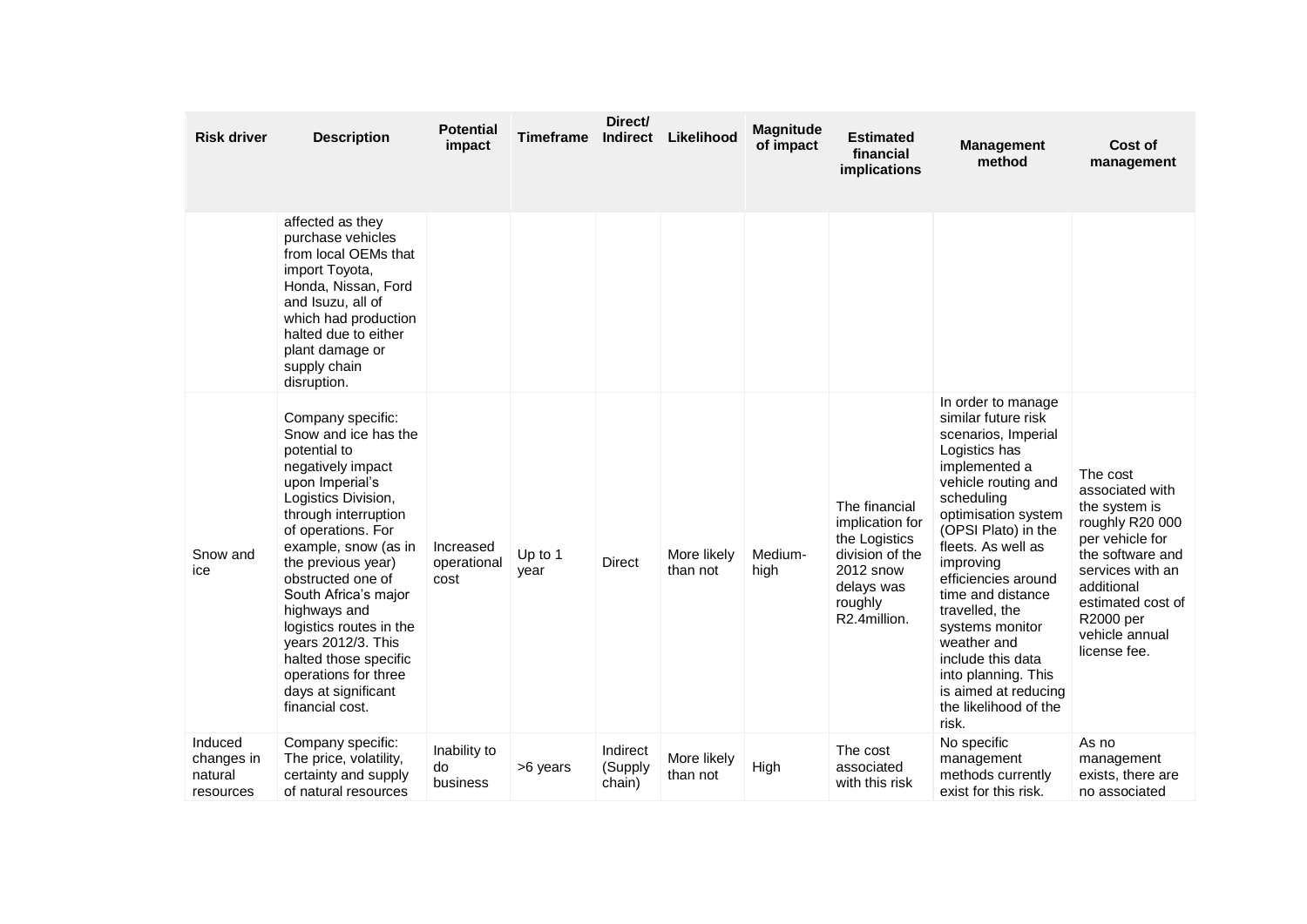| Risk driver | Description | Potential impact | Timeframe | Direct/ Indirect | Likelihood | Magnitude of impact | Estimated financial implications | Management method | Cost of management |
|---|---|---|---|---|---|---|---|---|---|
| | affected as they purchase vehicles from local OEMs that import Toyota, Honda, Nissan, Ford and Isuzu, all of which had production halted due to either plant damage or supply chain disruption. | | | | | | | | |
| Snow and ice | Company specific: Snow and ice has the potential to negatively impact upon Imperial's Logistics Division, through interruption of operations. For example, snow (as in the previous year) obstructed one of South Africa's major highways and logistics routes in the years 2012/3. This halted those specific operations for three days at significant financial cost. | Increased operational cost | Up to 1 year | Direct | More likely than not | Medium-high | The financial implication for the Logistics division of the 2012 snow delays was roughly R2.4million. | In order to manage similar future risk scenarios, Imperial Logistics has implemented a vehicle routing and scheduling optimisation system (OPSI Plato) in the fleets. As well as improving efficiencies around time and distance travelled, the systems monitor weather and include this data into planning. This is aimed at reducing the likelihood of the risk. | The cost associated with the system is roughly R20 000 per vehicle for the software and services with an additional estimated cost of R2000 per vehicle annual license fee. |
| Induced changes in natural resources | Company specific: The price, volatility, certainty and supply of natural resources | Inability to do business | >6 years | Indirect (Supply chain) | More likely than not | High | The cost associated with this risk | No specific management methods currently exist for this risk. | As no management exists, there are no associated |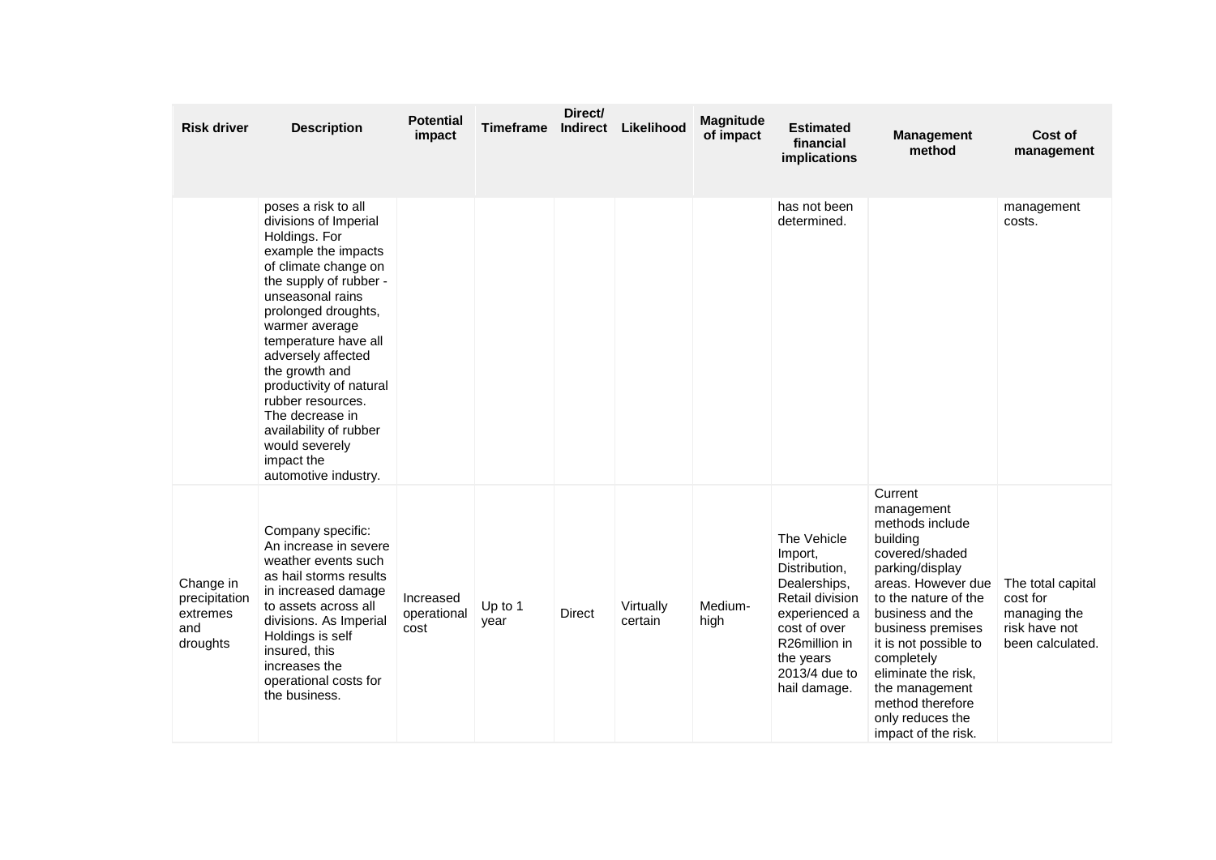| Risk driver | Description | Potential impact | Timeframe | Direct/ Indirect | Likelihood | Magnitude of impact | Estimated financial implications | Management method | Cost of management |
|---|---|---|---|---|---|---|---|---|---|
| | poses a risk to all divisions of Imperial Holdings. For example the impacts of climate change on the supply of rubber - unseasonal rains prolonged droughts, warmer average temperature have all adversely affected the growth and productivity of natural rubber resources. The decrease in availability of rubber would severely impact the automotive industry. | | | | | | has not been determined. | | management costs. |
| Change in precipitation extremes and droughts | Company specific: An increase in severe weather events such as hail storms results in increased damage to assets across all divisions. As Imperial Holdings is self insured, this increases the operational costs for the business. | Increased operational cost | Up to 1 year | Direct | Virtually certain | Medium-high | The Vehicle Import, Distribution, Dealerships, Retail division experienced a cost of over R26million in the years 2013/4 due to hail damage. | Current management methods include building covered/shaded parking/display areas. However due to the nature of the business and the business premises it is not possible to completely eliminate the risk, the management method therefore only reduces the impact of the risk. | The total capital cost for managing the risk have not been calculated. |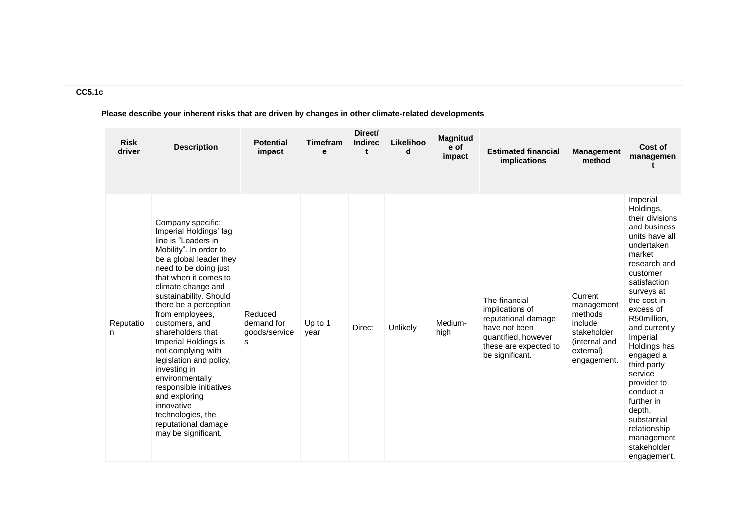**CC5.1c**

**Please describe your inherent risks that are driven by changes in other climate-related developments**

| Risk driver | Description | Potential impact | Timeframe | Direct/ Indirect | Likelihood | Magnitude of impact | Estimated financial implications | Management method | Cost of management |
|---|---|---|---|---|---|---|---|---|---|
| Reputation | Company specific: Imperial Holdings' tag line is "Leaders in Mobility". In order to be a global leader they need to be doing just that when it comes to climate change and sustainability. Should there be a perception from employees, customers, and shareholders that Imperial Holdings is not complying with legislation and policy, investing in environmentally responsible initiatives and exploring innovative technologies, the reputational damage may be significant. | Reduced demand for goods/services | Up to 1 year | Direct | Unlikely | Medium-high | The financial implications of reputational damage have not been quantified, however these are expected to be significant. | Current management methods include stakeholder (internal and external) engagement. | Imperial Holdings, their divisions and business units have all undertaken market research and customer satisfaction surveys at the cost in excess of R50million, and currently Imperial Holdings has engaged a third party service provider to conduct a further in depth, substantial relationship management stakeholder engagement. |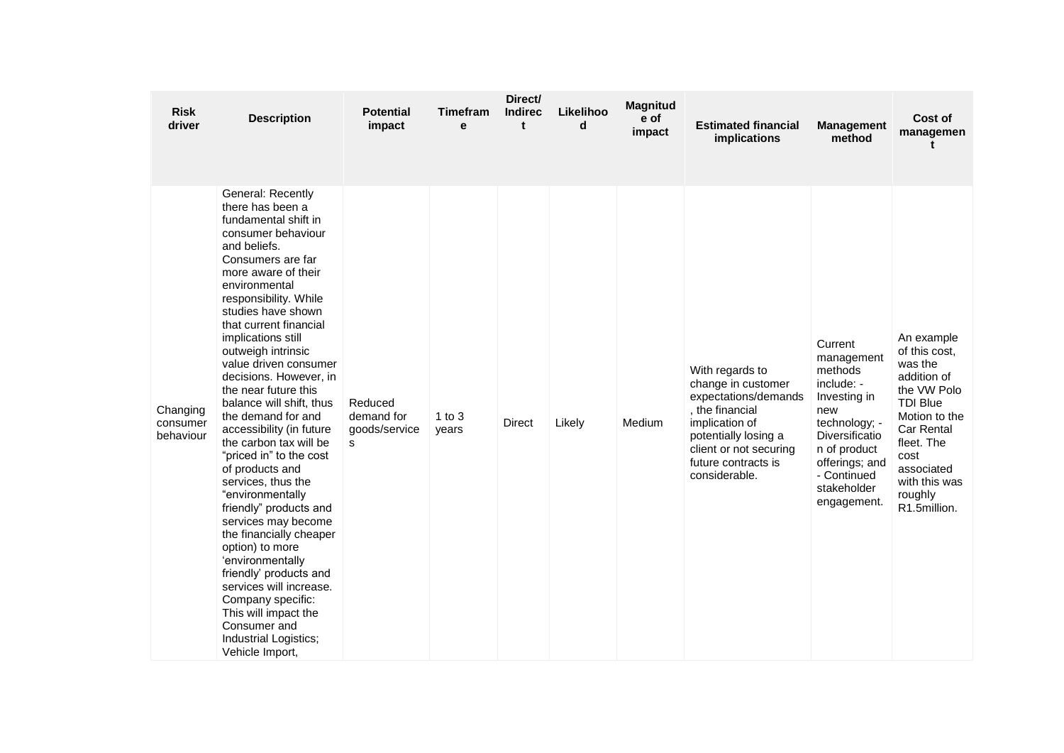| Risk driver | Description | Potential impact | Timeframe | Direct/ Indirect | Likelihood | Magnitude of impact | Estimated financial implications | Management method | Cost of management |
|---|---|---|---|---|---|---|---|---|---|
| Changing consumer behaviour | General: Recently there has been a fundamental shift in consumer behaviour and beliefs. Consumers are far more aware of their environmental responsibility. While studies have shown that current financial implications still outweigh intrinsic value driven consumer decisions. However, in the near future this balance will shift, thus the demand for and accessibility (in future the carbon tax will be "priced in" to the cost of products and services, thus the "environmentally friendly" products and services may become the financially cheaper option) to more 'environmentally friendly' products and services will increase. Company specific: This will impact the Consumer and Industrial Logistics; Vehicle Import, | Reduced demand for goods/services | 1 to 3 years | Direct | Likely | Medium | With regards to change in customer expectations/demands, the financial implication of potentially losing a client or not securing future contracts is considerable. | Current management methods include: - Investing in new technology; - Diversification of product offerings; and - Continued stakeholder engagement. | An example of this cost, was the addition of the VW Polo TDI Blue Motion to the Car Rental fleet. The cost associated with this was roughly R1.5million. |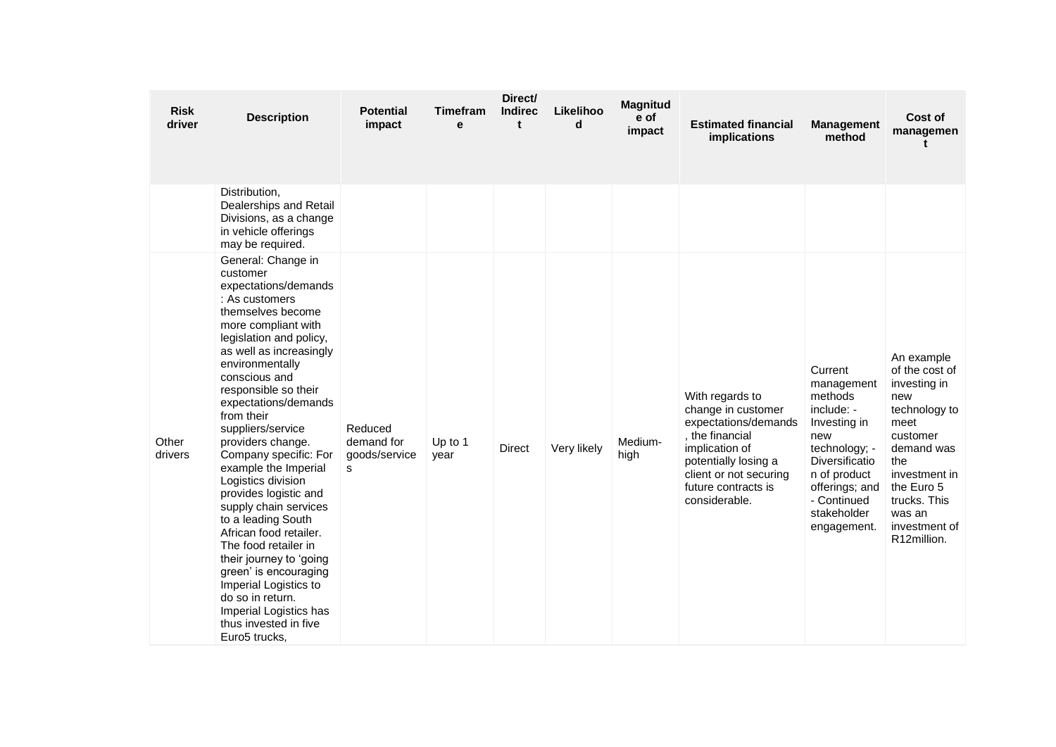| Risk driver | Description | Potential impact | Timeframe | Direct/ Indirect | Likelihood | Magnitude of impact | Estimated financial implications | Management method | Cost of management |
|---|---|---|---|---|---|---|---|---|---|
| | Distribution, Dealerships and Retail Divisions, as a change in vehicle offerings may be required. | | | | | | | | |
| Other drivers | General: Change in customer expectations/demands: As customers themselves become more compliant with legislation and policy, as well as increasingly environmentally conscious and responsible so their expectations/demands from their suppliers/service providers change. Company specific: For example the Imperial Logistics division provides logistic and supply chain services to a leading South African food retailer. The food retailer in their journey to 'going green' is encouraging Imperial Logistics to do so in return. Imperial Logistics has thus invested in five Euro5 trucks, | Reduced demand for goods/services | Up to 1 year | Direct | Very likely | Medium-high | With regards to change in customer expectations/demands, the financial implication of potentially losing a client or not securing future contracts is considerable. | Current management methods include: - Investing in new technology; - Diversification of product offerings; and - Continued stakeholder engagement. | An example of the cost of investing in new technology to meet customer demand was the investment in the Euro 5 trucks. This was an investment of R12million. |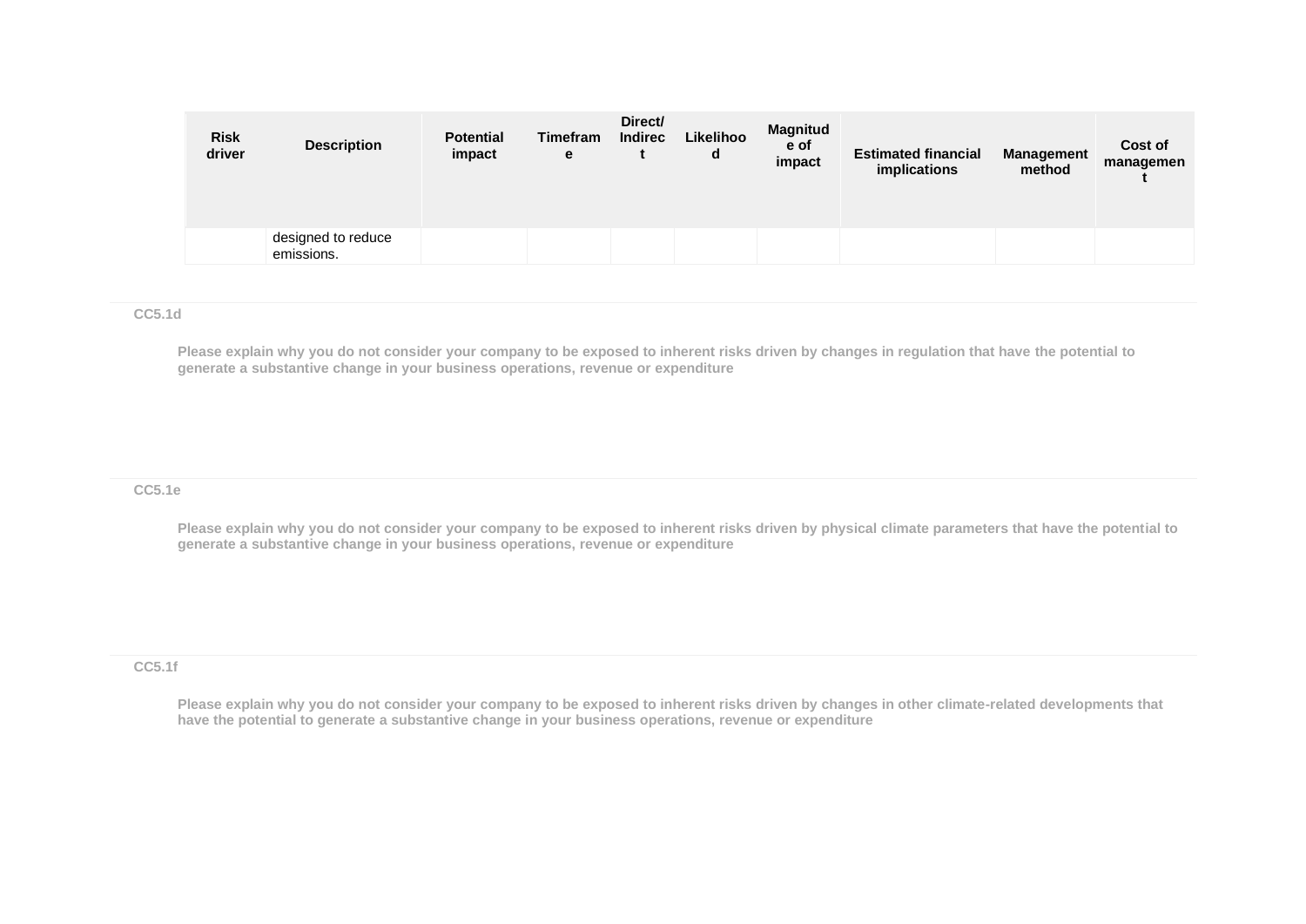| Risk driver | Description | Potential impact | Timeframe | Direct/ Indirect | Likelihood | Magnitude of impact | Estimated financial implications | Management method | Cost of management |
|---|---|---|---|---|---|---|---|---|---|
| | designed to reduce emissions. | | | | | | | | |

CC5.1d

**Please explain why you do not consider your company to be exposed to inherent risks driven by changes in regulation that have the potential to generate a substantive change in your business operations, revenue or expenditure**

CC5.1e

**Please explain why you do not consider your company to be exposed to inherent risks driven by physical climate parameters that have the potential to generate a substantive change in your business operations, revenue or expenditure**

CC5.1f

**Please explain why you do not consider your company to be exposed to inherent risks driven by changes in other climate-related developments that have the potential to generate a substantive change in your business operations, revenue or expenditure**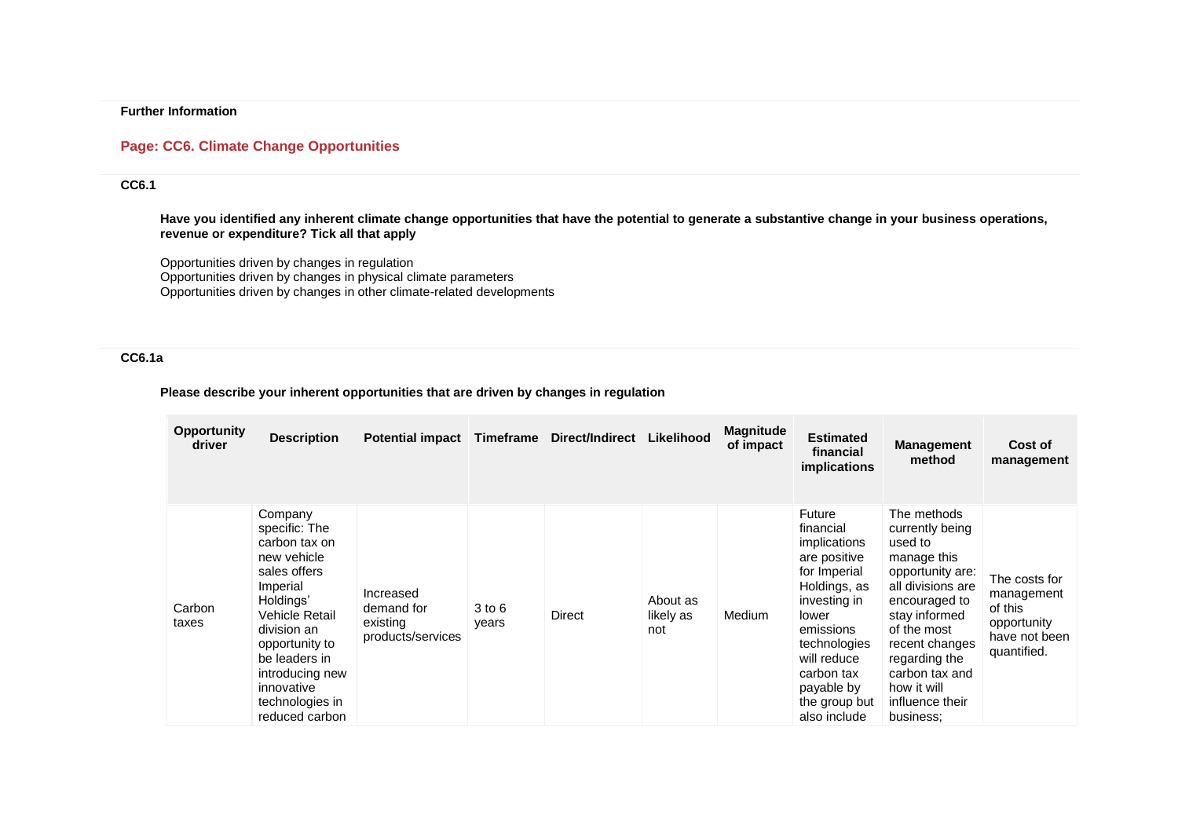**Further Information**

## Page: CC6. Climate Change Opportunities

### CC6.1

**Have you identified any inherent climate change opportunities that have the potential to generate a substantive change in your business operations, revenue or expenditure? Tick all that apply**

Opportunities driven by changes in regulation
Opportunities driven by changes in physical climate parameters
Opportunities driven by changes in other climate-related developments

### CC6.1a

**Please describe your inherent opportunities that are driven by changes in regulation**

| Opportunity driver | Description | Potential impact | Timeframe | Direct/Indirect | Likelihood | Magnitude of impact | Estimated financial implications | Management method | Cost of management |
|---|---|---|---|---|---|---|---|---|---|
| Carbon taxes | Company specific: The carbon tax on new vehicle sales offers Imperial Holdings' Vehicle Retail division an opportunity to be leaders in introducing new innovative technologies in reduced carbon | Increased demand for existing products/services | 3 to 6 years | Direct | About as likely as not | Medium | Future financial implications are positive for Imperial Holdings, as investing in lower emissions technologies will reduce carbon tax payable by the group but also include | The methods currently being used to manage this opportunity are: all divisions are encouraged to stay informed of the most recent changes regarding the carbon tax and how it will influence their business; | The costs for management of this opportunity have not been quantified. |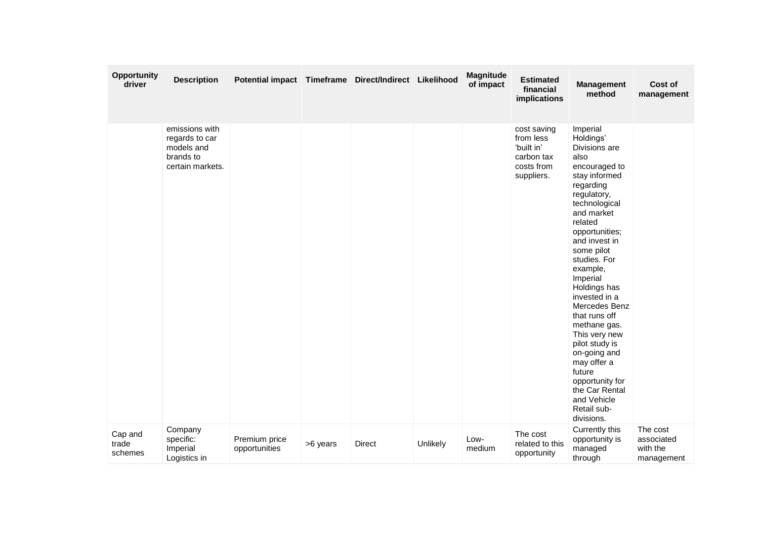| Opportunity driver | Description | Potential impact | Timeframe | Direct/Indirect | Likelihood | Magnitude of impact | Estimated financial implications | Management method | Cost of management |
|---|---|---|---|---|---|---|---|---|---|
| | emissions with regards to car models and brands to certain markets. | | | | | | cost saving from less 'built in' carbon tax costs from suppliers. | Imperial Holdings' Divisions are also encouraged to stay informed regarding regulatory, technological and market related opportunities; and invest in some pilot studies. For example, Imperial Holdings has invested in a Mercedes Benz that runs off methane gas. This very new pilot study is on-going and may offer a future opportunity for the Car Rental and Vehicle Retail sub-divisions. | |
| Cap and trade schemes | Company specific: Imperial Logistics in | Premium price opportunities | >6 years | Direct | Unlikely | Low-medium | The cost related to this opportunity | Currently this opportunity is managed through | The cost associated with the management |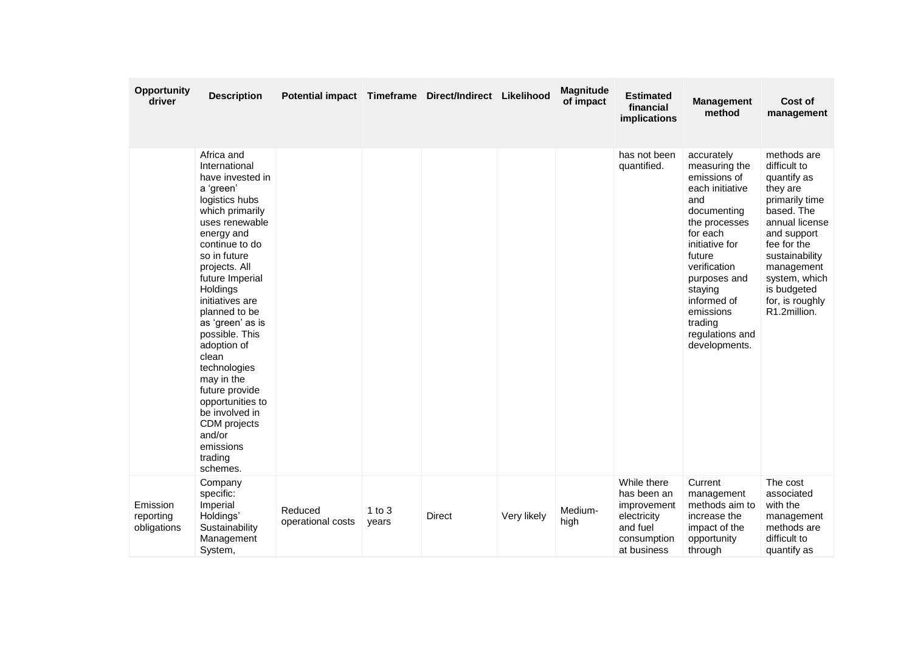| Opportunity driver | Description | Potential impact | Timeframe | Direct/Indirect | Likelihood | Magnitude of impact | Estimated financial implications | Management method | Cost of management |
|---|---|---|---|---|---|---|---|---|---|
| | Africa and International have invested in a 'green' logistics hubs which primarily uses renewable energy and continue to do so in future projects. All future Imperial Holdings initiatives are planned to be as 'green' as is possible. This adoption of clean technologies may in the future provide opportunities to be involved in CDM projects and/or emissions trading schemes. | | | | | | has not been quantified. | accurately measuring the emissions of each initiative and documenting the processes for each initiative for future verification purposes and staying informed of emissions trading regulations and developments. | methods are difficult to quantify as they are primarily time based. The annual license and support fee for the sustainability management system, which is budgeted for, is roughly R1.2million. |
| Emission reporting obligations | Company specific: Imperial Holdings' Sustainability Management System, | Reduced operational costs | 1 to 3 years | Direct | Very likely | Medium-high | While there has been an improvement electricity and fuel consumption at business | Current management methods aim to increase the impact of the opportunity through | The cost associated with the management methods are difficult to quantify as |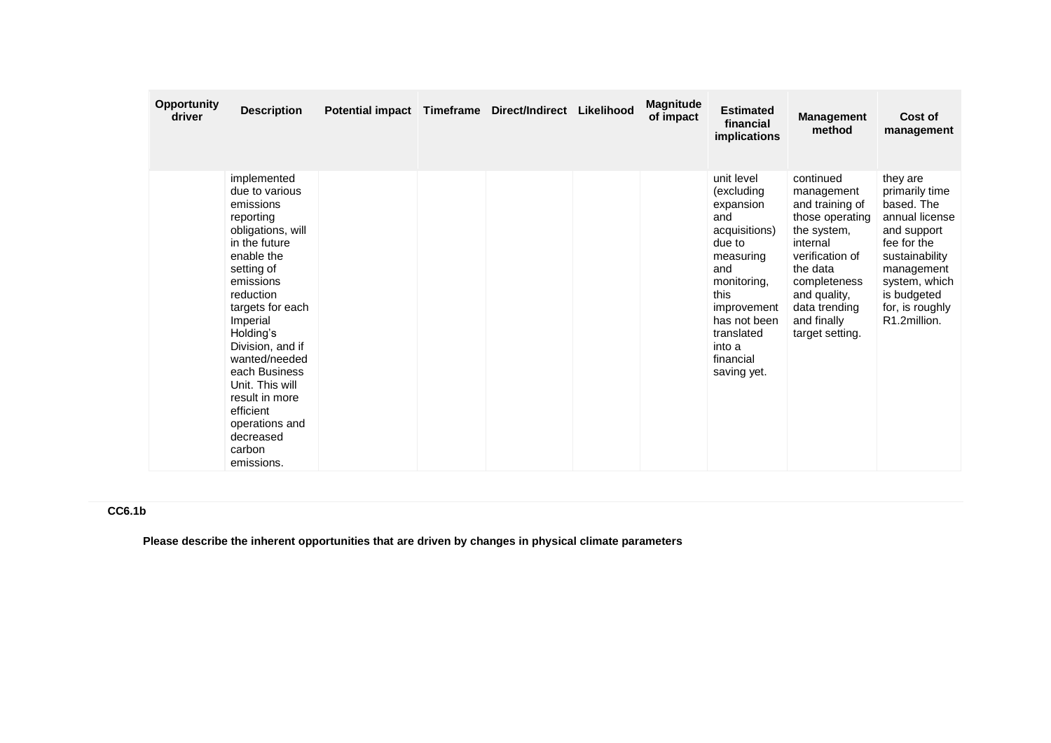| Opportunity driver | Description | Potential impact | Timeframe | Direct/Indirect | Likelihood | Magnitude of impact | Estimated financial implications | Management method | Cost of management |
|---|---|---|---|---|---|---|---|---|---|
| | implemented due to various emissions reporting obligations, will in the future enable the setting of emissions reduction targets for each Imperial Holding's Division, and if wanted/needed each Business Unit. This will result in more efficient operations and decreased carbon emissions. | | | | | | unit level (excluding expansion and acquisitions) due to measuring and monitoring, this improvement has not been translated into a financial saving yet. | continued management and training of those operating the system, internal verification of the data completeness and quality, data trending and finally target setting. | they are primarily time based. The annual license and support fee for the sustainability management system, which is budgeted for, is roughly R1.2million. |

**CC6.1b**

**Please describe the inherent opportunities that are driven by changes in physical climate parameters**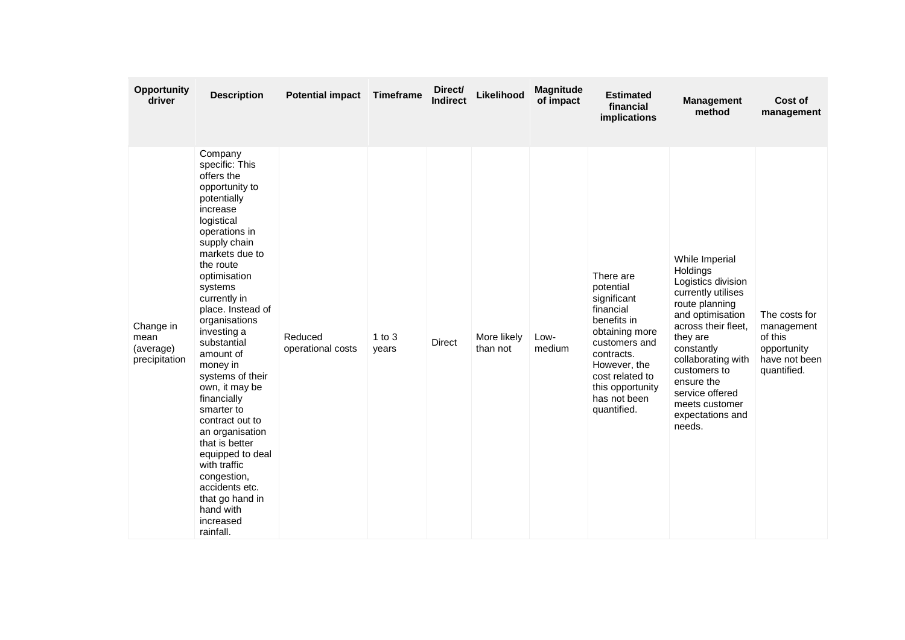| Opportunity driver | Description | Potential impact | Timeframe | Direct/ Indirect | Likelihood | Magnitude of impact | Estimated financial implications | Management method | Cost of management |
|---|---|---|---|---|---|---|---|---|---|
| Change in mean (average) precipitation | Company specific: This offers the opportunity to potentially increase logistical operations in supply chain markets due to the route optimisation systems currently in place. Instead of organisations investing a substantial amount of money in systems of their own, it may be financially smarter to contract out to an organisation that is better equipped to deal with traffic congestion, accidents etc. that go hand in hand with increased rainfall. | Reduced operational costs | 1 to 3 years | Direct | More likely than not | Low-medium | There are potential significant financial benefits in obtaining more customers and contracts. However, the cost related to this opportunity has not been quantified. | While Imperial Holdings Logistics division currently utilises route planning and optimisation across their fleet, they are constantly collaborating with customers to ensure the service offered meets customer expectations and needs. | The costs for management of this opportunity have not been quantified. |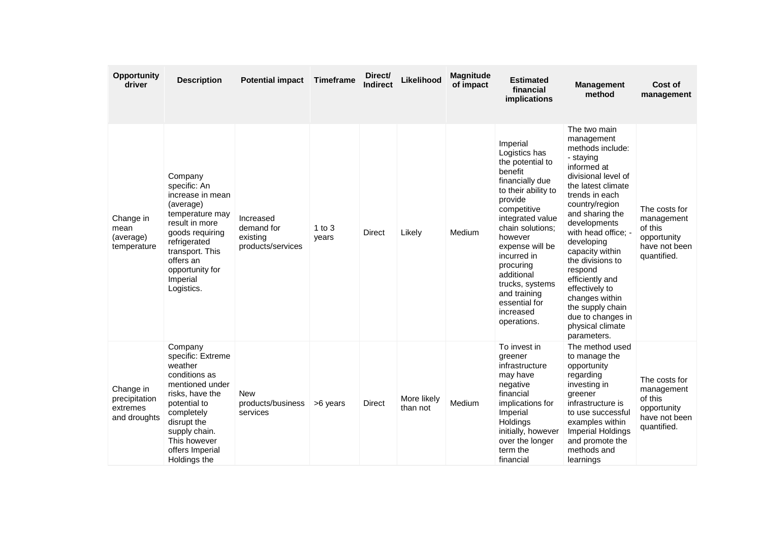| Opportunity driver | Description | Potential impact | Timeframe | Direct/ Indirect | Likelihood | Magnitude of impact | Estimated financial implications | Management method | Cost of management |
|---|---|---|---|---|---|---|---|---|---|
| Change in mean (average) temperature | Company specific: An increase in mean (average) temperature may result in more goods requiring refrigerated transport. This offers an opportunity for Imperial Logistics. | Increased demand for existing products/services | 1 to 3 years | Direct | Likely | Medium | Imperial Logistics has the potential to benefit financially due to their ability to provide competitive integrated value chain solutions; however expense will be incurred in procuring additional trucks, systems and training essential for increased operations. | The two main management methods include: - staying informed at divisional level of the latest climate trends in each country/region and sharing the developments with head office; - developing capacity within the divisions to respond efficiently and effectively to changes within the supply chain due to changes in physical climate parameters. | The costs for management of this opportunity have not been quantified. |
| Change in precipitation extremes and droughts | Company specific: Extreme weather conditions as mentioned under risks, have the potential to completely disrupt the supply chain. This however offers Imperial Holdings the | New products/business services | >6 years | Direct | More likely than not | Medium | To invest in greener infrastructure may have negative financial implications for Imperial Holdings initially, however over the longer term the financial | The method used to manage the opportunity regarding investing in greener infrastructure is to use successful examples within Imperial Holdings and promote the methods and learnings | The costs for management of this opportunity have not been quantified. |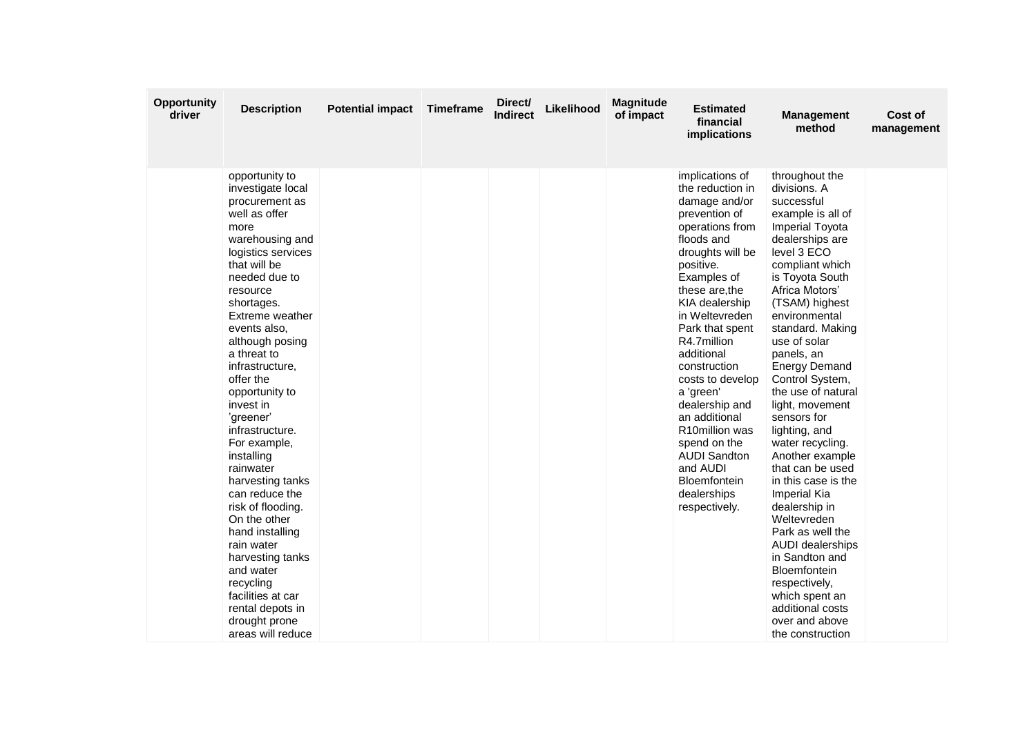| Opportunity driver | Description | Potential impact | Timeframe | Direct/ Indirect | Likelihood | Magnitude of impact | Estimated financial implications | Management method | Cost of management |
|---|---|---|---|---|---|---|---|---|---|
| | opportunity to investigate local procurement as well as offer more warehousing and logistics services that will be needed due to resource shortages. Extreme weather events also, although posing a threat to infrastructure, offer the opportunity to invest in 'greener' infrastructure. For example, installing rainwater harvesting tanks can reduce the risk of flooding. On the other hand installing rain water harvesting tanks and water recycling facilities at car rental depots in drought prone areas will reduce | | | | | | implications of the reduction in damage and/or prevention of operations from floods and droughts will be positive. Examples of these are,the KIA dealership in Weltevreden Park that spent R4.7million additional construction costs to develop a 'green' dealership and an additional R10million was spend on the AUDI Sandton and AUDI Bloemfontein dealerships respectively. | throughout the divisions. A successful example is all of Imperial Toyota dealerships are level 3 ECO compliant which is Toyota South Africa Motors' (TSAM) highest environmental standard. Making use of solar panels, an Energy Demand Control System, the use of natural light, movement sensors for lighting, and water recycling. Another example that can be used in this case is the Imperial Kia dealership in Weltevreden Park as well the AUDI dealerships in Sandton and Bloemfontein respectively, which spent an additional costs over and above the construction | |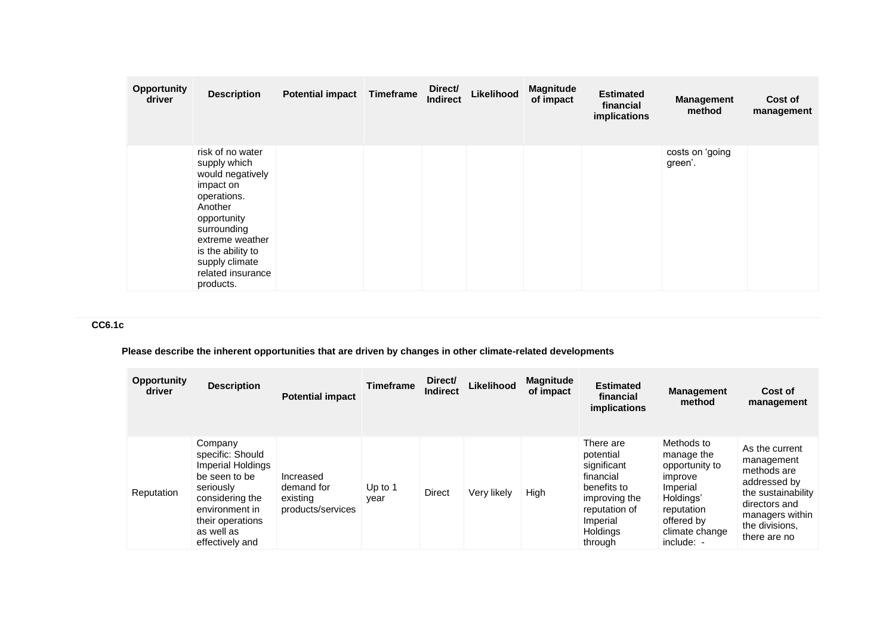| Opportunity driver | Description | Potential impact | Timeframe | Direct/ Indirect | Likelihood | Magnitude of impact | Estimated financial implications | Management method | Cost of management |
|---|---|---|---|---|---|---|---|---|---|
| | risk of no water supply which would negatively impact on operations. Another opportunity surrounding extreme weather is the ability to supply climate related insurance products. | | | | | | | costs on 'going green'. | |

**CC6.1c**

**Please describe the inherent opportunities that are driven by changes in other climate-related developments**

| Opportunity driver | Description | Potential impact | Timeframe | Direct/ Indirect | Likelihood | Magnitude of impact | Estimated financial implications | Management method | Cost of management |
|---|---|---|---|---|---|---|---|---|---|
| Reputation | Company specific: Should Imperial Holdings be seen to be seriously considering the environment in their operations as well as effectively and | Increased demand for existing products/services | Up to 1 year | Direct | Very likely | High | There are potential significant financial benefits to improving the reputation of Imperial Holdings through | Methods to manage the opportunity to improve Imperial Holdings' reputation offered by climate change include: - | As the current management methods are addressed by the sustainability directors and managers within the divisions, there are no |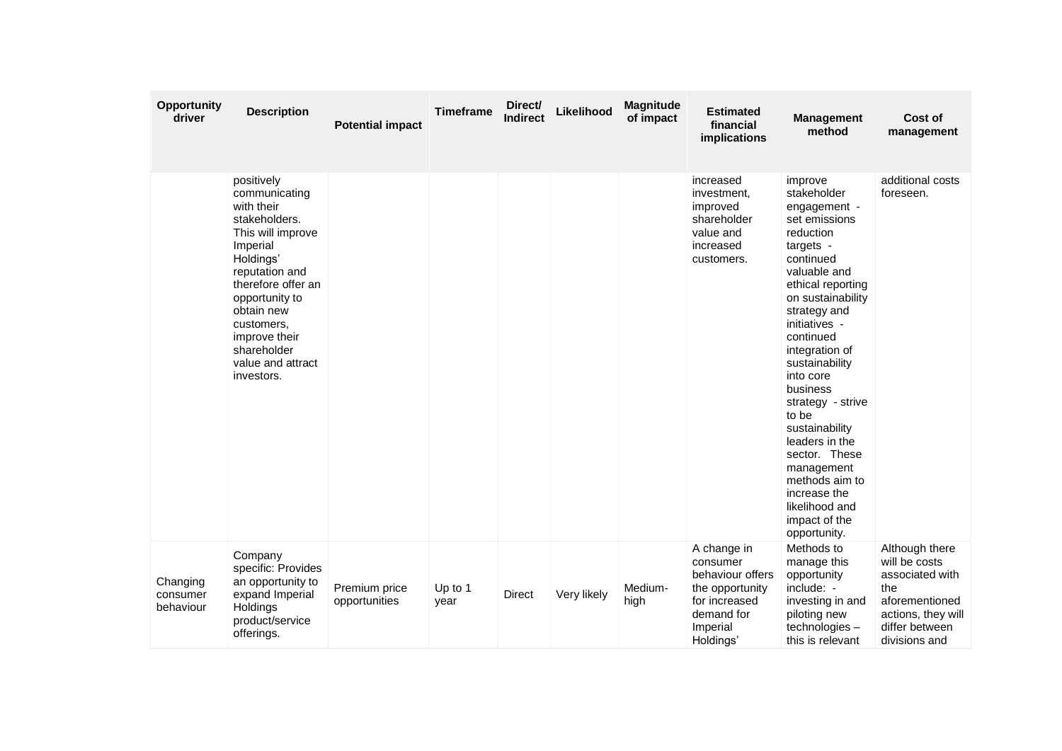| Opportunity driver | Description | Potential impact | Timeframe | Direct/ Indirect | Likelihood | Magnitude of impact | Estimated financial implications | Management method | Cost of management |
|---|---|---|---|---|---|---|---|---|---|
| | positively communicating with their stakeholders. This will improve Imperial Holdings' reputation and therefore offer an opportunity to obtain new customers, improve their shareholder value and attract investors. | | | | | | increased investment, improved shareholder value and increased customers. | improve stakeholder engagement - set emissions reduction targets - continued valuable and ethical reporting on sustainability strategy and initiatives - continued integration of sustainability into core business strategy - strive to be sustainability leaders in the sector. These management methods aim to increase the likelihood and impact of the opportunity. | additional costs foreseen. |
| Changing consumer behaviour | Company specific: Provides an opportunity to expand Imperial Holdings product/service offerings. | Premium price opportunities | Up to 1 year | Direct | Very likely | Medium-high | A change in consumer behaviour offers the opportunity for increased demand for Imperial Holdings' | Methods to manage this opportunity include: - investing in and piloting new technologies – this is relevant | Although there will be costs associated with the aforementioned actions, they will differ between divisions and |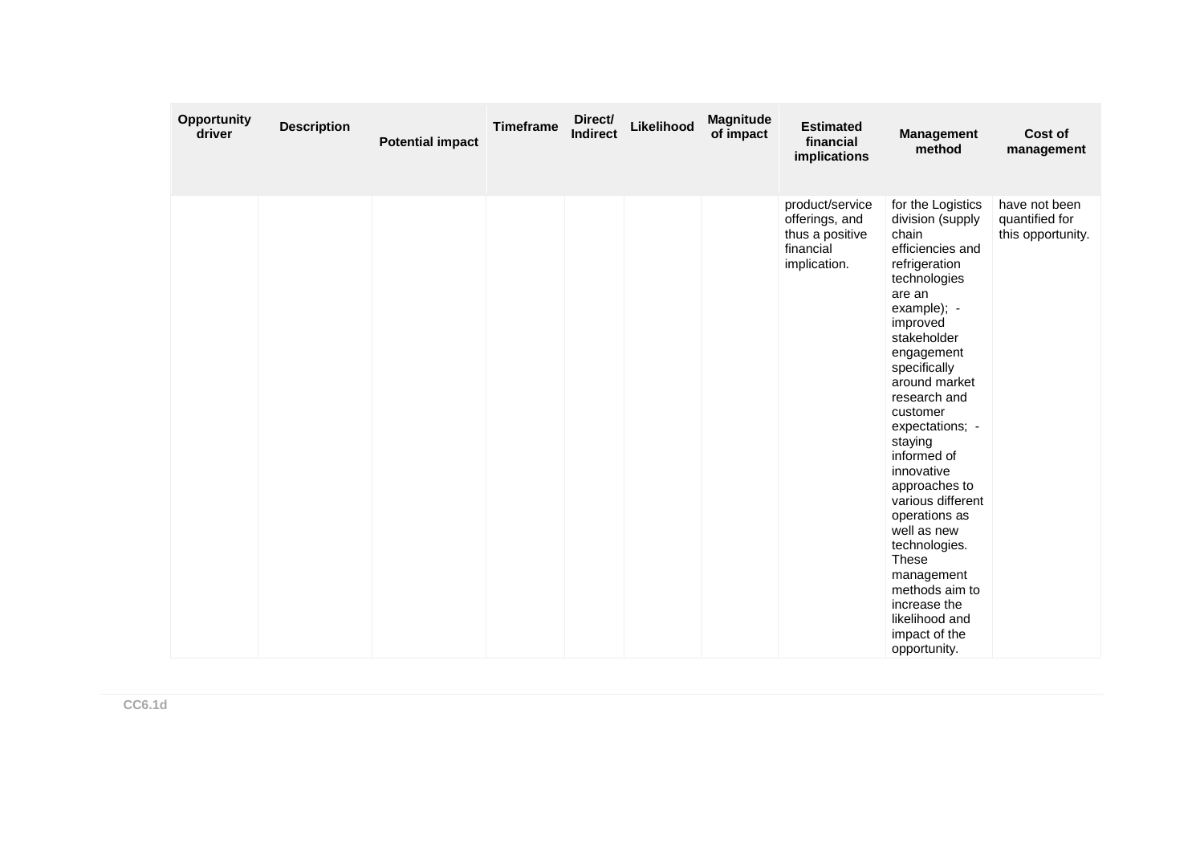| Opportunity driver | Description | Potential impact | Timeframe | Direct/ Indirect | Likelihood | Magnitude of impact | Estimated financial implications | Management method | Cost of management |
|---|---|---|---|---|---|---|---|---|---|
| | | | | | | | product/service offerings, and thus a positive financial implication. | for the Logistics division (supply chain efficiencies and refrigeration technologies are an example); - improved stakeholder engagement specifically around market research and customer expectations; - staying informed of innovative approaches to various different operations as well as new technologies. These management methods aim to increase the likelihood and impact of the opportunity. | have not been quantified for this opportunity. |

**CC6.1d**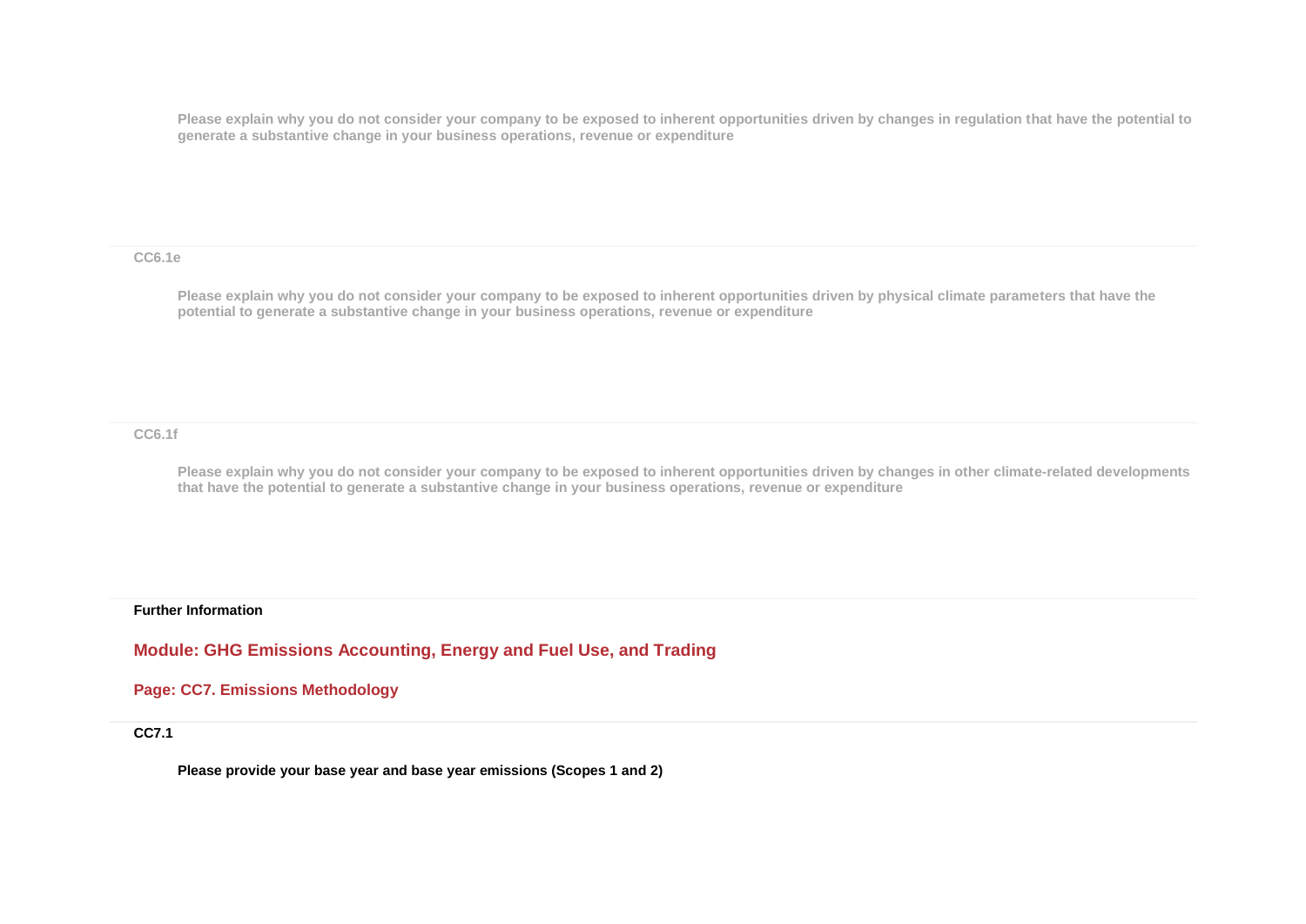Please explain why you do not consider your company to be exposed to inherent opportunities driven by changes in regulation that have the potential to generate a substantive change in your business operations, revenue or expenditure

**CC6.1e**

Please explain why you do not consider your company to be exposed to inherent opportunities driven by physical climate parameters that have the potential to generate a substantive change in your business operations, revenue or expenditure

**CC6.1f**

Please explain why you do not consider your company to be exposed to inherent opportunities driven by changes in other climate-related developments that have the potential to generate a substantive change in your business operations, revenue or expenditure

**Further Information**

## Module: GHG Emissions Accounting, Energy and Fuel Use, and Trading

### Page: CC7. Emissions Methodology

**CC7.1**

**Please provide your base year and base year emissions (Scopes 1 and 2)**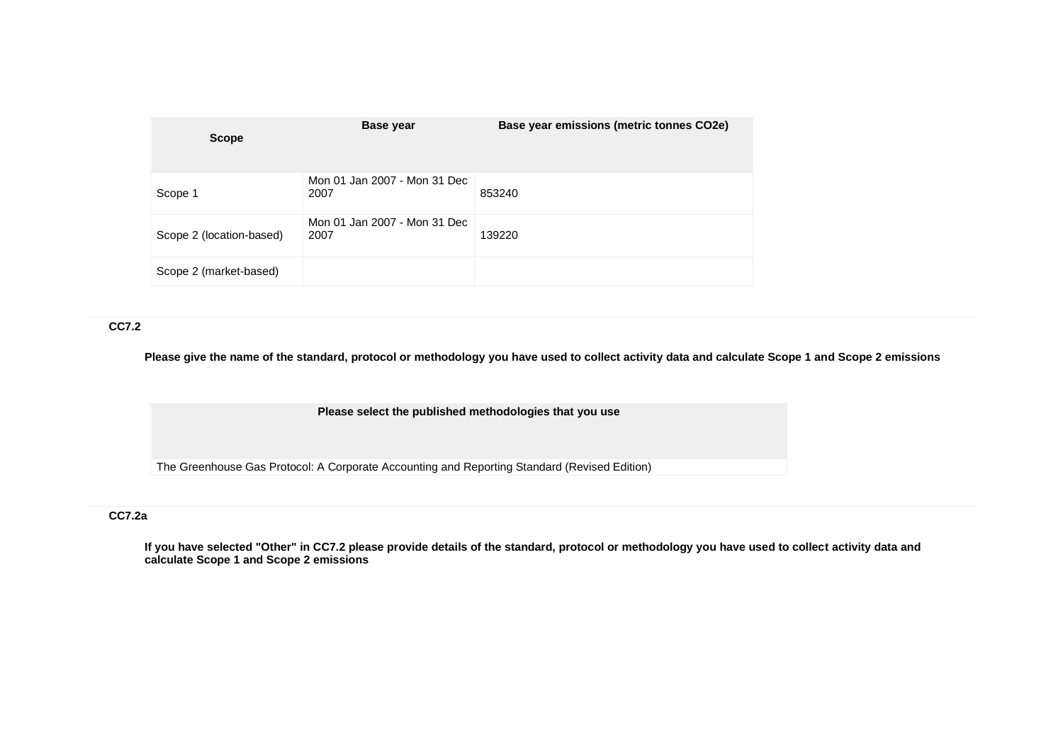| Scope | Base year | Base year emissions (metric tonnes CO2e) |
|---|---|---|
| Scope 1 | Mon 01 Jan 2007 - Mon 31 Dec 2007 | 853240 |
| Scope 2 (location-based) | Mon 01 Jan 2007 - Mon 31 Dec 2007 | 139220 |
| Scope 2 (market-based) | | |

### CC7.2

**Please give the name of the standard, protocol or methodology you have used to collect activity data and calculate Scope 1 and Scope 2 emissions**

| Please select the published methodologies that you use |
|---|
| The Greenhouse Gas Protocol: A Corporate Accounting and Reporting Standard (Revised Edition) |

### CC7.2a

**If you have selected "Other" in CC7.2 please provide details of the standard, protocol or methodology you have used to collect activity data and calculate Scope 1 and Scope 2 emissions**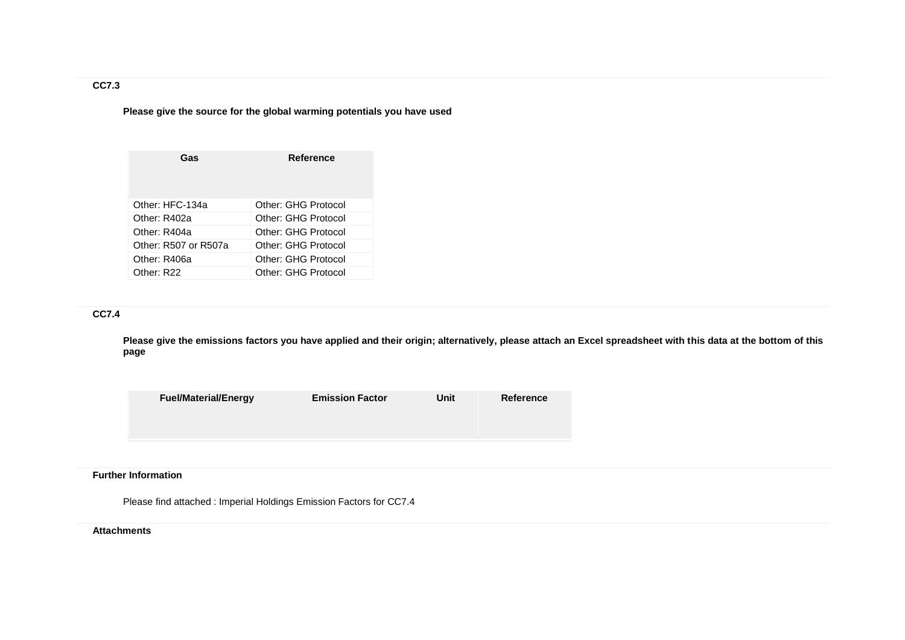### CC7.3

**Please give the source for the global warming potentials you have used**

| Gas | Reference |
|---|---|
| Other: HFC-134a | Other: GHG Protocol |
| Other: R402a | Other: GHG Protocol |
| Other: R404a | Other: GHG Protocol |
| Other: R507 or R507a | Other: GHG Protocol |
| Other: R406a | Other: GHG Protocol |
| Other: R22 | Other: GHG Protocol |

### CC7.4

**Please give the emissions factors you have applied and their origin; alternatively, please attach an Excel spreadsheet with this data at the bottom of this page**

| Fuel/Material/Energy | Emission Factor | Unit | Reference |
|---|---|---|---|
| | | | |

### Further Information

Please find attached : Imperial Holdings Emission Factors for CC7.4

### Attachments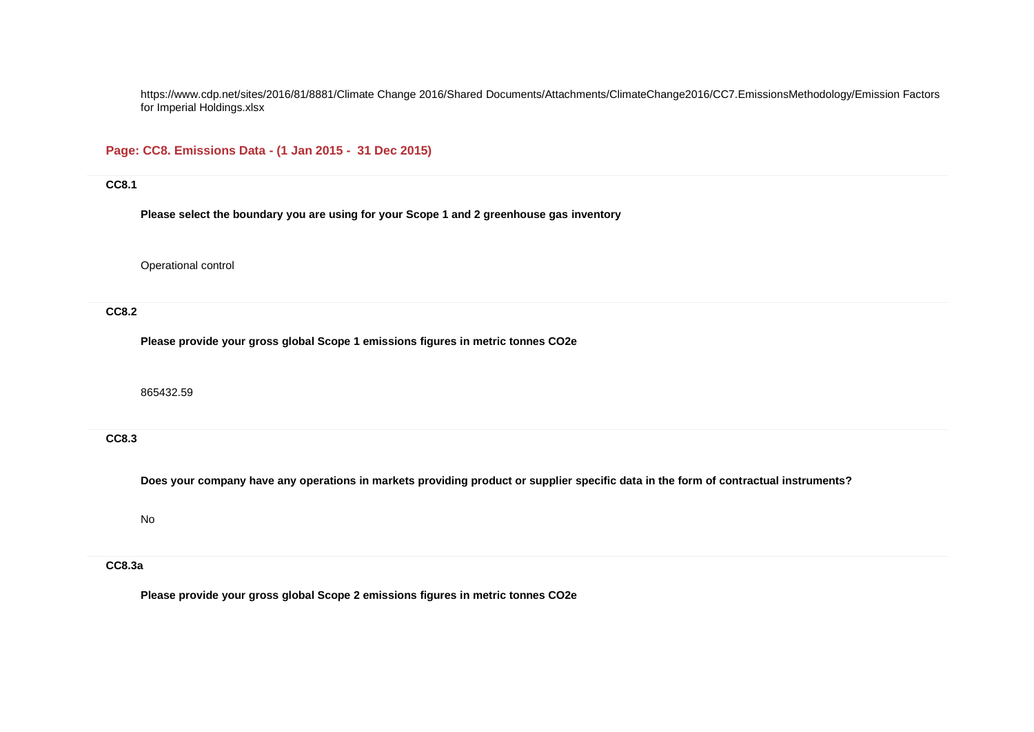https://www.cdp.net/sites/2016/81/8881/Climate Change 2016/Shared Documents/Attachments/ClimateChange2016/CC7.EmissionsMethodology/Emission Factors for Imperial Holdings.xlsx

## Page: CC8. Emissions Data - (1 Jan 2015 - 31 Dec 2015)

### CC8.1

**Please select the boundary you are using for your Scope 1 and 2 greenhouse gas inventory**

Operational control

### CC8.2

**Please provide your gross global Scope 1 emissions figures in metric tonnes CO2e**

865432.59

### CC8.3

**Does your company have any operations in markets providing product or supplier specific data in the form of contractual instruments?**

No

### CC8.3a

**Please provide your gross global Scope 2 emissions figures in metric tonnes CO2e**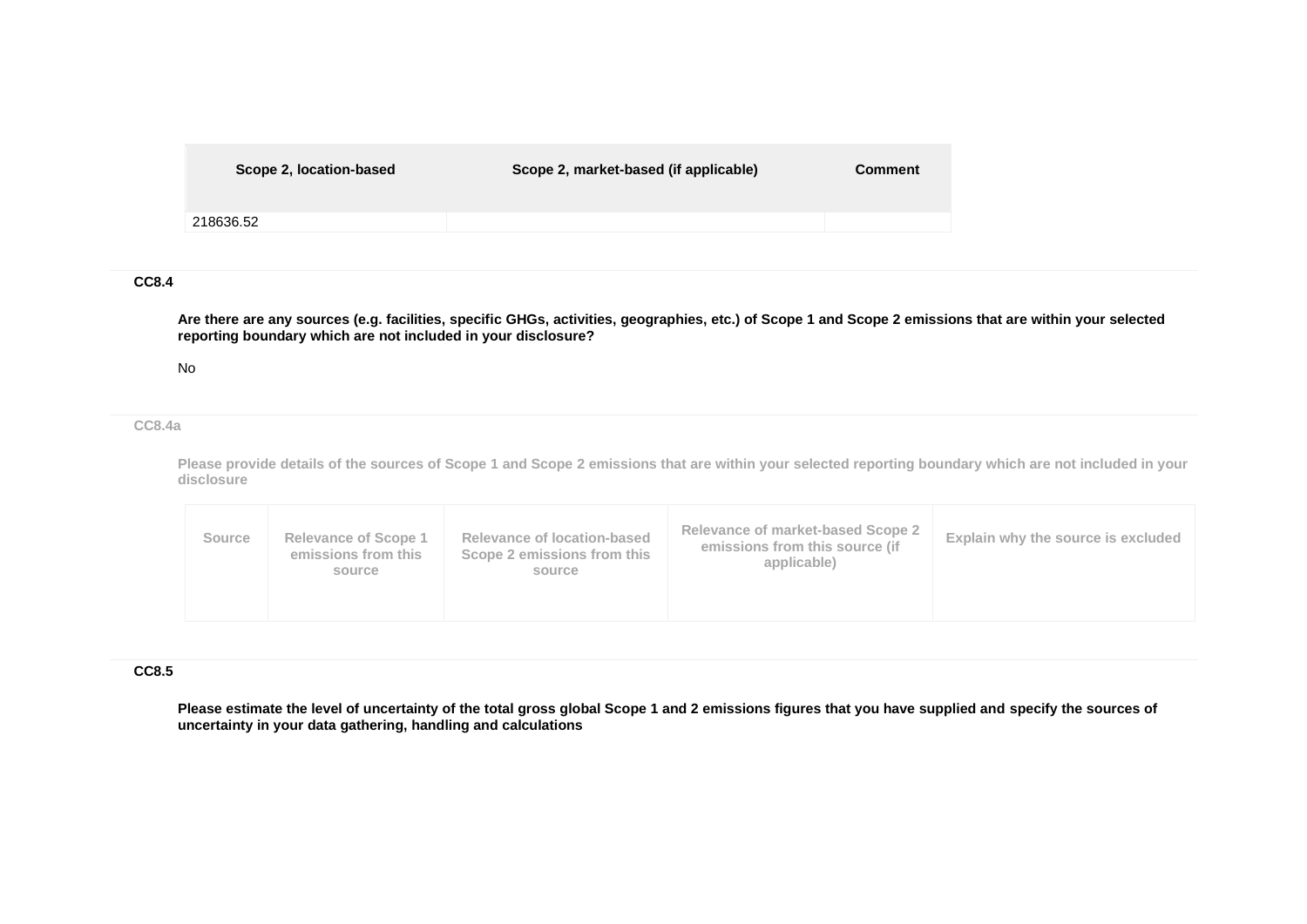| Scope 2, location-based | Scope 2, market-based (if applicable) | Comment |
|---|---|---|
| 218636.52 | | |

**CC8.4**

**Are there are any sources (e.g. facilities, specific GHGs, activities, geographies, etc.) of Scope 1 and Scope 2 emissions that are within your selected reporting boundary which are not included in your disclosure?**

No

**CC8.4a**

**Please provide details of the sources of Scope 1 and Scope 2 emissions that are within your selected reporting boundary which are not included in your disclosure**

| Source | Relevance of Scope 1 emissions from this source | Relevance of location-based Scope 2 emissions from this source | Relevance of market-based Scope 2 emissions from this source (if applicable) | Explain why the source is excluded |
|---|---|---|---|---|
| | | | | |

**CC8.5**

**Please estimate the level of uncertainty of the total gross global Scope 1 and 2 emissions figures that you have supplied and specify the sources of uncertainty in your data gathering, handling and calculations**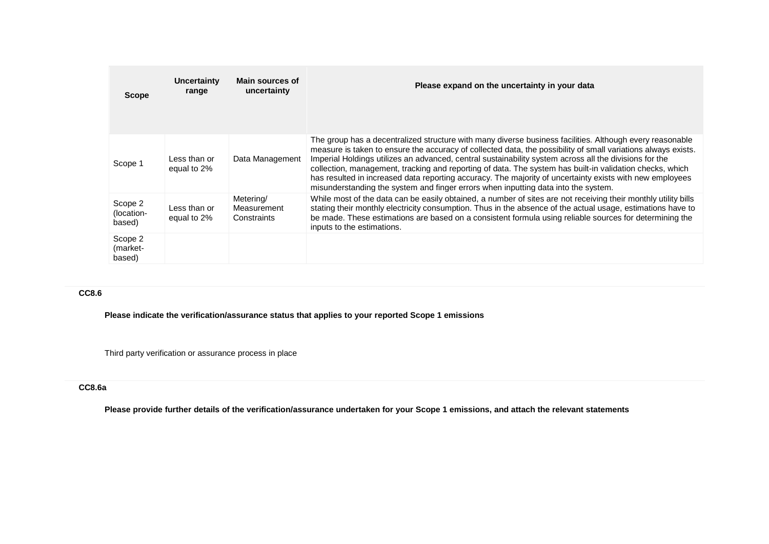| Scope | Uncertainty range | Main sources of uncertainty | Please expand on the uncertainty in your data |
|---|---|---|---|
| Scope 1 | Less than or equal to 2% | Data Management | The group has a decentralized structure with many diverse business facilities. Although every reasonable measure is taken to ensure the accuracy of collected data, the possibility of small variations always exists. Imperial Holdings utilizes an advanced, central sustainability system across all the divisions for the collection, management, tracking and reporting of data. The system has built-in validation checks, which has resulted in increased data reporting accuracy. The majority of uncertainty exists with new employees misunderstanding the system and finger errors when inputting data into the system. |
| Scope 2 (location-based) | Less than or equal to 2% | Metering/ Measurement Constraints | While most of the data can be easily obtained, a number of sites are not receiving their monthly utility bills stating their monthly electricity consumption. Thus in the absence of the actual usage, estimations have to be made. These estimations are based on a consistent formula using reliable sources for determining the inputs to the estimations. |
| Scope 2 (market-based) | | | |

**CC8.6**

**Please indicate the verification/assurance status that applies to your reported Scope 1 emissions**

Third party verification or assurance process in place

**CC8.6a**

**Please provide further details of the verification/assurance undertaken for your Scope 1 emissions, and attach the relevant statements**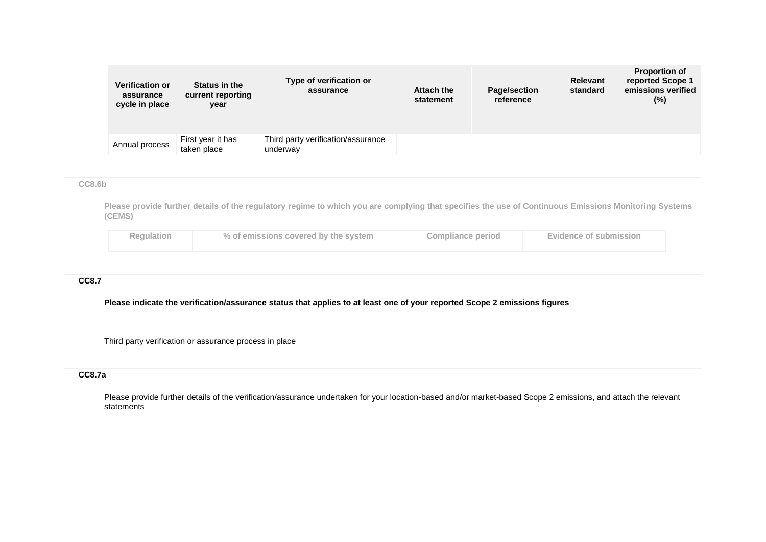| Verification or assurance cycle in place | Status in the current reporting year | Type of verification or assurance | Attach the statement | Page/section reference | Relevant standard | Proportion of reported Scope 1 emissions verified (%) |
|---|---|---|---|---|---|---|
| Annual process | First year it has taken place | Third party verification/assurance underway | | | | |

### CC8.6b

**Please provide further details of the regulatory regime to which you are complying that specifies the use of Continuous Emissions Monitoring Systems (CEMS)**

| Regulation | % of emissions covered by the system | Compliance period | Evidence of submission |
|---|---|---|---|

### CC8.7

**Please indicate the verification/assurance status that applies to at least one of your reported Scope 2 emissions figures**

Third party verification or assurance process in place

### CC8.7a

Please provide further details of the verification/assurance undertaken for your location-based and/or market-based Scope 2 emissions, and attach the relevant statements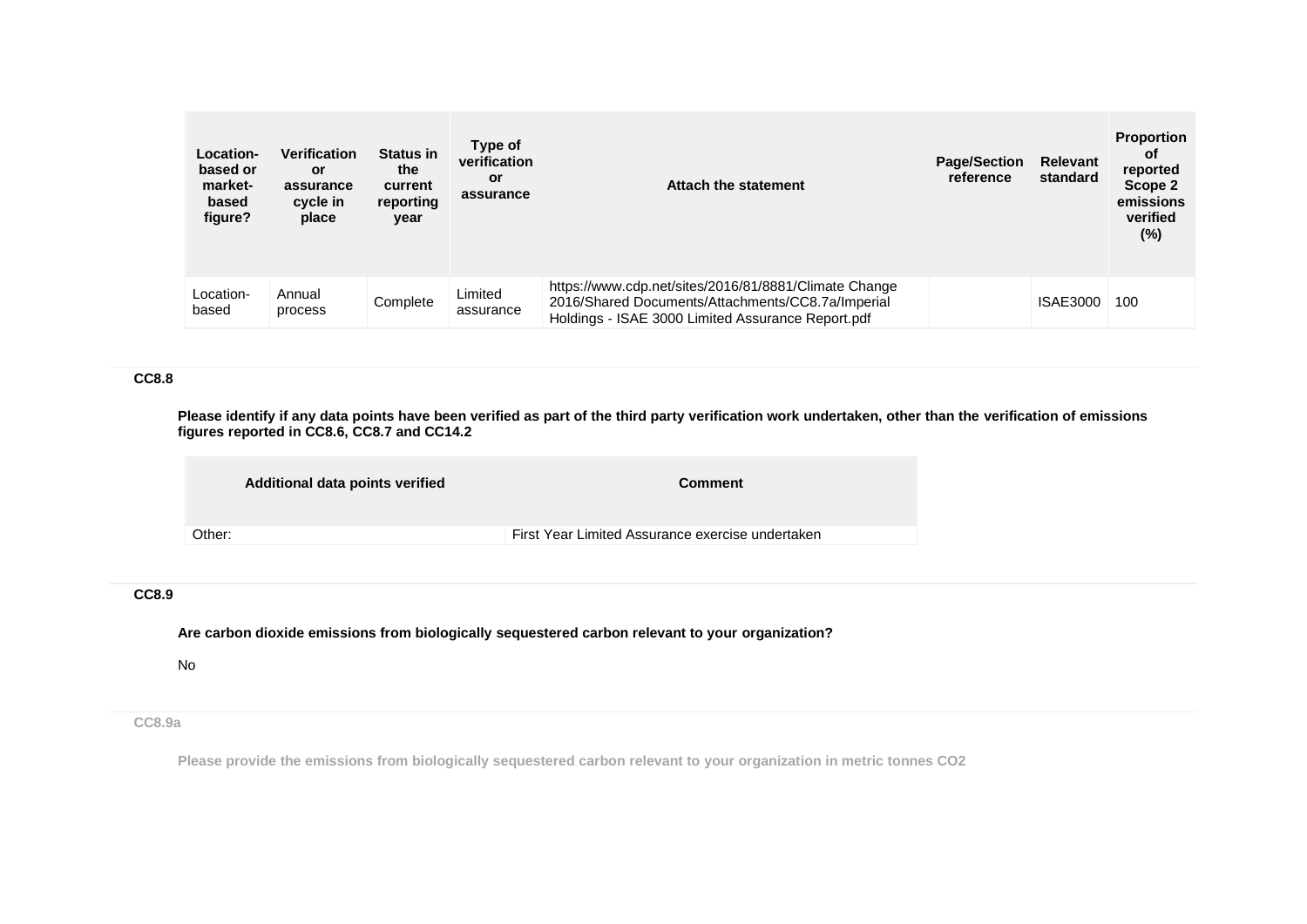| Location-based or market-based figure? | Verification or assurance cycle in place | Status in the current reporting year | Type of verification or assurance | Attach the statement | Page/Section reference | Relevant standard | Proportion of reported Scope 2 emissions verified (%) |
|---|---|---|---|---|---|---|---|
| Location-based | Annual process | Complete | Limited assurance | https://www.cdp.net/sites/2016/81/8881/Climate Change 2016/Shared Documents/Attachments/CC8.7a/Imperial Holdings - ISAE 3000 Limited Assurance Report.pdf | | ISAE3000 | 100 |

### CC8.8

**Please identify if any data points have been verified as part of the third party verification work undertaken, other than the verification of emissions figures reported in CC8.6, CC8.7 and CC14.2**

| Additional data points verified | Comment |
|---|---|
| Other: | First Year Limited Assurance exercise undertaken |

### CC8.9

**Are carbon dioxide emissions from biologically sequestered carbon relevant to your organization?**

No

### CC8.9a

**Please provide the emissions from biologically sequestered carbon relevant to your organization in metric tonnes CO2**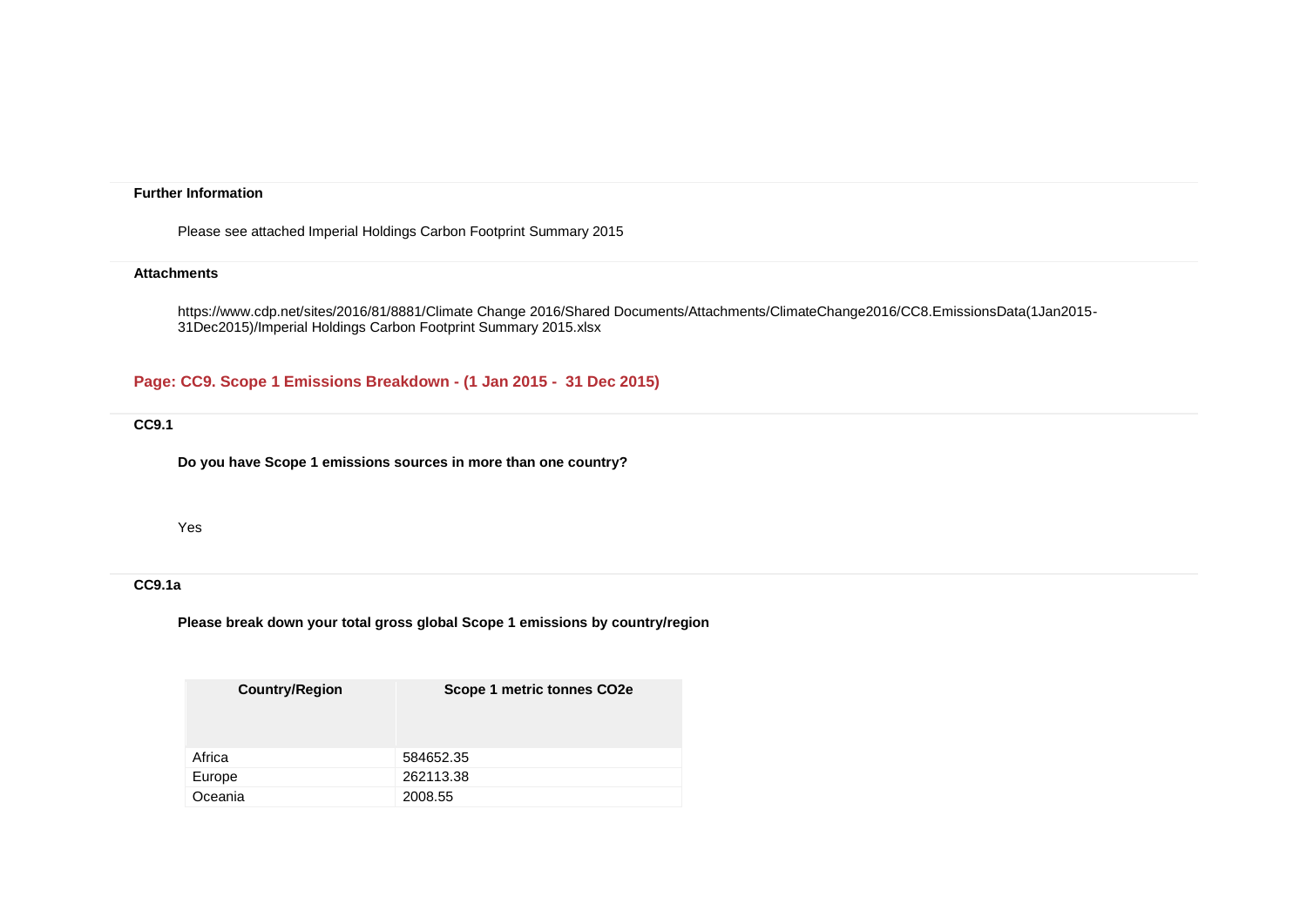**Further Information**

Please see attached Imperial Holdings Carbon Footprint Summary 2015

**Attachments**

https://www.cdp.net/sites/2016/81/8881/Climate Change 2016/Shared Documents/Attachments/ClimateChange2016/CC8.EmissionsData(1Jan2015-31Dec2015)/Imperial Holdings Carbon Footprint Summary 2015.xlsx

## Page: CC9. Scope 1 Emissions Breakdown - (1 Jan 2015 - 31 Dec 2015)

### CC9.1

**Do you have Scope 1 emissions sources in more than one country?**

Yes

### CC9.1a

**Please break down your total gross global Scope 1 emissions by country/region**

| Country/Region | Scope 1 metric tonnes CO2e |
|---|---|
| Africa | 584652.35 |
| Europe | 262113.38 |
| Oceania | 2008.55 |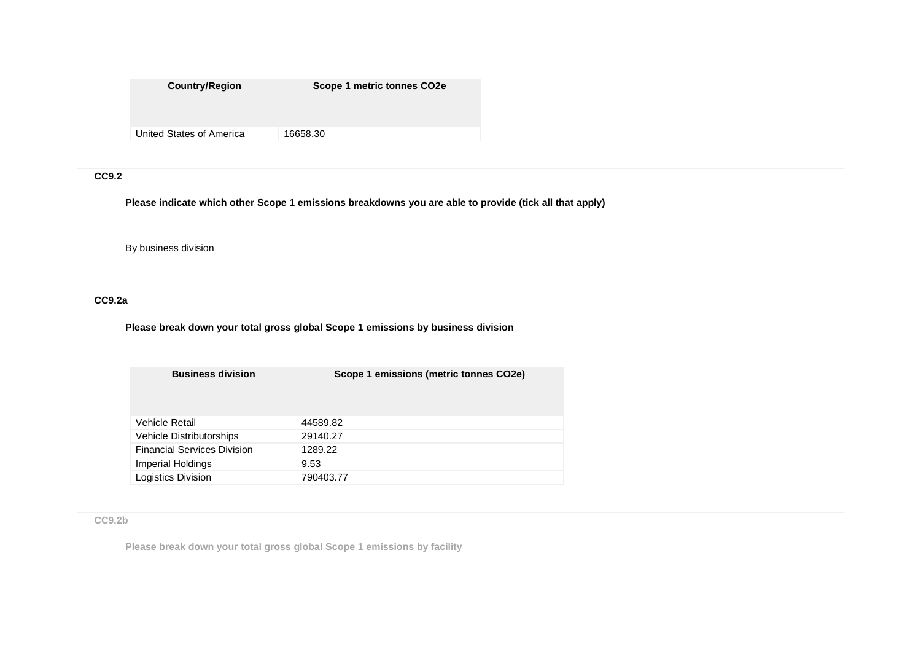| Country/Region | Scope 1 metric tonnes CO2e |
|---|---|
| United States of America | 16658.30 |

**CC9.2**

**Please indicate which other Scope 1 emissions breakdowns you are able to provide (tick all that apply)**

By business division

**CC9.2a**

**Please break down your total gross global Scope 1 emissions by business division**

| Business division | Scope 1 emissions (metric tonnes CO2e) |
|---|---|
| Vehicle Retail | 44589.82 |
| Vehicle Distributorships | 29140.27 |
| Financial Services Division | 1289.22 |
| Imperial Holdings | 9.53 |
| Logistics Division | 790403.77 |

**CC9.2b**

**Please break down your total gross global Scope 1 emissions by facility**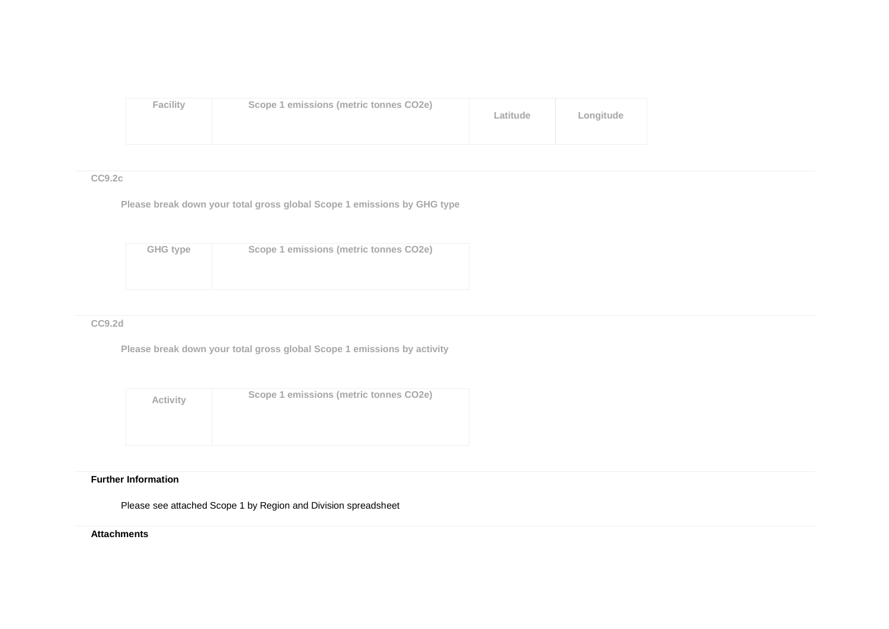| Facility | Scope 1 emissions (metric tonnes CO2e) | Latitude | Longitude |
|---|---|---|---|
| | | | |

**CC9.2c**

Please break down your total gross global Scope 1 emissions by GHG type

| GHG type | Scope 1 emissions (metric tonnes CO2e) |
|---|---|
| | |

**CC9.2d**

Please break down your total gross global Scope 1 emissions by activity

| Activity | Scope 1 emissions (metric tonnes CO2e) |
|---|---|
| | |

**Further Information**

Please see attached Scope 1 by Region and Division spreadsheet

**Attachments**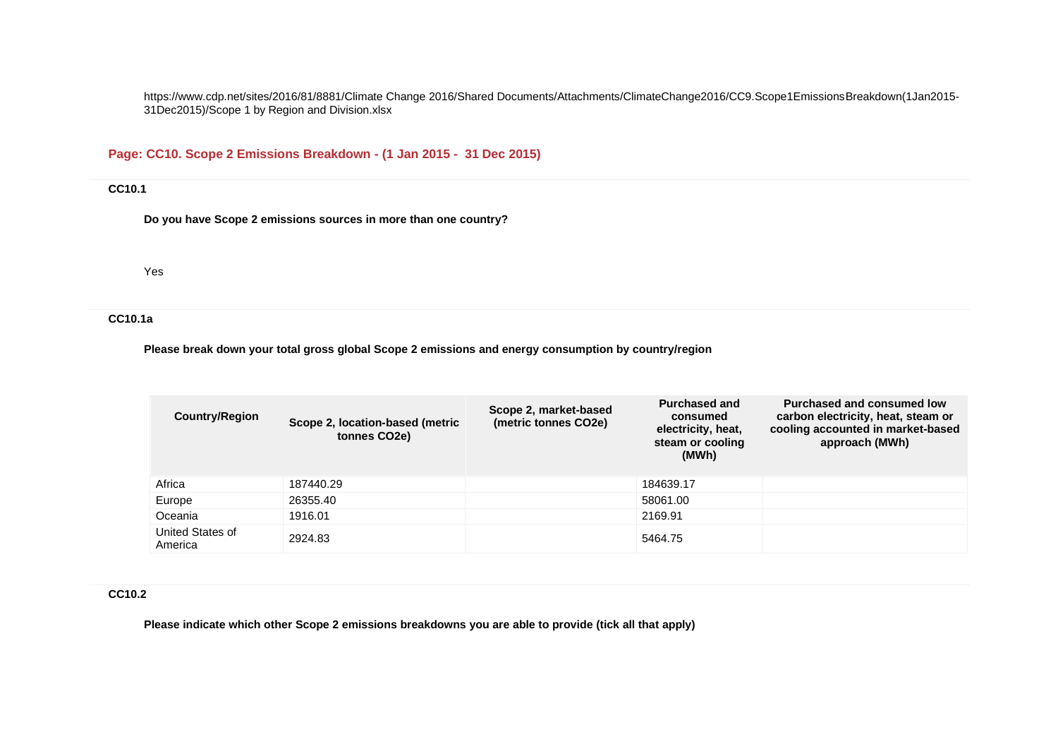https://www.cdp.net/sites/2016/81/8881/Climate Change 2016/Shared Documents/Attachments/ClimateChange2016/CC9.Scope1EmissionsBreakdown(1Jan2015-31Dec2015)/Scope 1 by Region and Division.xlsx

## Page: CC10. Scope 2 Emissions Breakdown - (1 Jan 2015 - 31 Dec 2015)

### CC10.1

**Do you have Scope 2 emissions sources in more than one country?**

Yes

### CC10.1a

**Please break down your total gross global Scope 2 emissions and energy consumption by country/region**

| Country/Region | Scope 2, location-based (metric tonnes CO2e) | Scope 2, market-based (metric tonnes CO2e) | Purchased and consumed electricity, heat, steam or cooling (MWh) | Purchased and consumed low carbon electricity, heat, steam or cooling accounted in market-based approach (MWh) |
|---|---|---|---|---|
| Africa | 187440.29 | | 184639.17 | |
| Europe | 26355.40 | | 58061.00 | |
| Oceania | 1916.01 | | 2169.91 | |
| United States of America | 2924.83 | | 5464.75 | |

### CC10.2

**Please indicate which other Scope 2 emissions breakdowns you are able to provide (tick all that apply)**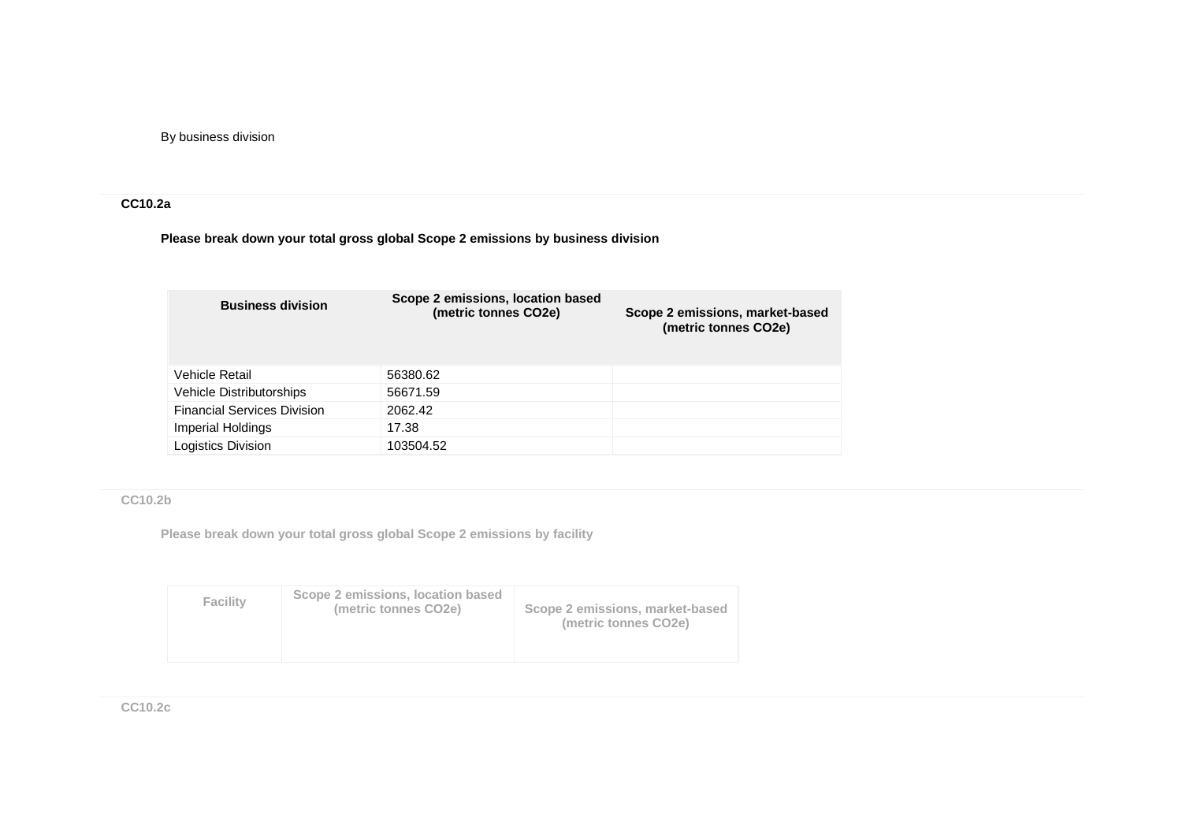By business division

**CC10.2a**

**Please break down your total gross global Scope 2 emissions by business division**

| Business division | Scope 2 emissions, location based (metric tonnes CO2e) | Scope 2 emissions, market-based (metric tonnes CO2e) |
|---|---|---|
| Vehicle Retail | 56380.62 | |
| Vehicle Distributorships | 56671.59 | |
| Financial Services Division | 2062.42 | |
| Imperial Holdings | 17.38 | |
| Logistics Division | 103504.52 | |

**CC10.2b**

**Please break down your total gross global Scope 2 emissions by facility**

| Facility | Scope 2 emissions, location based (metric tonnes CO2e) | Scope 2 emissions, market-based (metric tonnes CO2e) |
|---|---|---|
| | | |

**CC10.2c**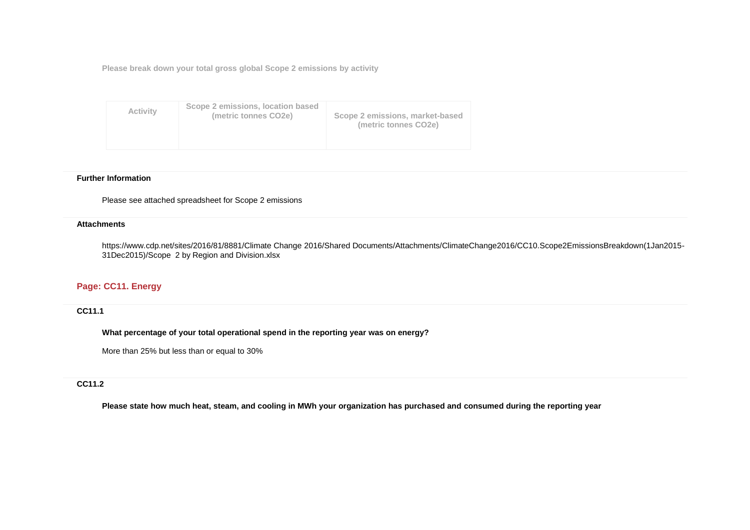Please break down your total gross global Scope 2 emissions by activity

| Activity | Scope 2 emissions, location based (metric tonnes CO2e) | Scope 2 emissions, market-based (metric tonnes CO2e) |
|---|---|---|

**Further Information**

Please see attached spreadsheet for Scope 2 emissions

**Attachments**

https://www.cdp.net/sites/2016/81/8881/Climate Change 2016/Shared Documents/Attachments/ClimateChange2016/CC10.Scope2EmissionsBreakdown(1Jan2015-31Dec2015)/Scope  2 by Region and Division.xlsx

## Page: CC11. Energy

### CC11.1

**What percentage of your total operational spend in the reporting year was on energy?**

More than 25% but less than or equal to 30%

### CC11.2

**Please state how much heat, steam, and cooling in MWh your organization has purchased and consumed during the reporting year**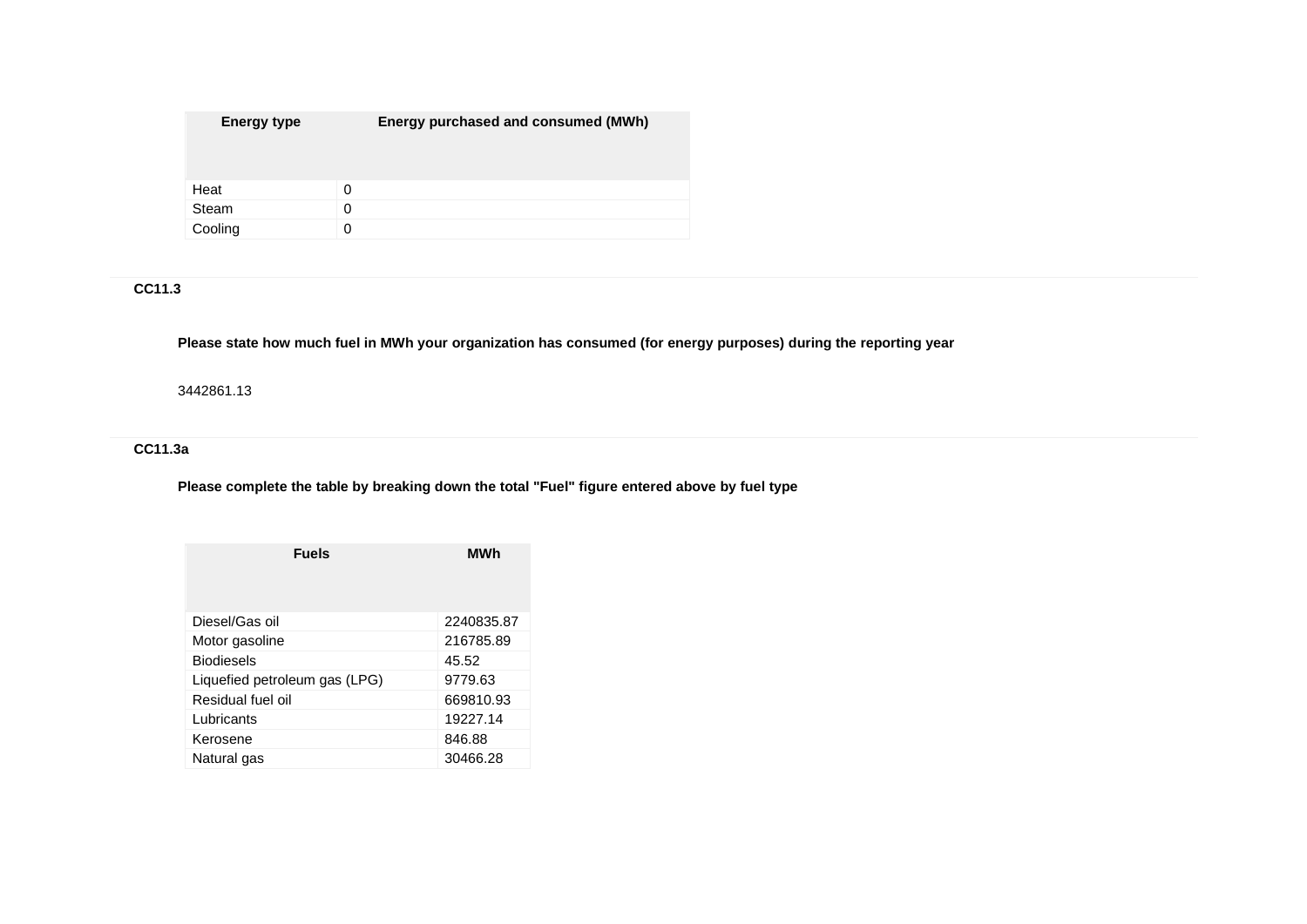| Energy type | Energy purchased and consumed (MWh) |
|---|---|
| Heat | 0 |
| Steam | 0 |
| Cooling | 0 |

### CC11.3

**Please state how much fuel in MWh your organization has consumed (for energy purposes) during the reporting year**

3442861.13

### CC11.3a

**Please complete the table by breaking down the total "Fuel" figure entered above by fuel type**

| Fuels | MWh |
|---|---|
| Diesel/Gas oil | 2240835.87 |
| Motor gasoline | 216785.89 |
| Biodiesels | 45.52 |
| Liquefied petroleum gas (LPG) | 9779.63 |
| Residual fuel oil | 669810.93 |
| Lubricants | 19227.14 |
| Kerosene | 846.88 |
| Natural gas | 30466.28 |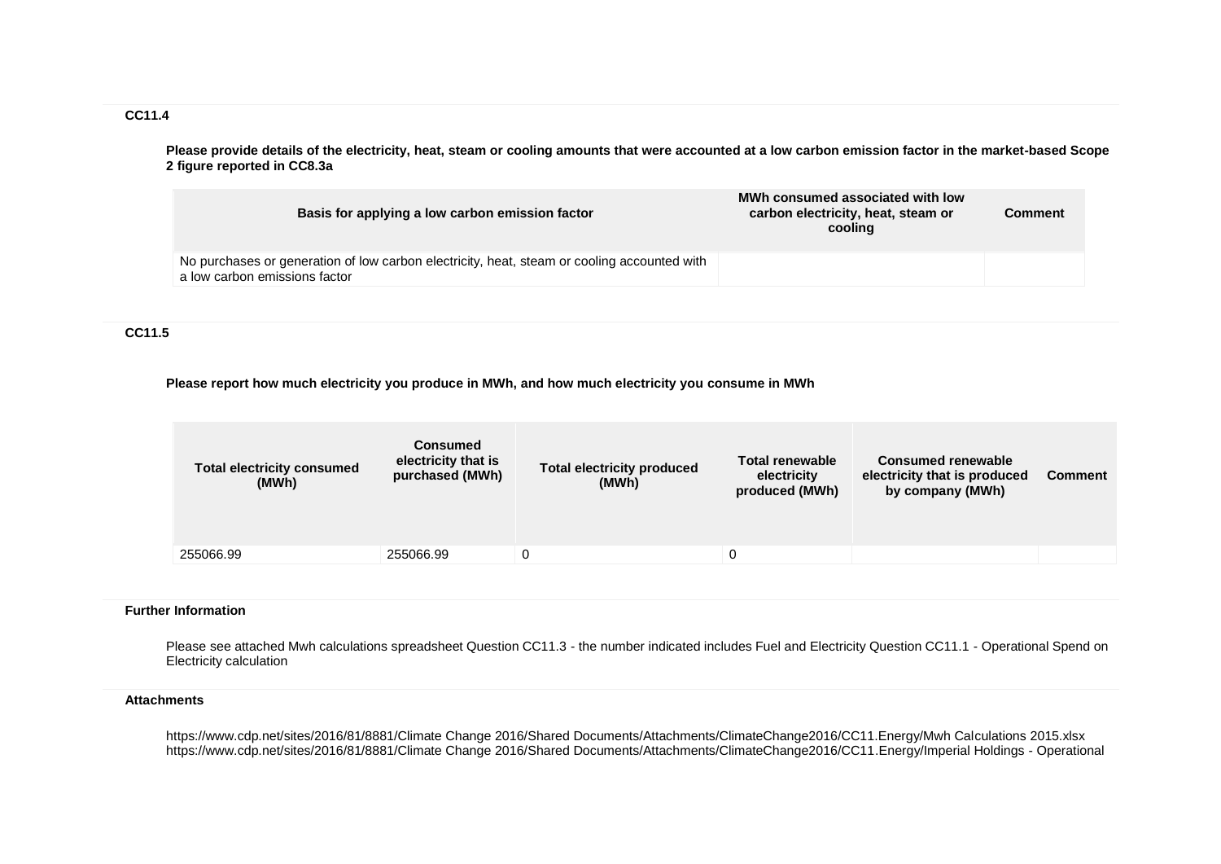### CC11.4

**Please provide details of the electricity, heat, steam or cooling amounts that were accounted at a low carbon emission factor in the market-based Scope 2 figure reported in CC8.3a**

| Basis for applying a low carbon emission factor | MWh consumed associated with low carbon electricity, heat, steam or cooling | Comment |
|---|---|---|
| No purchases or generation of low carbon electricity, heat, steam or cooling accounted with a low carbon emissions factor | | |

### CC11.5

**Please report how much electricity you produce in MWh, and how much electricity you consume in MWh**

| Total electricity consumed (MWh) | Consumed electricity that is purchased (MWh) | Total electricity produced (MWh) | Total renewable electricity produced (MWh) | Consumed renewable electricity that is produced by company (MWh) | Comment |
|---|---|---|---|---|---|
| 255066.99 | 255066.99 | 0 | 0 | | |

### Further Information

Please see attached Mwh calculations spreadsheet Question CC11.3 - the number indicated includes Fuel and Electricity Question CC11.1 - Operational Spend on Electricity calculation

### Attachments

https://www.cdp.net/sites/2016/81/8881/Climate Change 2016/Shared Documents/Attachments/ClimateChange2016/CC11.Energy/Mwh Calculations 2015.xlsx
https://www.cdp.net/sites/2016/81/8881/Climate Change 2016/Shared Documents/Attachments/ClimateChange2016/CC11.Energy/Imperial Holdings - Operational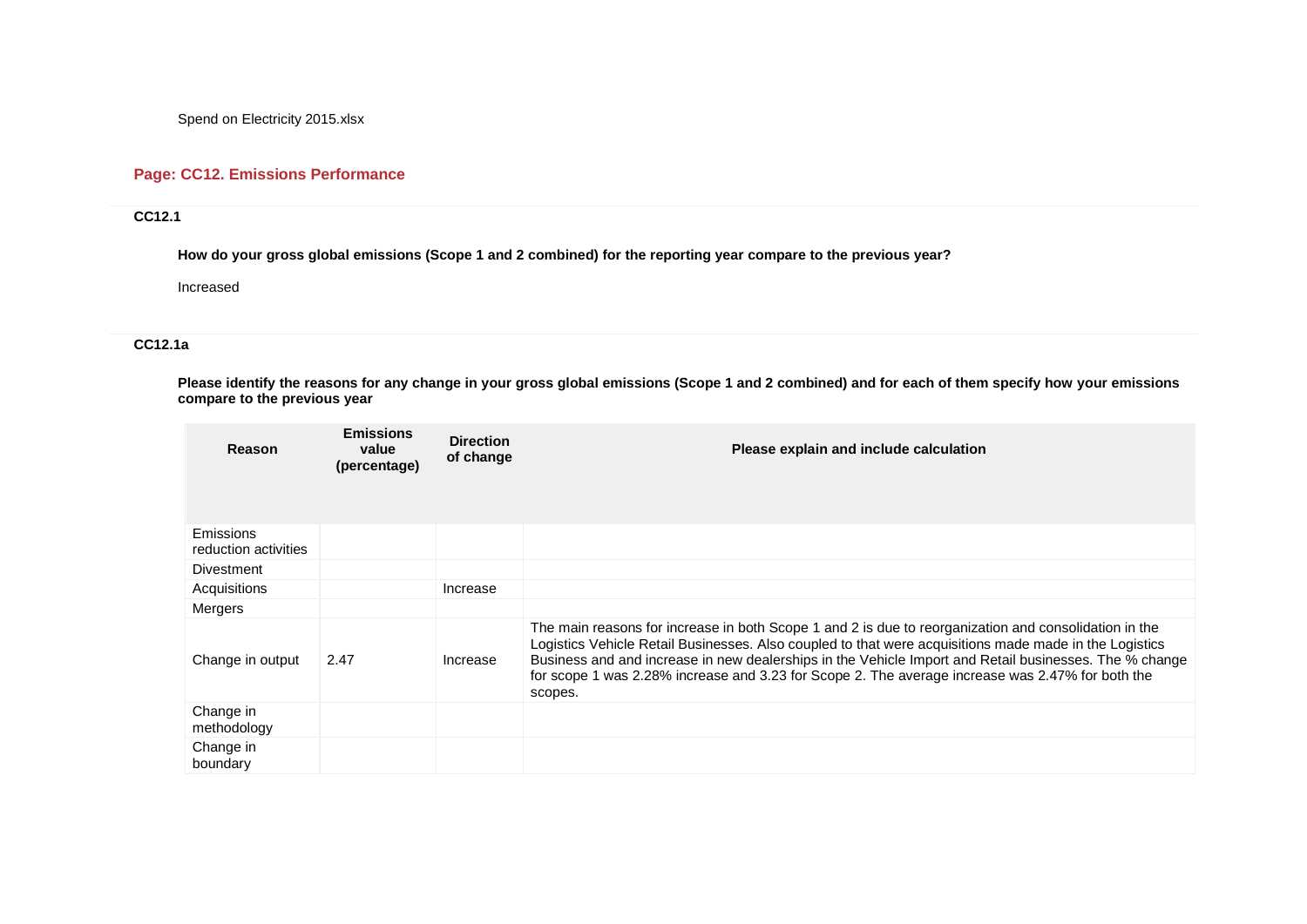Spend on Electricity 2015.xlsx

## Page: CC12. Emissions Performance

### CC12.1

**How do your gross global emissions (Scope 1 and 2 combined) for the reporting year compare to the previous year?**

Increased

### CC12.1a

**Please identify the reasons for any change in your gross global emissions (Scope 1 and 2 combined) and for each of them specify how your emissions compare to the previous year**

| Reason | Emissions value (percentage) | Direction of change | Please explain and include calculation |
|---|---|---|---|
| Emissions reduction activities | | | |
| Divestment | | | |
| Acquisitions | | Increase | |
| Mergers | | | |
| Change in output | 2.47 | Increase | The main reasons for increase in both Scope 1 and 2 is due to reorganization and consolidation in the Logistics Vehicle Retail Businesses. Also coupled to that were acquisitions made made in the Logistics Business and and increase in new dealerships in the Vehicle Import and Retail businesses. The % change for scope 1 was 2.28% increase and 3.23 for Scope 2. The average increase was 2.47% for both the scopes. |
| Change in methodology | | | |
| Change in boundary | | | |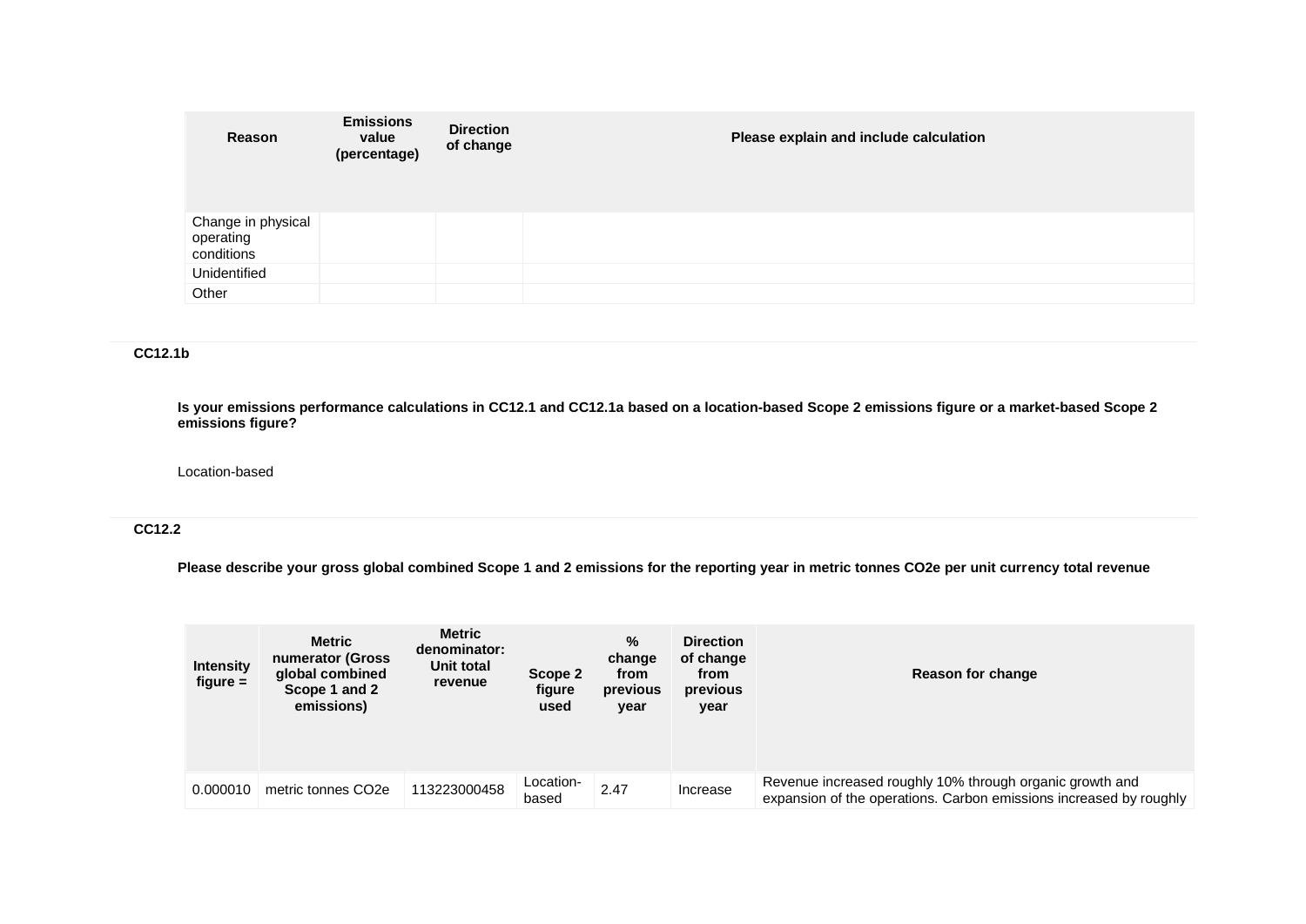| Reason | Emissions value (percentage) | Direction of change | Please explain and include calculation |
|---|---|---|---|
| Change in physical operating conditions | | | |
| Unidentified | | | |
| Other | | | |

### CC12.1b

**Is your emissions performance calculations in CC12.1 and CC12.1a based on a location-based Scope 2 emissions figure or a market-based Scope 2 emissions figure?**

Location-based

### CC12.2

**Please describe your gross global combined Scope 1 and 2 emissions for the reporting year in metric tonnes CO2e per unit currency total revenue**

| Intensity figure = | Metric numerator (Gross global combined Scope 1 and 2 emissions) | Metric denominator: Unit total revenue | Scope 2 figure used | % change from previous year | Direction of change from previous year | Reason for change |
|---|---|---|---|---|---|---|
| 0.000010 | metric tonnes CO2e | 113223000458 | Location-based | 2.47 | Increase | Revenue increased roughly 10% through organic growth and expansion of the operations. Carbon emissions increased by roughly |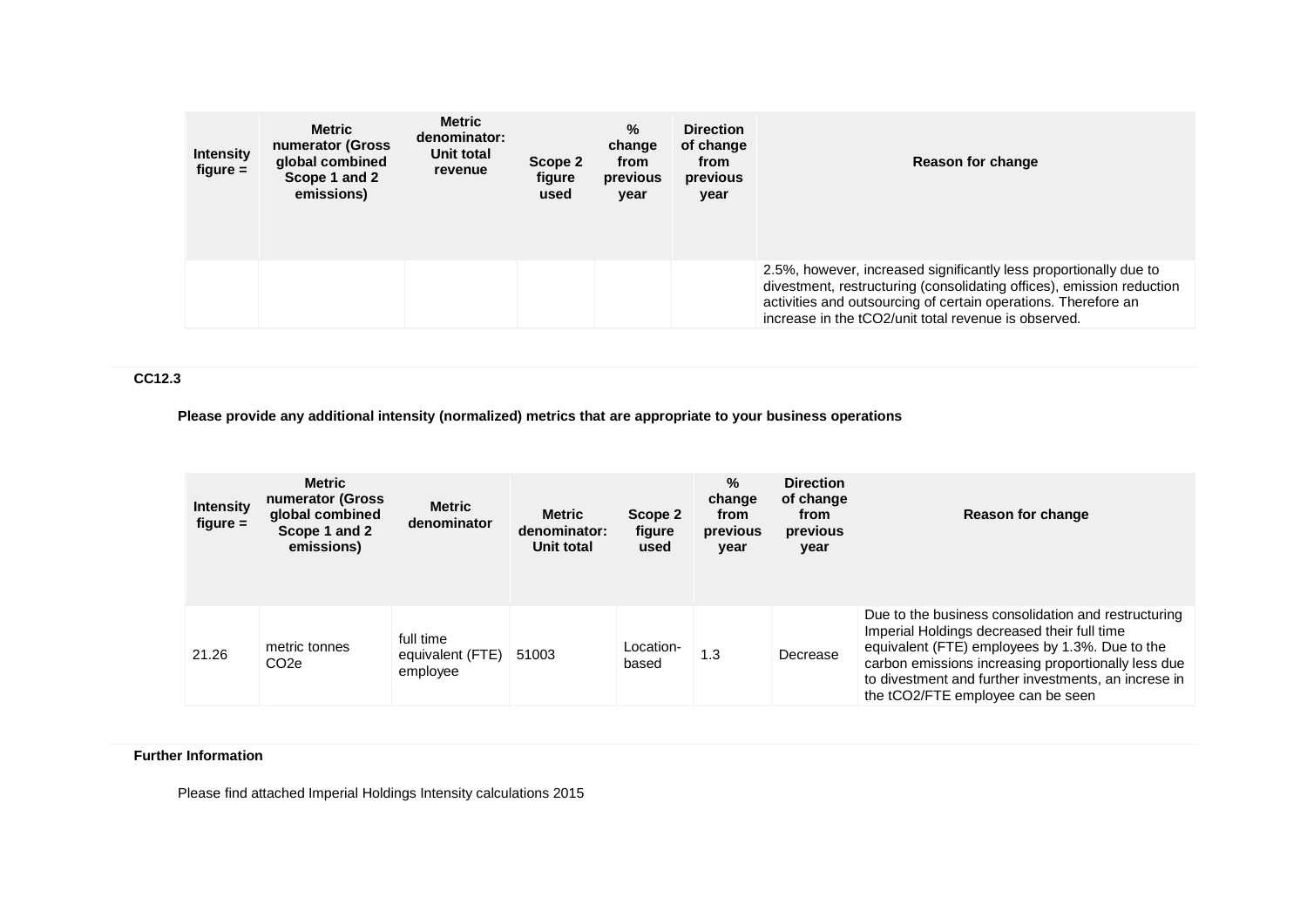| Intensity figure = | Metric numerator (Gross global combined Scope 1 and 2 emissions) | Metric denominator: Unit total revenue | Scope 2 figure used | % change from previous year | Direction of change from previous year | Reason for change |
|---|---|---|---|---|---|---|
| | | | | | | 2.5%, however, increased significantly less proportionally due to divestment, restructuring (consolidating offices), emission reduction activities and outsourcing of certain operations. Therefore an increase in the $tCO_2$/unit total revenue is observed. |

**CC12.3**

**Please provide any additional intensity (normalized) metrics that are appropriate to your business operations**

| Intensity figure = | Metric numerator (Gross global combined Scope 1 and 2 emissions) | Metric denominator | Metric denominator: Unit total | Scope 2 figure used | % change from previous year | Direction of change from previous year | Reason for change |
|---|---|---|---|---|---|---|---|
| 21.26 | metric tonnes $CO_2e$ | full time equivalent (FTE) employee | 51003 | Location-based | 1.3 | Decrease | Due to the business consolidation and restructuring Imperial Holdings decreased their full time equivalent (FTE) employees by 1.3%. Due to the carbon emissions increasing proportionally less due to divestment and further investments, an increse in the $tCO_2$/FTE employee can be seen |

**Further Information**

Please find attached Imperial Holdings Intensity calculations 2015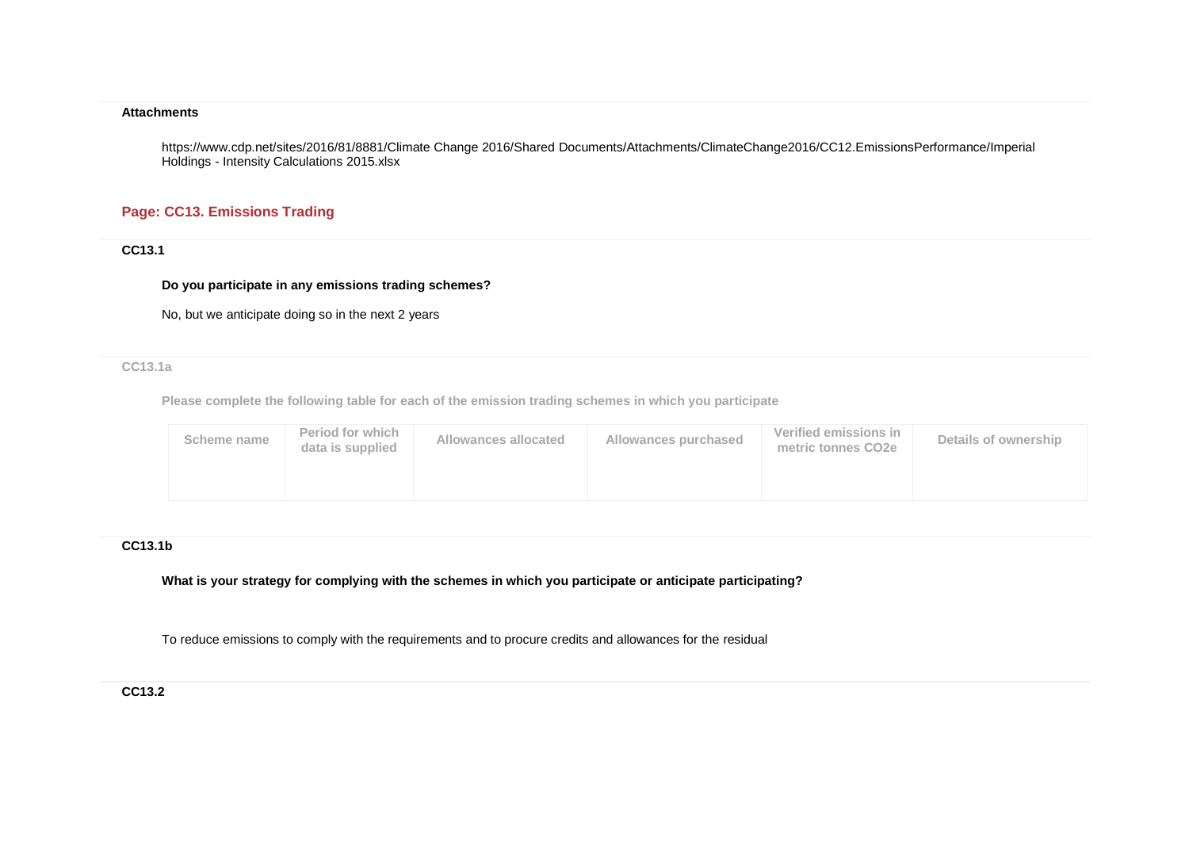**Attachments**

https://www.cdp.net/sites/2016/81/8881/Climate Change 2016/Shared Documents/Attachments/ClimateChange2016/CC12.EmissionsPerformance/Imperial Holdings - Intensity Calculations 2015.xlsx

## Page: CC13. Emissions Trading

### CC13.1

**Do you participate in any emissions trading schemes?**

No, but we anticipate doing so in the next 2 years

### CC13.1a

**Please complete the following table for each of the emission trading schemes in which you participate**

| Scheme name | Period for which data is supplied | Allowances allocated | Allowances purchased | Verified emissions in metric tonnes CO2e | Details of ownership |
|---|---|---|---|---|---|
| | | | | | |

### CC13.1b

**What is your strategy for complying with the schemes in which you participate or anticipate participating?**

To reduce emissions to comply with the requirements and to procure credits and allowances for the residual

### CC13.2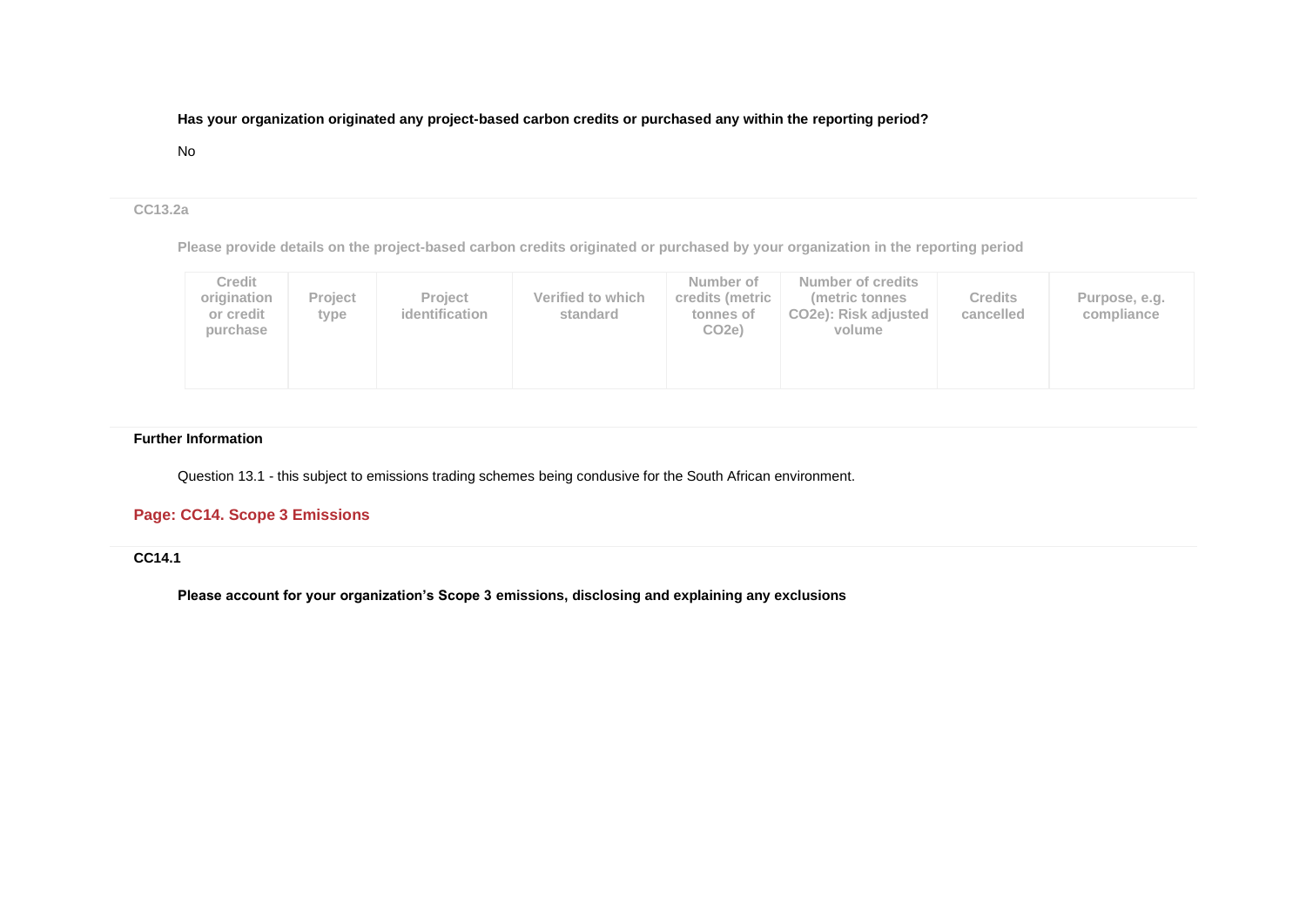**Has your organization originated any project-based carbon credits or purchased any within the reporting period?**

No

CC13.2a

**Please provide details on the project-based carbon credits originated or purchased by your organization in the reporting period**

| Credit origination or credit purchase | Project type | Project identification | Verified to which standard | Number of credits (metric tonnes of CO2e) | Number of credits (metric tonnes CO2e): Risk adjusted volume | Credits cancelled | Purpose, e.g. compliance |
|---|---|---|---|---|---|---|---|
| | | | | | | | |

**Further Information**

Question 13.1 - this subject to emissions trading schemes being condusive for the South African environment.

## Page: CC14. Scope 3 Emissions

**CC14.1**

**Please account for your organization's Scope 3 emissions, disclosing and explaining any exclusions**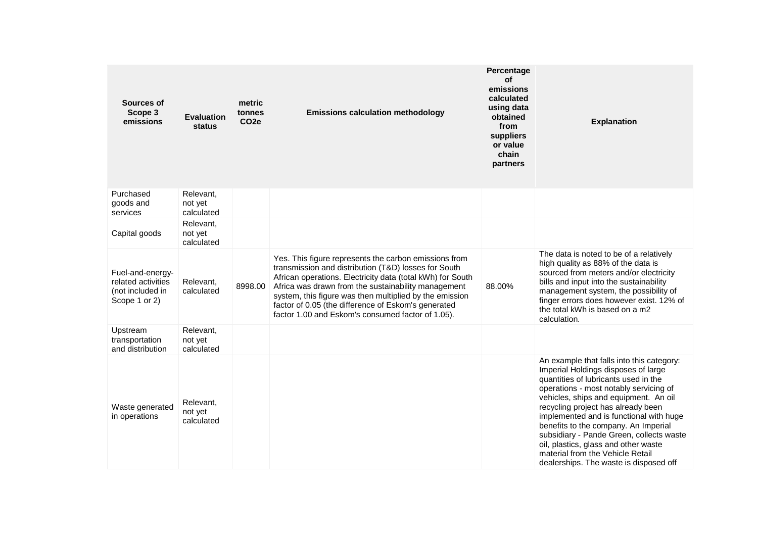| Sources of Scope 3 emissions | Evaluation status | metric tonnes CO2e | Emissions calculation methodology | Percentage of emissions calculated using data obtained from suppliers or value chain partners | Explanation |
|---|---|---|---|---|---|
| Purchased goods and services | Relevant, not yet calculated | | | | |
| Capital goods | Relevant, not yet calculated | | | | |
| Fuel-and-energy-related activities (not included in Scope 1 or 2) | Relevant, calculated | 8998.00 | Yes. This figure represents the carbon emissions from transmission and distribution (T&D) losses for South African operations. Electricity data (total kWh) for South Africa was drawn from the sustainability management system, this figure was then multiplied by the emission factor of 0.05 (the difference of Eskom's generated factor 1.00 and Eskom's consumed factor of 1.05). | 88.00% | The data is noted to be of a relatively high quality as 88% of the data is sourced from meters and/or electricity bills and input into the sustainability management system, the possibility of finger errors does however exist. 12% of the total kWh is based on a m2 calculation. |
| Upstream transportation and distribution | Relevant, not yet calculated | | | | |
| Waste generated in operations | Relevant, not yet calculated | | | | An example that falls into this category: Imperial Holdings disposes of large quantities of lubricants used in the operations - most notably servicing of vehicles, ships and equipment. An oil recycling project has already been implemented and is functional with huge benefits to the company. An Imperial subsidiary - Pande Green, collects waste oil, plastics, glass and other waste material from the Vehicle Retail dealerships. The waste is disposed off |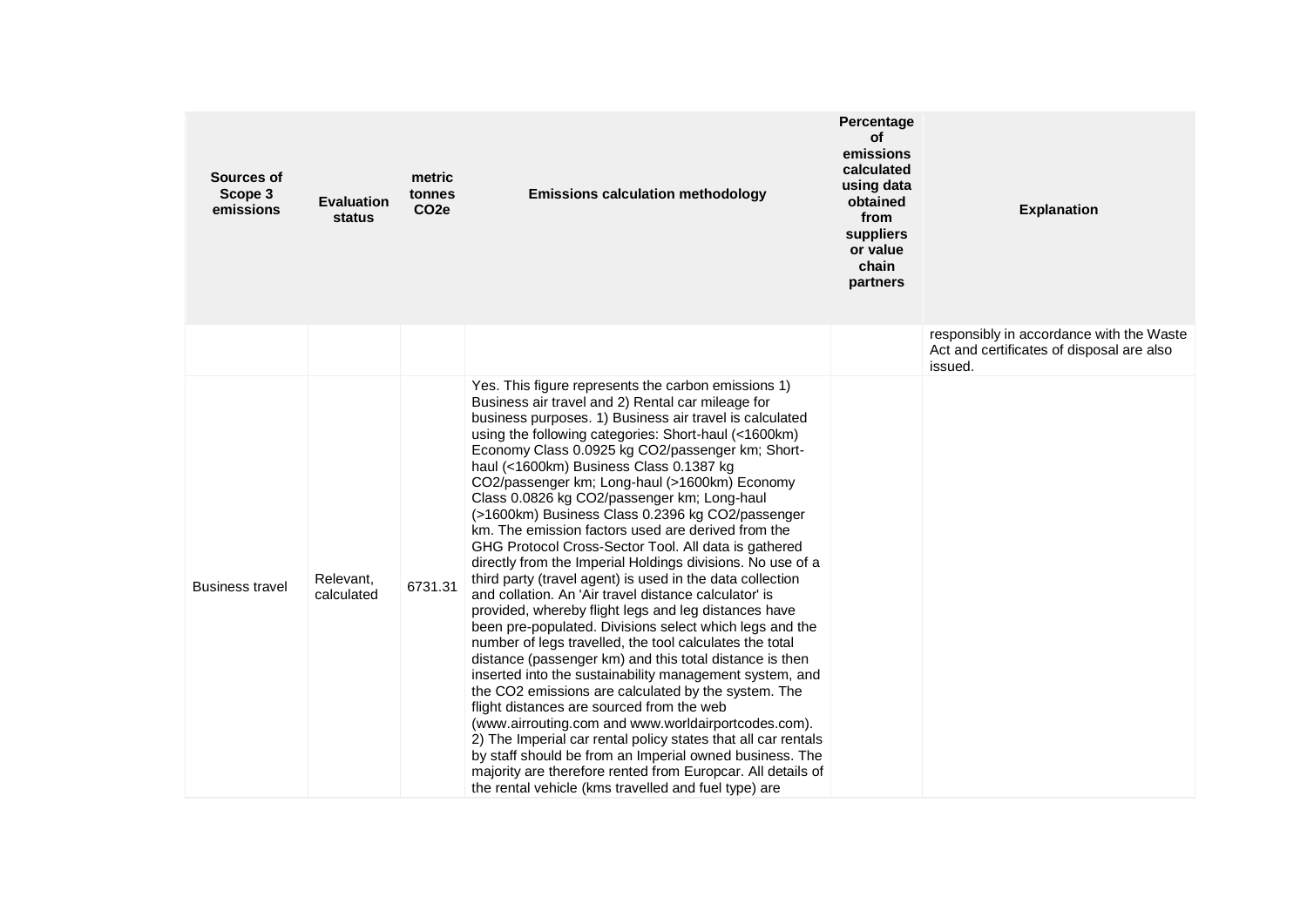| Sources of Scope 3 emissions | Evaluation status | metric tonnes CO2e | Emissions calculation methodology | Percentage of emissions calculated using data obtained from suppliers or value chain partners | Explanation |
|---|---|---|---|---|---|
| | | | | | responsibly in accordance with the Waste Act and certificates of disposal are also issued. |
| Business travel | Relevant, calculated | 6731.31 | Yes. This figure represents the carbon emissions 1) Business air travel and 2) Rental car mileage for business purposes. 1) Business air travel is calculated using the following categories: Short-haul (<1600km) Economy Class 0.0925 kg CO2/passenger km; Short-haul (<1600km) Business Class 0.1387 kg CO2/passenger km; Long-haul (>1600km) Economy Class 0.0826 kg CO2/passenger km; Long-haul (>1600km) Business Class 0.2396 kg CO2/passenger km. The emission factors used are derived from the GHG Protocol Cross-Sector Tool. All data is gathered directly from the Imperial Holdings divisions. No use of a third party (travel agent) is used in the data collection and collation. An 'Air travel distance calculator' is provided, whereby flight legs and leg distances have been pre-populated. Divisions select which legs and the number of legs travelled, the tool calculates the total distance (passenger km) and this total distance is then inserted into the sustainability management system, and the CO2 emissions are calculated by the system. The flight distances are sourced from the web (www.airrouting.com and www.worldairportcodes.com). 2) The Imperial car rental policy states that all car rentals by staff should be from an Imperial owned business. The majority are therefore rented from Europcar. All details of the rental vehicle (kms travelled and fuel type) are | | |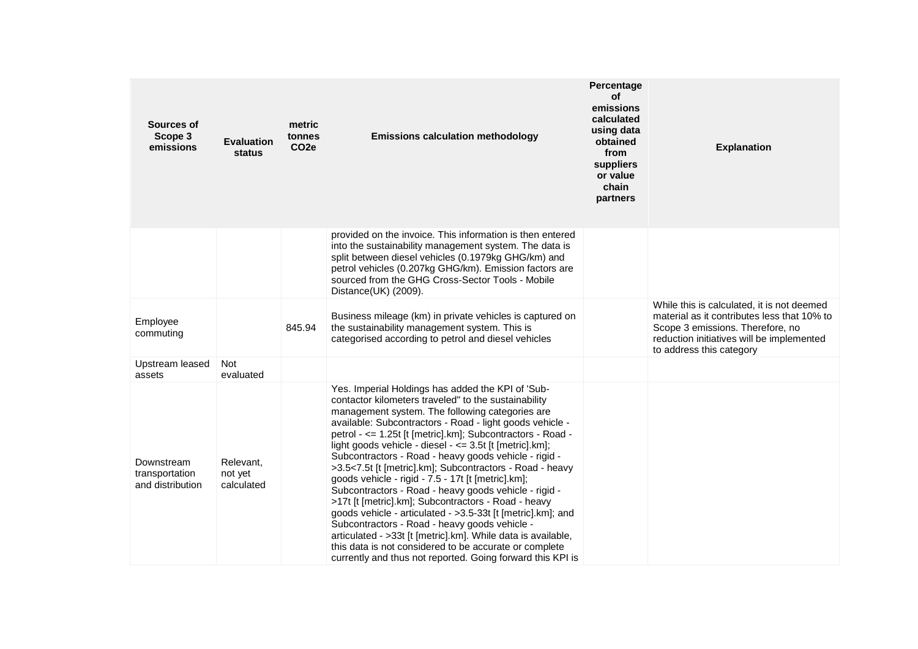| Sources of Scope 3 emissions | Evaluation status | metric tonnes CO2e | Emissions calculation methodology | Percentage of emissions calculated using data obtained from suppliers or value chain partners | Explanation |
|---|---|---|---|---|---|
| | | | provided on the invoice. This information is then entered into the sustainability management system. The data is split between diesel vehicles (0.1979kg GHG/km) and petrol vehicles (0.207kg GHG/km). Emission factors are sourced from the GHG Cross-Sector Tools - Mobile Distance(UK) (2009). | | |
| Employee commuting | | 845.94 | Business mileage (km) in private vehicles is captured on the sustainability management system. This is categorised according to petrol and diesel vehicles | | While this is calculated, it is not deemed material as it contributes less that 10% to Scope 3 emissions. Therefore, no reduction initiatives will be implemented to address this category |
| Upstream leased assets | Not evaluated | | | | |
| Downstream transportation and distribution | Relevant, not yet calculated | | Yes. Imperial Holdings has added the KPI of 'Sub-contactor kilometers traveled" to the sustainability management system. The following categories are available: Subcontractors - Road - light goods vehicle - petrol - <= 1.25t [t [metric].km]; Subcontractors - Road - light goods vehicle - diesel - <= 3.5t [t [metric].km]; Subcontractors - Road - heavy goods vehicle - rigid - >3.5<7.5t [t [metric].km]; Subcontractors - Road - heavy goods vehicle - rigid - 7.5 - 17t [t [metric].km]; Subcontractors - Road - heavy goods vehicle - rigid - >17t [t [metric].km]; Subcontractors - Road - heavy goods vehicle - articulated - >3.5-33t [t [metric].km]; and Subcontractors - Road - heavy goods vehicle - articulated - >33t [t [metric].km]. While data is available, this data is not considered to be accurate or complete currently and thus not reported. Going forward this KPI is | | |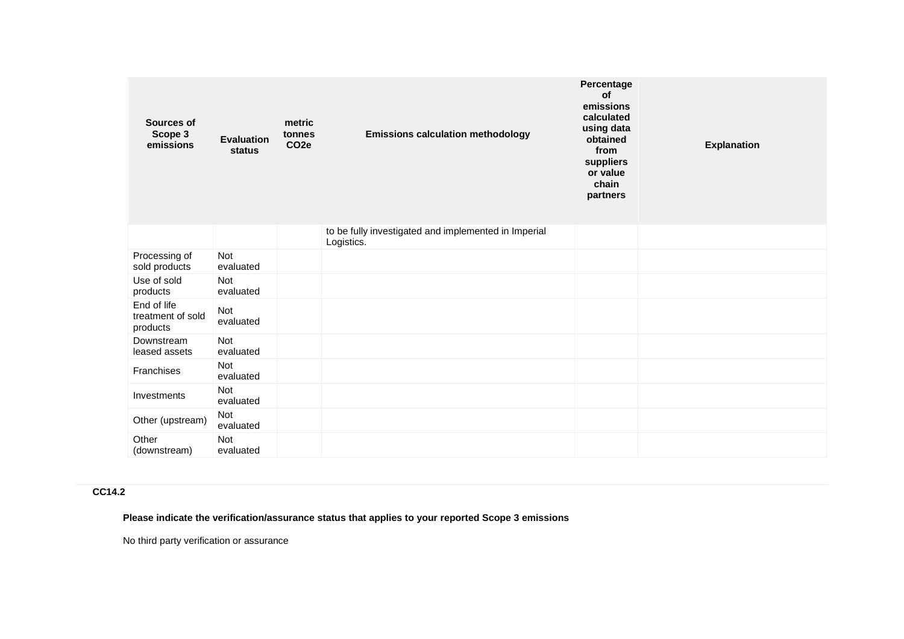| Sources of Scope 3 emissions | Evaluation status | metric tonnes CO2e | Emissions calculation methodology | Percentage of emissions calculated using data obtained from suppliers or value chain partners | Explanation |
|---|---|---|---|---|---|
| | | | to be fully investigated and implemented in Imperial Logistics. | | |
| Processing of sold products | Not evaluated | | | | |
| Use of sold products | Not evaluated | | | | |
| End of life treatment of sold products | Not evaluated | | | | |
| Downstream leased assets | Not evaluated | | | | |
| Franchises | Not evaluated | | | | |
| Investments | Not evaluated | | | | |
| Other (upstream) | Not evaluated | | | | |
| Other (downstream) | Not evaluated | | | | |

**CC14.2**

**Please indicate the verification/assurance status that applies to your reported Scope 3 emissions**

No third party verification or assurance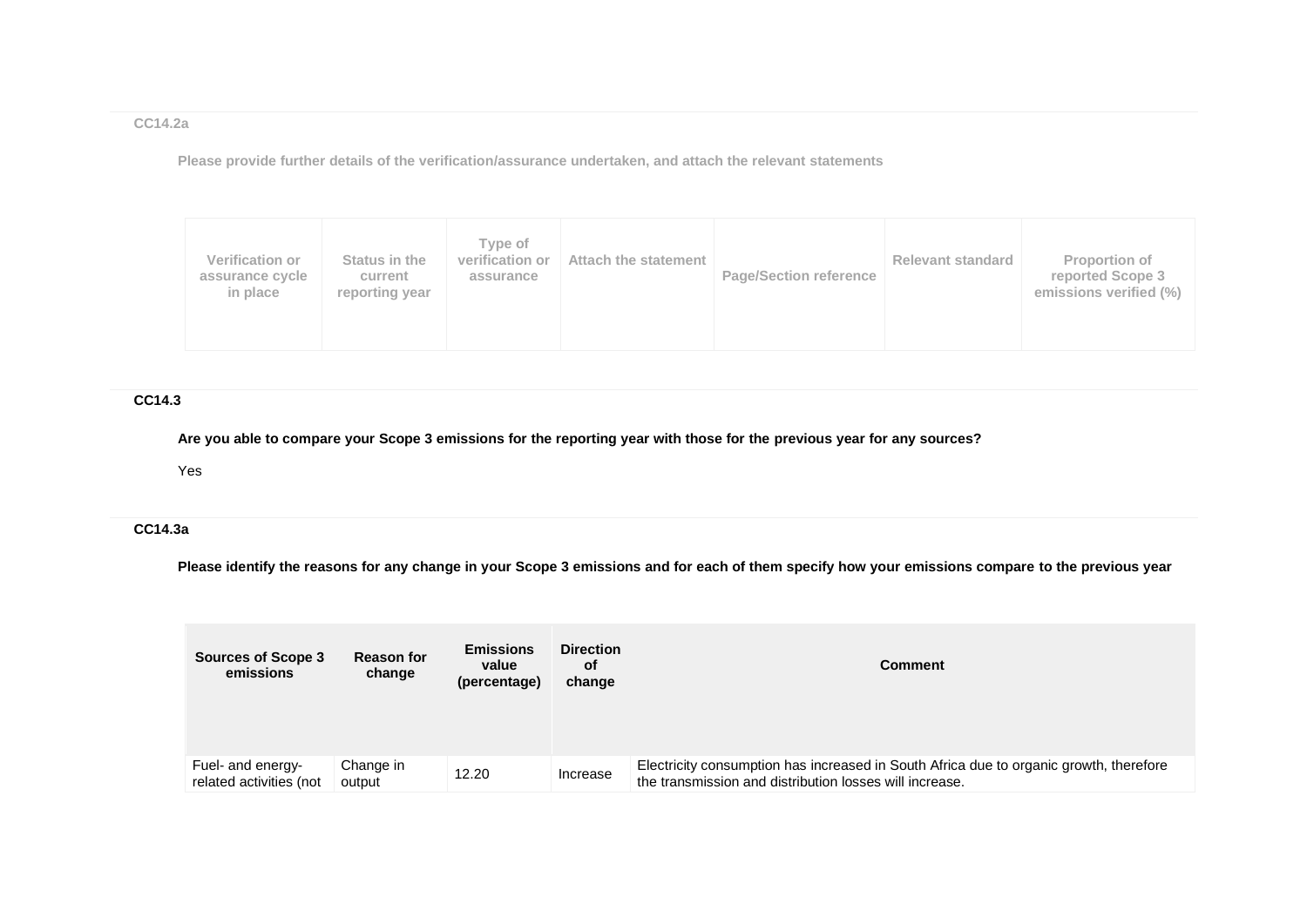### CC14.2a

**Please provide further details of the verification/assurance undertaken, and attach the relevant statements**

| Verification or assurance cycle in place | Status in the current reporting year | Type of verification or assurance | Attach the statement | Page/Section reference | Relevant standard | Proportion of reported Scope 3 emissions verified (%) |
|---|---|---|---|---|---|---|

### CC14.3

**Are you able to compare your Scope 3 emissions for the reporting year with those for the previous year for any sources?**

Yes

### CC14.3a

**Please identify the reasons for any change in your Scope 3 emissions and for each of them specify how your emissions compare to the previous year**

| Sources of Scope 3 emissions | Reason for change | Emissions value (percentage) | Direction of change | Comment |
|---|---|---|---|---|
| Fuel- and energy-related activities (not | Change in output | 12.20 | Increase | Electricity consumption has increased in South Africa due to organic growth, therefore the transmission and distribution losses will increase. |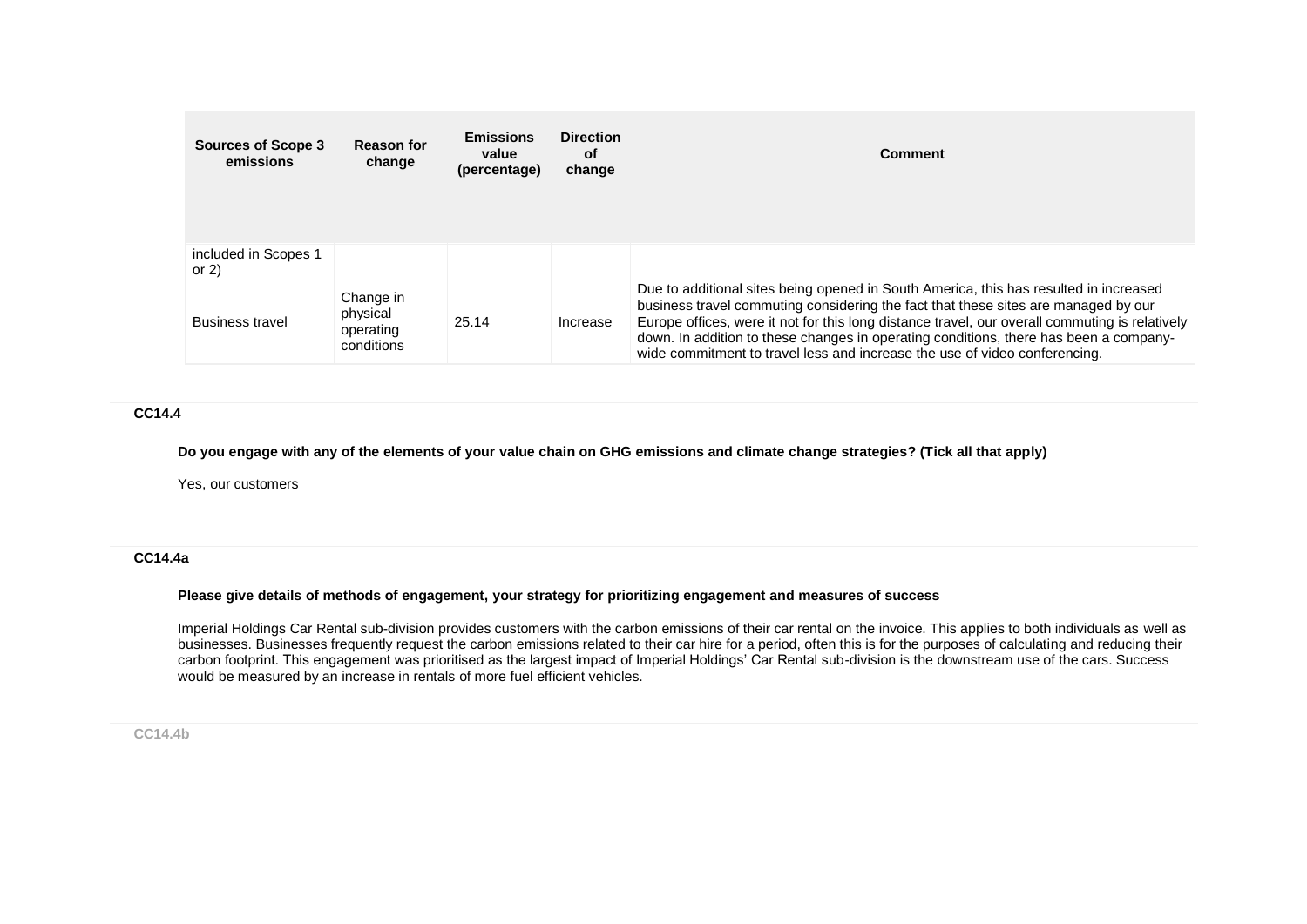| Sources of Scope 3 emissions | Reason for change | Emissions value (percentage) | Direction of change | Comment |
|---|---|---|---|---|
| included in Scopes 1 or 2) | | | | |
| Business travel | Change in physical operating conditions | 25.14 | Increase | Due to additional sites being opened in South America, this has resulted in increased business travel commuting considering the fact that these sites are managed by our Europe offices, were it not for this long distance travel, our overall commuting is relatively down. In addition to these changes in operating conditions, there has been a company-wide commitment to travel less and increase the use of video conferencing. |

**CC14.4**

**Do you engage with any of the elements of your value chain on GHG emissions and climate change strategies? (Tick all that apply)**

Yes, our customers

**CC14.4a**

**Please give details of methods of engagement, your strategy for prioritizing engagement and measures of success**

Imperial Holdings Car Rental sub-division provides customers with the carbon emissions of their car rental on the invoice. This applies to both individuals as well as businesses. Businesses frequently request the carbon emissions related to their car hire for a period, often this is for the purposes of calculating and reducing their carbon footprint. This engagement was prioritised as the largest impact of Imperial Holdings' Car Rental sub-division is the downstream use of the cars. Success would be measured by an increase in rentals of more fuel efficient vehicles.

**CC14.4b**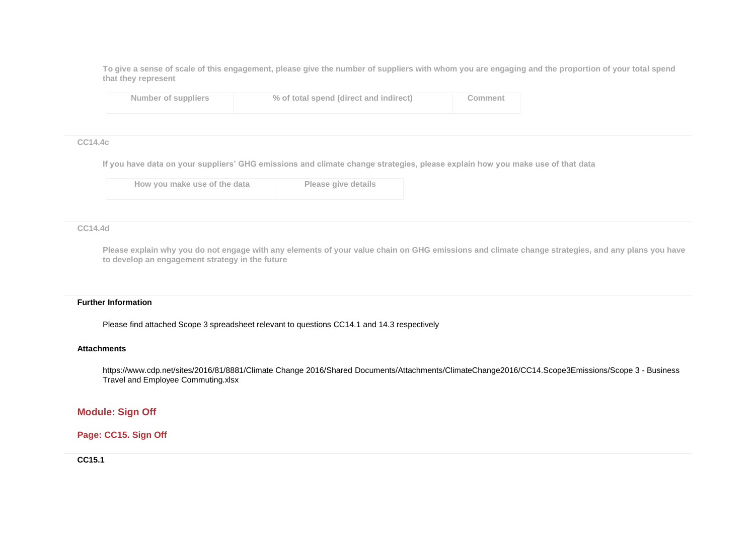To give a sense of scale of this engagement, please give the number of suppliers with whom you are engaging and the proportion of your total spend that they represent

| Number of suppliers | % of total spend (direct and indirect) | Comment |
|---|---|---|

**CC14.4c**

If you have data on your suppliers' GHG emissions and climate change strategies, please explain how you make use of that data

| How you make use of the data | Please give details |
|---|---|

**CC14.4d**

Please explain why you do not engage with any elements of your value chain on GHG emissions and climate change strategies, and any plans you have to develop an engagement strategy in the future

**Further Information**

Please find attached Scope 3 spreadsheet relevant to questions CC14.1 and 14.3 respectively

**Attachments**

https://www.cdp.net/sites/2016/81/8881/Climate Change 2016/Shared Documents/Attachments/ClimateChange2016/CC14.Scope3Emissions/Scope 3 - Business Travel and Employee Commuting.xlsx

## Module: Sign Off

### Page: CC15. Sign Off

**CC15.1**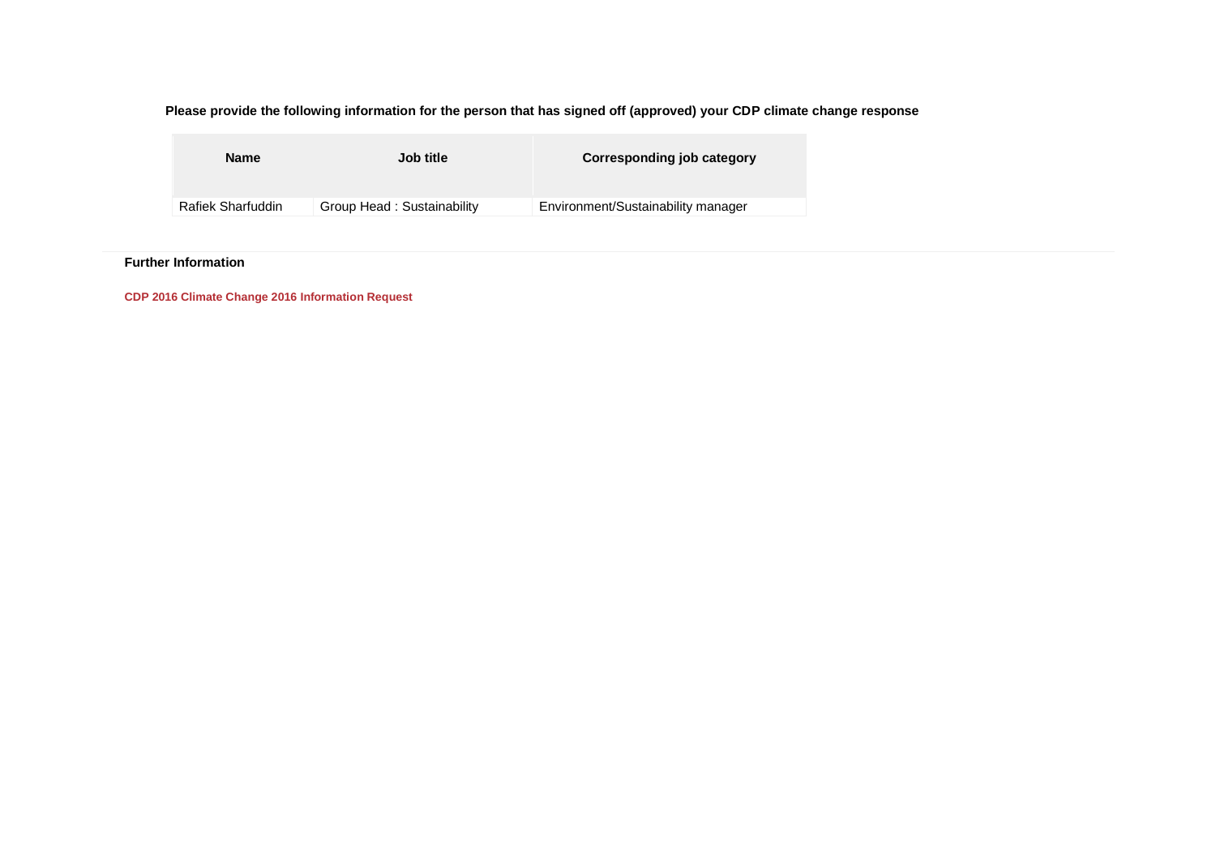**Please provide the following information for the person that has signed off (approved) your CDP climate change response**

| Name | Job title | Corresponding job category |
|---|---|---|
| Rafiek Sharfuddin | Group Head : Sustainability | Environment/Sustainability manager |

**Further Information**

**CDP 2016 Climate Change 2016 Information Request**